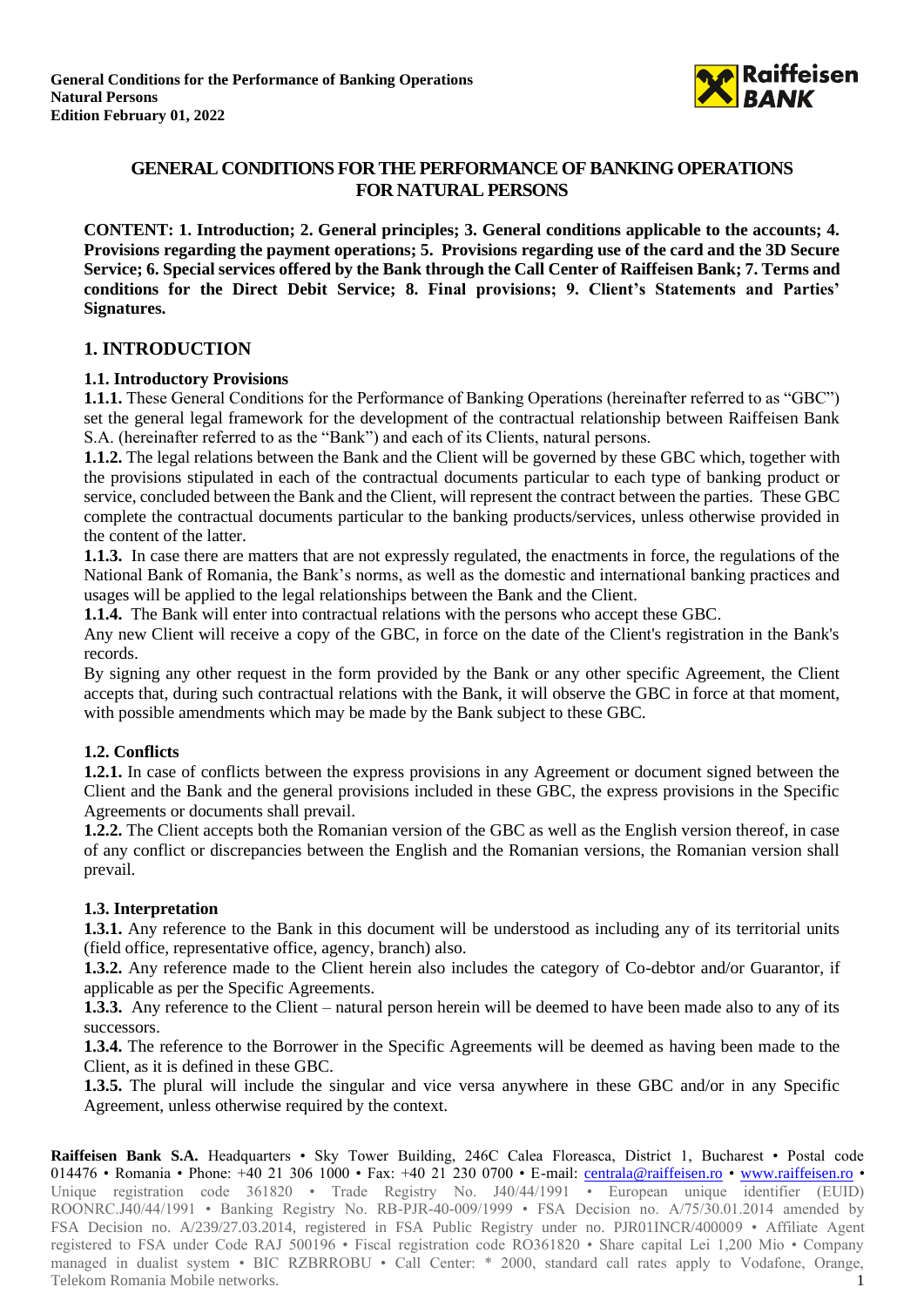**General Conditions for the Performance of Banking Operations**
**Natural Persons**
**Edition February 01, 2022**

# GENERAL CONDITIONS FOR THE PERFORMANCE OF BANKING OPERATIONS FOR NATURAL PERSONS

**CONTENT: 1. Introduction; 2. General principles; 3. General conditions applicable to the accounts; 4. Provisions regarding the payment operations; 5. Provisions regarding use of the card and the 3D Secure Service; 6. Special services offered by the Bank through the Call Center of Raiffeisen Bank; 7. Terms and conditions for the Direct Debit Service; 8. Final provisions; 9. Client's Statements and Parties' Signatures.**

## 1. INTRODUCTION

### 1.1. Introductory Provisions

**1.1.1.** These General Conditions for the Performance of Banking Operations (hereinafter referred to as "GBC") set the general legal framework for the development of the contractual relationship between Raiffeisen Bank S.A. (hereinafter referred to as the "Bank") and each of its Clients, natural persons.

**1.1.2.** The legal relations between the Bank and the Client will be governed by these GBC which, together with the provisions stipulated in each of the contractual documents particular to each type of banking product or service, concluded between the Bank and the Client, will represent the contract between the parties. These GBC complete the contractual documents particular to the banking products/services, unless otherwise provided in the content of the latter.

**1.1.3.** In case there are matters that are not expressly regulated, the enactments in force, the regulations of the National Bank of Romania, the Bank's norms, as well as the domestic and international banking practices and usages will be applied to the legal relationships between the Bank and the Client.

**1.1.4.** The Bank will enter into contractual relations with the persons who accept these GBC.

Any new Client will receive a copy of the GBC, in force on the date of the Client's registration in the Bank's records.

By signing any other request in the form provided by the Bank or any other specific Agreement, the Client accepts that, during such contractual relations with the Bank, it will observe the GBC in force at that moment, with possible amendments which may be made by the Bank subject to these GBC.

### 1.2. Conflicts

**1.2.1.** In case of conflicts between the express provisions in any Agreement or document signed between the Client and the Bank and the general provisions included in these GBC, the express provisions in the Specific Agreements or documents shall prevail.

**1.2.2.** The Client accepts both the Romanian version of the GBC as well as the English version thereof, in case of any conflict or discrepancies between the English and the Romanian versions, the Romanian version shall prevail.

### 1.3. Interpretation

**1.3.1.** Any reference to the Bank in this document will be understood as including any of its territorial units (field office, representative office, agency, branch) also.

**1.3.2.** Any reference made to the Client herein also includes the category of Co-debtor and/or Guarantor, if applicable as per the Specific Agreements.

**1.3.3.** Any reference to the Client – natural person herein will be deemed to have been made also to any of its successors.

**1.3.4.** The reference to the Borrower in the Specific Agreements will be deemed as having been made to the Client, as it is defined in these GBC.

**1.3.5.** The plural will include the singular and vice versa anywhere in these GBC and/or in any Specific Agreement, unless otherwise required by the context.

**Raiffeisen Bank S.A.** Headquarters • Sky Tower Building, 246C Calea Floreasca, District 1, Bucharest • Postal code 014476 • Romania • Phone: +40 21 306 1000 • Fax: +40 21 230 0700 • E-mail: centrala@raiffeisen.ro • www.raiffeisen.ro • Unique registration code 361820 • Trade Registry No. J40/44/1991 • European unique identifier (EUID) ROONRC.J40/44/1991 • Banking Registry No. RB-PJR-40-009/1999 • FSA Decision no. A/75/30.01.2014 amended by FSA Decision no. A/239/27.03.2014, registered in FSA Public Registry under no. PJR01INCR/400009 • Affiliate Agent registered to FSA under Code RAJ 500196 • Fiscal registration code RO361820 • Share capital Lei 1,200 Mio • Company managed in dualist system • BIC RZBRROBU • Call Center: * 2000, standard call rates apply to Vodafone, Orange, Telekom Romania Mobile networks.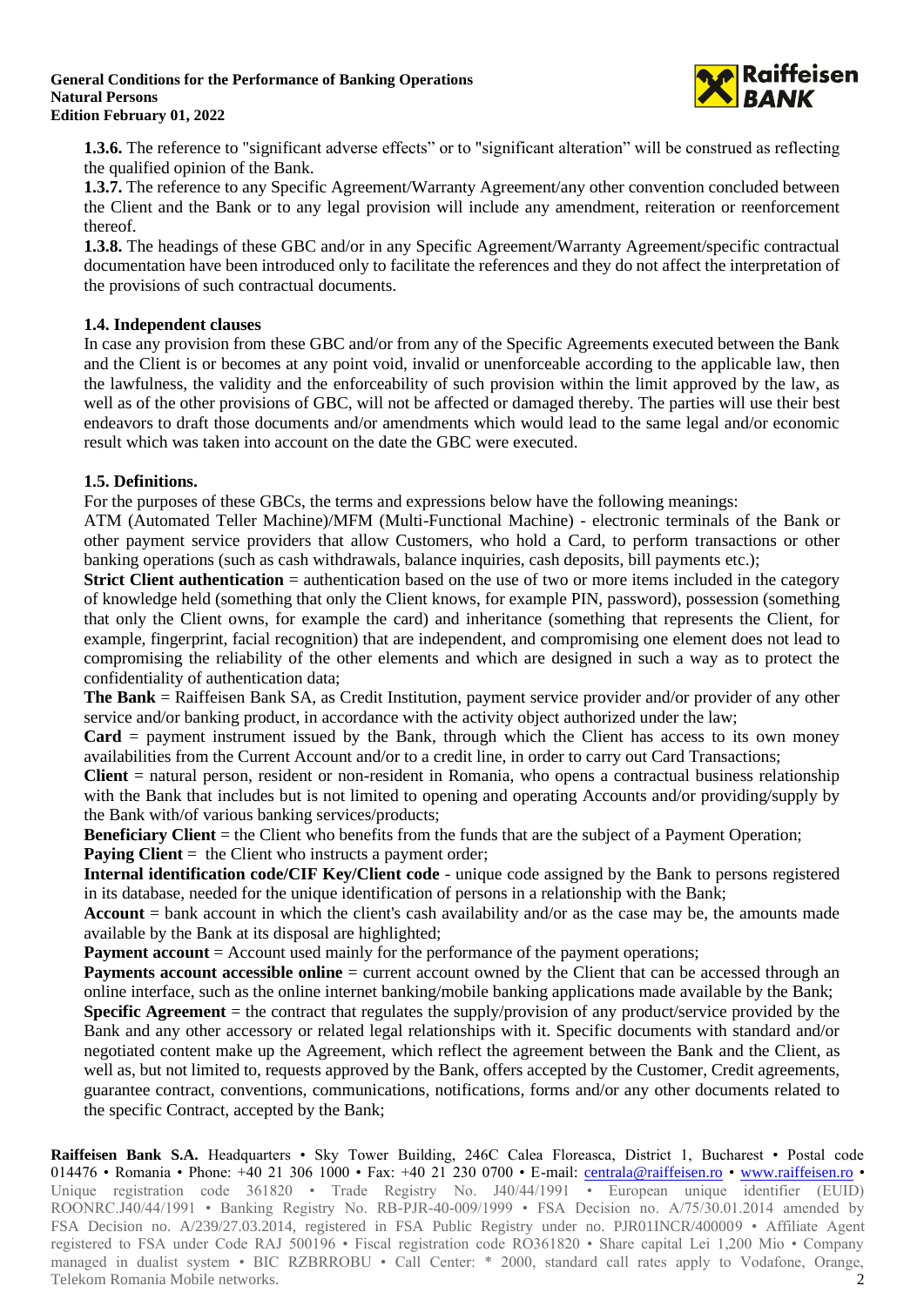**1.3.6.** The reference to "significant adverse effects" or to "significant alteration" will be construed as reflecting the qualified opinion of the Bank.

**1.3.7.** The reference to any Specific Agreement/Warranty Agreement/any other convention concluded between the Client and the Bank or to any legal provision will include any amendment, reiteration or reenforcement thereof.

**1.3.8.** The headings of these GBC and/or in any Specific Agreement/Warranty Agreement/specific contractual documentation have been introduced only to facilitate the references and they do not affect the interpretation of the provisions of such contractual documents.

### 1.4. Independent clauses

In case any provision from these GBC and/or from any of the Specific Agreements executed between the Bank and the Client is or becomes at any point void, invalid or unenforceable according to the applicable law, then the lawfulness, the validity and the enforceability of such provision within the limit approved by the law, as well as of the other provisions of GBC, will not be affected or damaged thereby. The parties will use their best endeavors to draft those documents and/or amendments which would lead to the same legal and/or economic result which was taken into account on the date the GBC were executed.

### 1.5. Definitions.

For the purposes of these GBCs, the terms and expressions below have the following meanings:

ATM (Automated Teller Machine)/MFM (Multi-Functional Machine) - electronic terminals of the Bank or other payment service providers that allow Customers, who hold a Card, to perform transactions or other banking operations (such as cash withdrawals, balance inquiries, cash deposits, bill payments etc.);

**Strict Client authentication** = authentication based on the use of two or more items included in the category of knowledge held (something that only the Client knows, for example PIN, password), possession (something that only the Client owns, for example the card) and inheritance (something that represents the Client, for example, fingerprint, facial recognition) that are independent, and compromising one element does not lead to compromising the reliability of the other elements and which are designed in such a way as to protect the confidentiality of authentication data;

**The Bank** = Raiffeisen Bank SA, as Credit Institution, payment service provider and/or provider of any other service and/or banking product, in accordance with the activity object authorized under the law;

**Card** = payment instrument issued by the Bank, through which the Client has access to its own money availabilities from the Current Account and/or to a credit line, in order to carry out Card Transactions;

**Client** = natural person, resident or non-resident in Romania, who opens a contractual business relationship with the Bank that includes but is not limited to opening and operating Accounts and/or providing/supply by the Bank with/of various banking services/products;

**Beneficiary Client** = the Client who benefits from the funds that are the subject of a Payment Operation;

**Paying Client** = the Client who instructs a payment order;

**Internal identification code/CIF Key/Client code** - unique code assigned by the Bank to persons registered in its database, needed for the unique identification of persons in a relationship with the Bank;

**Account** = bank account in which the client's cash availability and/or as the case may be, the amounts made available by the Bank at its disposal are highlighted;

**Payment account** = Account used mainly for the performance of the payment operations;

**Payments account accessible online** = current account owned by the Client that can be accessed through an online interface, such as the online internet banking/mobile banking applications made available by the Bank;

**Specific Agreement** = the contract that regulates the supply/provision of any product/service provided by the Bank and any other accessory or related legal relationships with it. Specific documents with standard and/or negotiated content make up the Agreement, which reflect the agreement between the Bank and the Client, as well as, but not limited to, requests approved by the Bank, offers accepted by the Customer, Credit agreements, guarantee contract, conventions, communications, notifications, forms and/or any other documents related to the specific Contract, accepted by the Bank;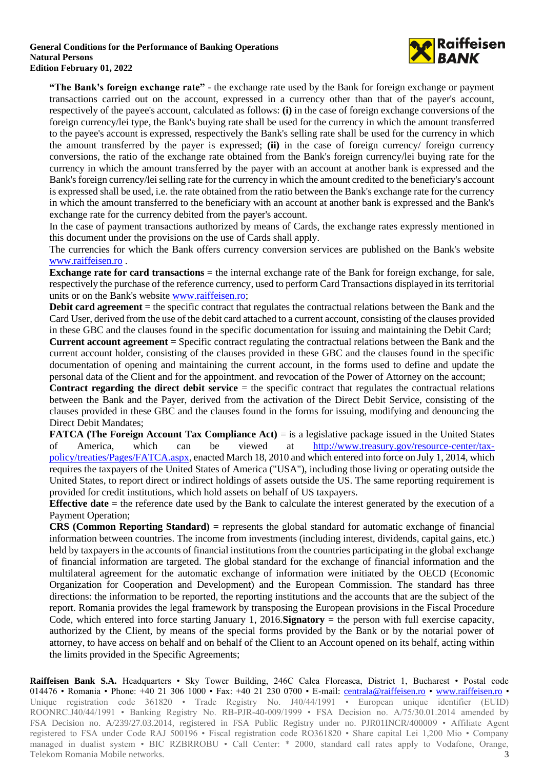**"The Bank's foreign exchange rate"** - the exchange rate used by the Bank for foreign exchange or payment transactions carried out on the account, expressed in a currency other than that of the payer's account, respectively of the payee's account, calculated as follows: **(i)** in the case of foreign exchange conversions of the foreign currency/lei type, the Bank's buying rate shall be used for the currency in which the amount transferred to the payee's account is expressed, respectively the Bank's selling rate shall be used for the currency in which the amount transferred by the payer is expressed; **(ii)** in the case of foreign currency/ foreign currency conversions, the ratio of the exchange rate obtained from the Bank's foreign currency/lei buying rate for the currency in which the amount transferred by the payer with an account at another bank is expressed and the Bank's foreign currency/lei selling rate for the currency in which the amount credited to the beneficiary's account is expressed shall be used, i.e. the rate obtained from the ratio between the Bank's exchange rate for the currency in which the amount transferred to the beneficiary with an account at another bank is expressed and the Bank's exchange rate for the currency debited from the payer's account.

In the case of payment transactions authorized by means of Cards, the exchange rates expressly mentioned in this document under the provisions on the use of Cards shall apply.

The currencies for which the Bank offers currency conversion services are published on the Bank's website www.raiffeisen.ro .

**Exchange rate for card transactions** = the internal exchange rate of the Bank for foreign exchange, for sale, respectively the purchase of the reference currency, used to perform Card Transactions displayed in its territorial units or on the Bank's website www.raiffeisen.ro;

**Debit card agreement** = the specific contract that regulates the contractual relations between the Bank and the Card User, derived from the use of the debit card attached to a current account, consisting of the clauses provided in these GBC and the clauses found in the specific documentation for issuing and maintaining the Debit Card;

**Current account agreement** = Specific contract regulating the contractual relations between the Bank and the current account holder, consisting of the clauses provided in these GBC and the clauses found in the specific documentation of opening and maintaining the current account, in the forms used to define and update the personal data of the Client and for the appointment. and revocation of the Power of Attorney on the account;

**Contract regarding the direct debit service** = the specific contract that regulates the contractual relations between the Bank and the Payer, derived from the activation of the Direct Debit Service, consisting of the clauses provided in these GBC and the clauses found in the forms for issuing, modifying and denouncing the Direct Debit Mandates;

**FATCA (The Foreign Account Tax Compliance Act)** = is a legislative package issued in the United States of America, which can be viewed at http://www.treasury.gov/resource-center/tax-policy/treaties/Pages/FATCA.aspx, enacted March 18, 2010 and which entered into force on July 1, 2014, which requires the taxpayers of the United States of America ("USA"), including those living or operating outside the United States, to report direct or indirect holdings of assets outside the US. The same reporting requirement is provided for credit institutions, which hold assets on behalf of US taxpayers.

**Effective date** = the reference date used by the Bank to calculate the interest generated by the execution of a Payment Operation;

**CRS (Common Reporting Standard)** = represents the global standard for automatic exchange of financial information between countries. The income from investments (including interest, dividends, capital gains, etc.) held by taxpayers in the accounts of financial institutions from the countries participating in the global exchange of financial information are targeted. The global standard for the exchange of financial information and the multilateral agreement for the automatic exchange of information were initiated by the OECD (Economic Organization for Cooperation and Development) and the European Commission. The standard has three directions: the information to be reported, the reporting institutions and the accounts that are the subject of the report. Romania provides the legal framework by transposing the European provisions in the Fiscal Procedure Code, which entered into force starting January 1, 2016.**Signatory** = the person with full exercise capacity, authorized by the Client, by means of the special forms provided by the Bank or by the notarial power of attorney, to have access on behalf and on behalf of the Client to an Account opened on its behalf, acting within the limits provided in the Specific Agreements;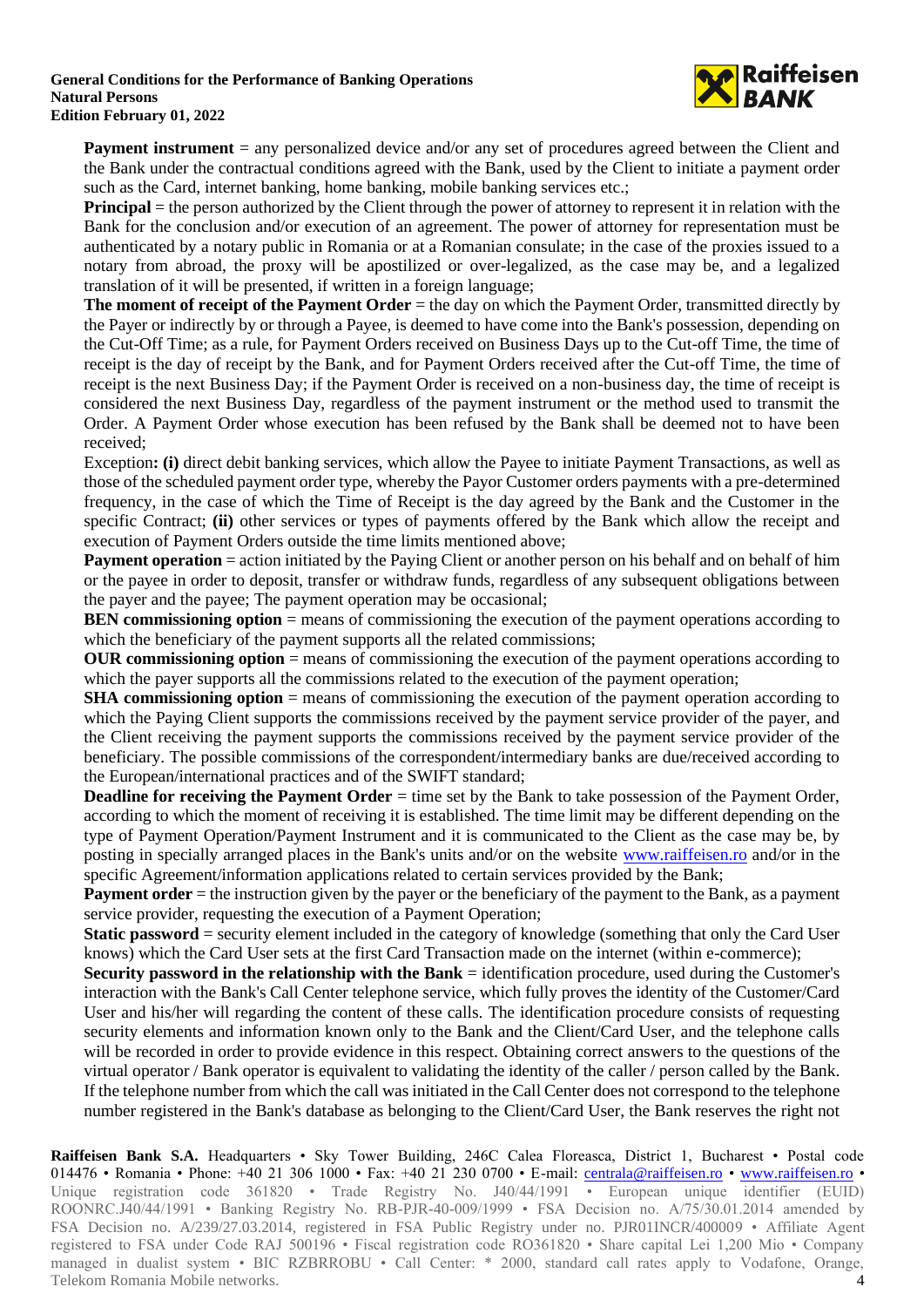**Payment instrument** = any personalized device and/or any set of procedures agreed between the Client and the Bank under the contractual conditions agreed with the Bank, used by the Client to initiate a payment order such as the Card, internet banking, home banking, mobile banking services etc.;

**Principal** = the person authorized by the Client through the power of attorney to represent it in relation with the Bank for the conclusion and/or execution of an agreement. The power of attorney for representation must be authenticated by a notary public in Romania or at a Romanian consulate; in the case of the proxies issued to a notary from abroad, the proxy will be apostilized or over-legalized, as the case may be, and a legalized translation of it will be presented, if written in a foreign language;

**The moment of receipt of the Payment Order** = the day on which the Payment Order, transmitted directly by the Payer or indirectly by or through a Payee, is deemed to have come into the Bank's possession, depending on the Cut-Off Time; as a rule, for Payment Orders received on Business Days up to the Cut-off Time, the time of receipt is the day of receipt by the Bank, and for Payment Orders received after the Cut-off Time, the time of receipt is the next Business Day; if the Payment Order is received on a non-business day, the time of receipt is considered the next Business Day, regardless of the payment instrument or the method used to transmit the Order. A Payment Order whose execution has been refused by the Bank shall be deemed not to have been received;

Exception**: (i)** direct debit banking services, which allow the Payee to initiate Payment Transactions, as well as those of the scheduled payment order type, whereby the Payor Customer orders payments with a pre-determined frequency, in the case of which the Time of Receipt is the day agreed by the Bank and the Customer in the specific Contract; **(ii)** other services or types of payments offered by the Bank which allow the receipt and execution of Payment Orders outside the time limits mentioned above;

**Payment operation** = action initiated by the Paying Client or another person on his behalf and on behalf of him or the payee in order to deposit, transfer or withdraw funds, regardless of any subsequent obligations between the payer and the payee; The payment operation may be occasional;

**BEN commissioning option** = means of commissioning the execution of the payment operations according to which the beneficiary of the payment supports all the related commissions;

**OUR commissioning option** = means of commissioning the execution of the payment operations according to which the payer supports all the commissions related to the execution of the payment operation;

**SHA commissioning option** = means of commissioning the execution of the payment operation according to which the Paying Client supports the commissions received by the payment service provider of the payer, and the Client receiving the payment supports the commissions received by the payment service provider of the beneficiary. The possible commissions of the correspondent/intermediary banks are due/received according to the European/international practices and of the SWIFT standard;

**Deadline for receiving the Payment Order** = time set by the Bank to take possession of the Payment Order, according to which the moment of receiving it is established. The time limit may be different depending on the type of Payment Operation/Payment Instrument and it is communicated to the Client as the case may be, by posting in specially arranged places in the Bank's units and/or on the website www.raiffeisen.ro and/or in the specific Agreement/information applications related to certain services provided by the Bank;

**Payment order** = the instruction given by the payer or the beneficiary of the payment to the Bank, as a payment service provider, requesting the execution of a Payment Operation;

**Static password** = security element included in the category of knowledge (something that only the Card User knows) which the Card User sets at the first Card Transaction made on the internet (within e-commerce);

**Security password in the relationship with the Bank** = identification procedure, used during the Customer's interaction with the Bank's Call Center telephone service, which fully proves the identity of the Customer/Card User and his/her will regarding the content of these calls. The identification procedure consists of requesting security elements and information known only to the Bank and the Client/Card User, and the telephone calls will be recorded in order to provide evidence in this respect. Obtaining correct answers to the questions of the virtual operator / Bank operator is equivalent to validating the identity of the caller / person called by the Bank. If the telephone number from which the call was initiated in the Call Center does not correspond to the telephone number registered in the Bank's database as belonging to the Client/Card User, the Bank reserves the right not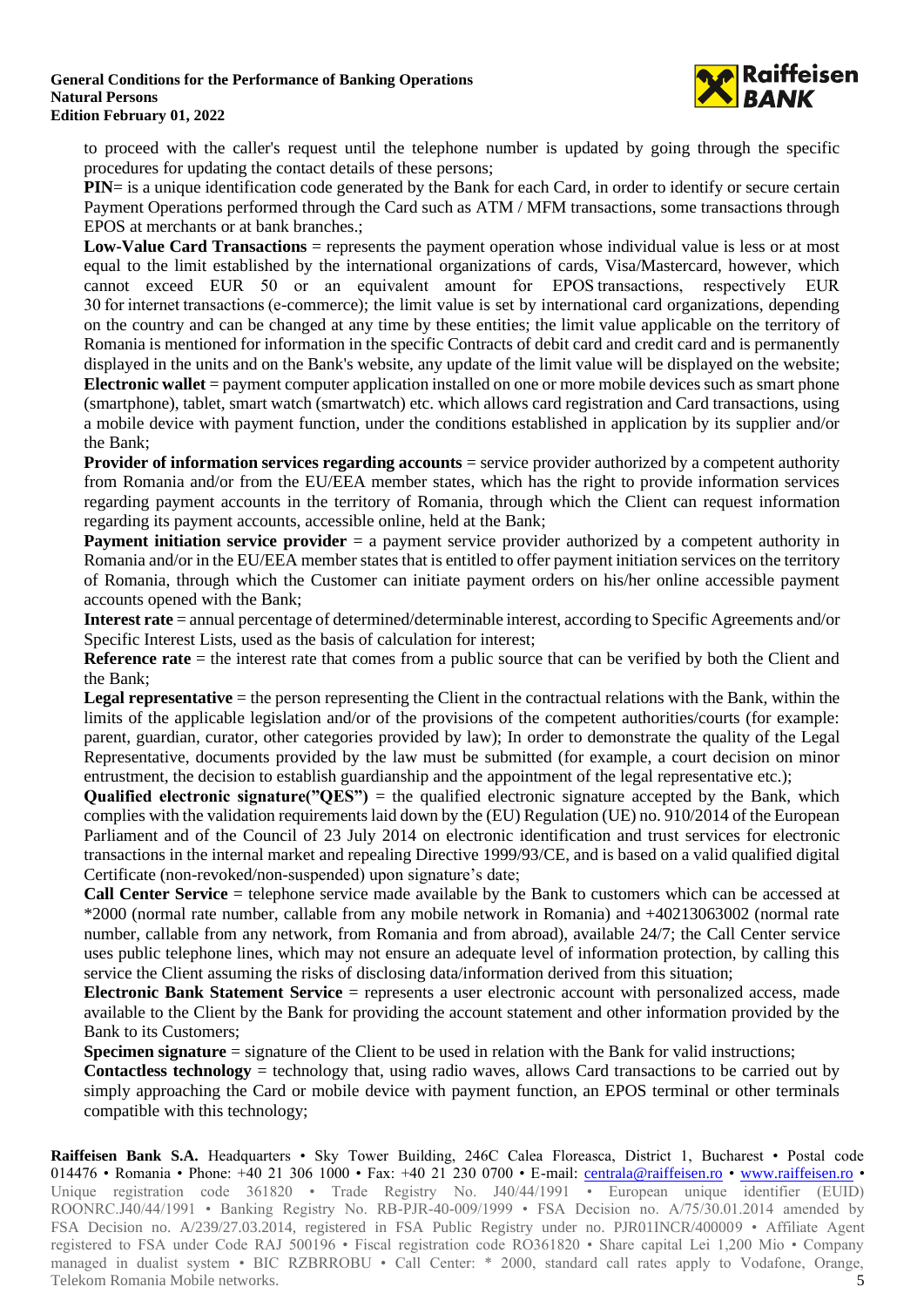to proceed with the caller's request until the telephone number is updated by going through the specific procedures for updating the contact details of these persons;

**PIN**= is a unique identification code generated by the Bank for each Card, in order to identify or secure certain Payment Operations performed through the Card such as ATM / MFM transactions, some transactions through EPOS at merchants or at bank branches.;

**Low-Value Card Transactions** = represents the payment operation whose individual value is less or at most equal to the limit established by the international organizations of cards, Visa/Mastercard, however, which cannot exceed EUR 50 or an equivalent amount for EPOS transactions, respectively EUR 30 for internet transactions (e-commerce); the limit value is set by international card organizations, depending on the country and can be changed at any time by these entities; the limit value applicable on the territory of Romania is mentioned for information in the specific Contracts of debit card and credit card and is permanently displayed in the units and on the Bank's website, any update of the limit value will be displayed on the website;

**Electronic wallet** = payment computer application installed on one or more mobile devices such as smart phone (smartphone), tablet, smart watch (smartwatch) etc. which allows card registration and Card transactions, using a mobile device with payment function, under the conditions established in application by its supplier and/or the Bank;

**Provider of information services regarding accounts** = service provider authorized by a competent authority from Romania and/or from the EU/EEA member states, which has the right to provide information services regarding payment accounts in the territory of Romania, through which the Client can request information regarding its payment accounts, accessible online, held at the Bank;

**Payment initiation service provider** = a payment service provider authorized by a competent authority in Romania and/or in the EU/EEA member states that is entitled to offer payment initiation services on the territory of Romania, through which the Customer can initiate payment orders on his/her online accessible payment accounts opened with the Bank;

**Interest rate** = annual percentage of determined/determinable interest, according to Specific Agreements and/or Specific Interest Lists, used as the basis of calculation for interest;

**Reference rate** = the interest rate that comes from a public source that can be verified by both the Client and the Bank;

**Legal representative** = the person representing the Client in the contractual relations with the Bank, within the limits of the applicable legislation and/or of the provisions of the competent authorities/courts (for example: parent, guardian, curator, other categories provided by law); In order to demonstrate the quality of the Legal Representative, documents provided by the law must be submitted (for example, a court decision on minor entrustment, the decision to establish guardianship and the appointment of the legal representative etc.);

**Qualified electronic signature("QES")** = the qualified electronic signature accepted by the Bank, which complies with the validation requirements laid down by the (EU) Regulation (UE) no. 910/2014 of the European Parliament and of the Council of 23 July 2014 on electronic identification and trust services for electronic transactions in the internal market and repealing Directive 1999/93/CE, and is based on a valid qualified digital Certificate (non-revoked/non-suspended) upon signature's date;

**Call Center Service** = telephone service made available by the Bank to customers which can be accessed at *2000 (normal rate number, callable from any mobile network in Romania) and +40213063002 (normal rate number, callable from any network, from Romania and from abroad), available 24/7; the Call Center service uses public telephone lines, which may not ensure an adequate level of information protection, by calling this service the Client assuming the risks of disclosing data/information derived from this situation;

**Electronic Bank Statement Service** = represents a user electronic account with personalized access, made available to the Client by the Bank for providing the account statement and other information provided by the Bank to its Customers;

**Specimen signature** = signature of the Client to be used in relation with the Bank for valid instructions;

**Contactless technology** = technology that, using radio waves, allows Card transactions to be carried out by simply approaching the Card or mobile device with payment function, an EPOS terminal or other terminals compatible with this technology;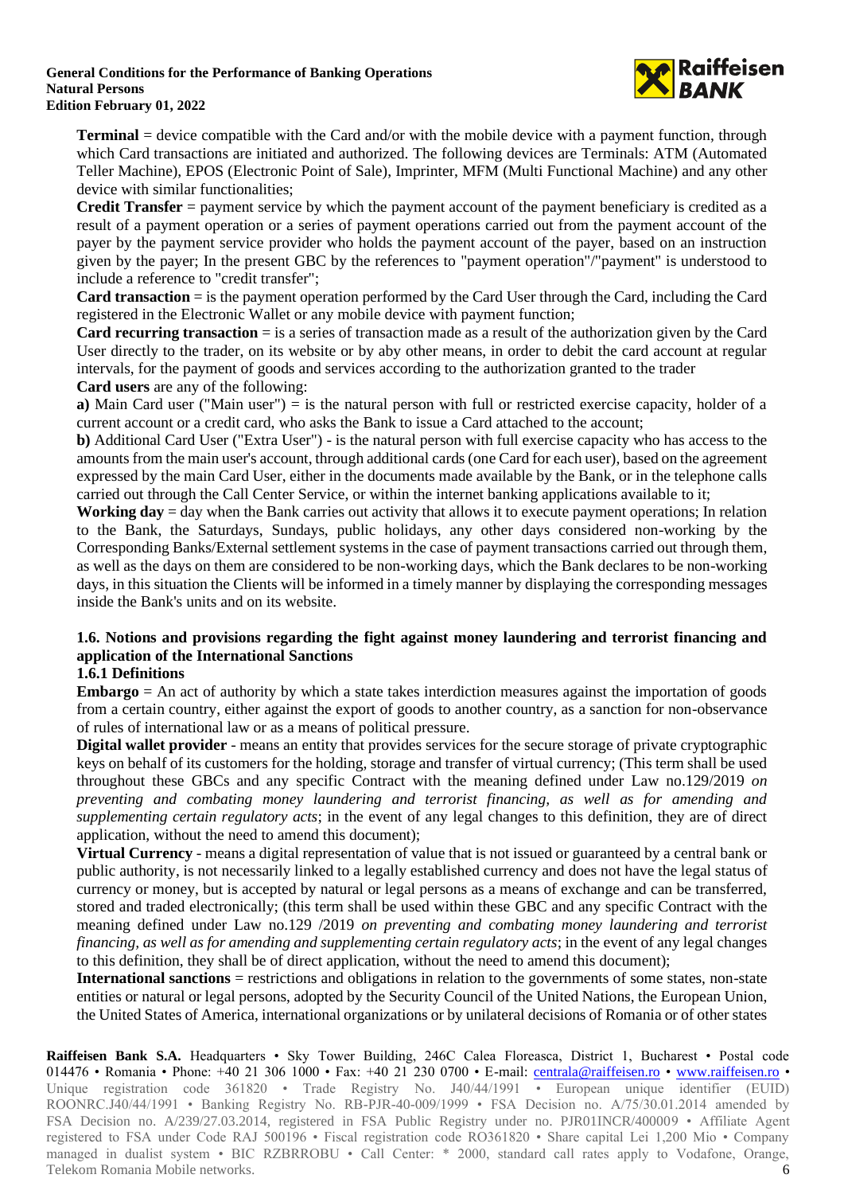**Terminal** = device compatible with the Card and/or with the mobile device with a payment function, through which Card transactions are initiated and authorized. The following devices are Terminals: ATM (Automated Teller Machine), EPOS (Electronic Point of Sale), Imprinter, MFM (Multi Functional Machine) and any other device with similar functionalities;

**Credit Transfer** = payment service by which the payment account of the payment beneficiary is credited as a result of a payment operation or a series of payment operations carried out from the payment account of the payer by the payment service provider who holds the payment account of the payer, based on an instruction given by the payer; In the present GBC by the references to "payment operation"/"payment" is understood to include a reference to "credit transfer";

**Card transaction** = is the payment operation performed by the Card User through the Card, including the Card registered in the Electronic Wallet or any mobile device with payment function;

**Card recurring transaction** = is a series of transaction made as a result of the authorization given by the Card User directly to the trader, on its website or by aby other means, in order to debit the card account at regular intervals, for the payment of goods and services according to the authorization granted to the trader

**Card users** are any of the following:

**a)** Main Card user ("Main user") = is the natural person with full or restricted exercise capacity, holder of a current account or a credit card, who asks the Bank to issue a Card attached to the account;

**b)** Additional Card User ("Extra User") - is the natural person with full exercise capacity who has access to the amounts from the main user's account, through additional cards (one Card for each user), based on the agreement expressed by the main Card User, either in the documents made available by the Bank, or in the telephone calls carried out through the Call Center Service, or within the internet banking applications available to it;

**Working day** = day when the Bank carries out activity that allows it to execute payment operations; In relation to the Bank, the Saturdays, Sundays, public holidays, any other days considered non-working by the Corresponding Banks/External settlement systems in the case of payment transactions carried out through them, as well as the days on them are considered to be non-working days, which the Bank declares to be non-working days, in this situation the Clients will be informed in a timely manner by displaying the corresponding messages inside the Bank's units and on its website.

### 1.6. Notions and provisions regarding the fight against money laundering and terrorist financing and application of the International Sanctions

#### 1.6.1 Definitions

**Embargo** = An act of authority by which a state takes interdiction measures against the importation of goods from a certain country, either against the export of goods to another country, as a sanction for non-observance of rules of international law or as a means of political pressure.

**Digital wallet provider** - means an entity that provides services for the secure storage of private cryptographic keys on behalf of its customers for the holding, storage and transfer of virtual currency; (This term shall be used throughout these GBCs and any specific Contract with the meaning defined under Law no.129/2019 *on preventing and combating money laundering and terrorist financing, as well as for amending and supplementing certain regulatory acts*; in the event of any legal changes to this definition, they are of direct application, without the need to amend this document);

**Virtual Currency** - means a digital representation of value that is not issued or guaranteed by a central bank or public authority, is not necessarily linked to a legally established currency and does not have the legal status of currency or money, but is accepted by natural or legal persons as a means of exchange and can be transferred, stored and traded electronically; (this term shall be used within these GBC and any specific Contract with the meaning defined under Law no.129 /2019 *on preventing and combating money laundering and terrorist financing, as well as for amending and supplementing certain regulatory acts*; in the event of any legal changes to this definition, they shall be of direct application, without the need to amend this document);

**International sanctions** = restrictions and obligations in relation to the governments of some states, non-state entities or natural or legal persons, adopted by the Security Council of the United Nations, the European Union, the United States of America, international organizations or by unilateral decisions of Romania or of other states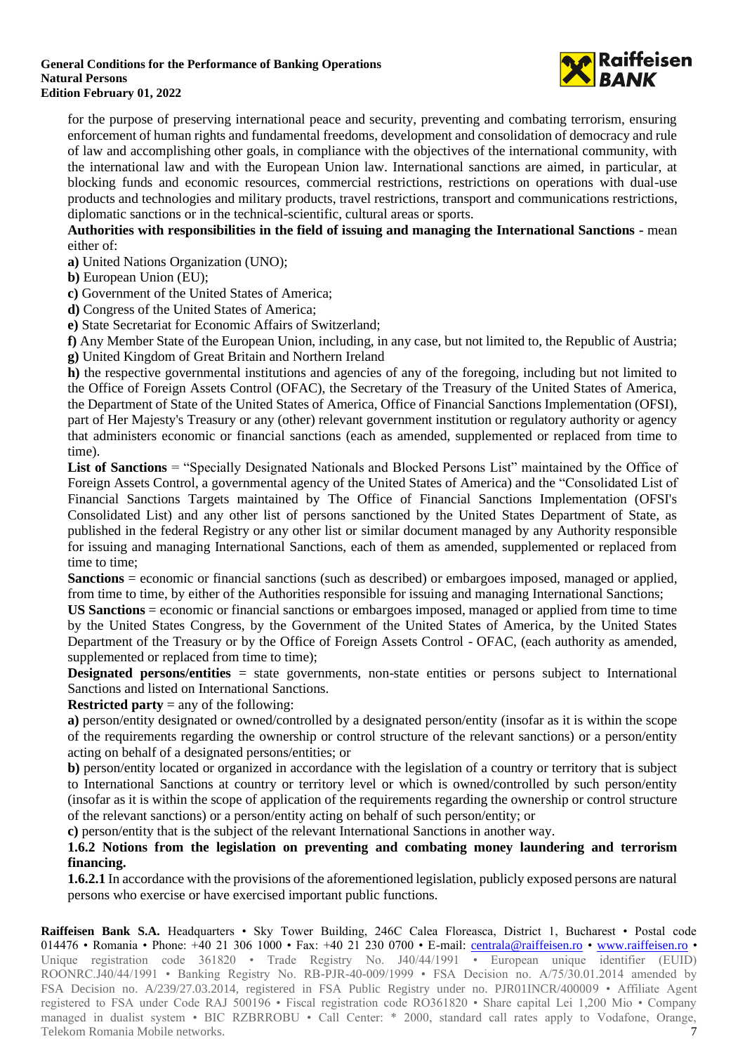for the purpose of preserving international peace and security, preventing and combating terrorism, ensuring enforcement of human rights and fundamental freedoms, development and consolidation of democracy and rule of law and accomplishing other goals, in compliance with the objectives of the international community, with the international law and with the European Union law. International sanctions are aimed, in particular, at blocking funds and economic resources, commercial restrictions, restrictions on operations with dual-use products and technologies and military products, travel restrictions, transport and communications restrictions, diplomatic sanctions or in the technical-scientific, cultural areas or sports.

**Authorities with responsibilities in the field of issuing and managing the International Sanctions -** mean either of:

**a)** United Nations Organization (UNO);
**b)** European Union (EU);
**c)** Government of the United States of America;
**d)** Congress of the United States of America;
**e)** State Secretariat for Economic Affairs of Switzerland;
**f)** Any Member State of the European Union, including, in any case, but not limited to, the Republic of Austria;
**g)** United Kingdom of Great Britain and Northern Ireland
**h)** the respective governmental institutions and agencies of any of the foregoing, including but not limited to the Office of Foreign Assets Control (OFAC), the Secretary of the Treasury of the United States of America, the Department of State of the United States of America, Office of Financial Sanctions Implementation (OFSI), part of Her Majesty's Treasury or any (other) relevant government institution or regulatory authority or agency that administers economic or financial sanctions (each as amended, supplemented or replaced from time to time).

**List of Sanctions** = "Specially Designated Nationals and Blocked Persons List" maintained by the Office of Foreign Assets Control, a governmental agency of the United States of America) and the "Consolidated List of Financial Sanctions Targets maintained by The Office of Financial Sanctions Implementation (OFSI's Consolidated List) and any other list of persons sanctioned by the United States Department of State, as published in the federal Registry or any other list or similar document managed by any Authority responsible for issuing and managing International Sanctions, each of them as amended, supplemented or replaced from time to time;

**Sanctions** = economic or financial sanctions (such as described) or embargoes imposed, managed or applied, from time to time, by either of the Authorities responsible for issuing and managing International Sanctions;

**US Sanctions** = economic or financial sanctions or embargoes imposed, managed or applied from time to time by the United States Congress, by the Government of the United States of America, by the United States Department of the Treasury or by the Office of Foreign Assets Control - OFAC, (each authority as amended, supplemented or replaced from time to time);

**Designated persons/entities** = state governments, non-state entities or persons subject to International Sanctions and listed on International Sanctions.

**Restricted party** = any of the following:

**a)** person/entity designated or owned/controlled by a designated person/entity (insofar as it is within the scope of the requirements regarding the ownership or control structure of the relevant sanctions) or a person/entity acting on behalf of a designated persons/entities; or

**b)** person/entity located or organized in accordance with the legislation of a country or territory that is subject to International Sanctions at country or territory level or which is owned/controlled by such person/entity (insofar as it is within the scope of application of the requirements regarding the ownership or control structure of the relevant sanctions) or a person/entity acting on behalf of such person/entity; or

**c)** person/entity that is the subject of the relevant International Sanctions in another way.

### 1.6.2 Notions from the legislation on preventing and combating money laundering and terrorism financing.

**1.6.2.1** In accordance with the provisions of the aforementioned legislation, publicly exposed persons are natural persons who exercise or have exercised important public functions.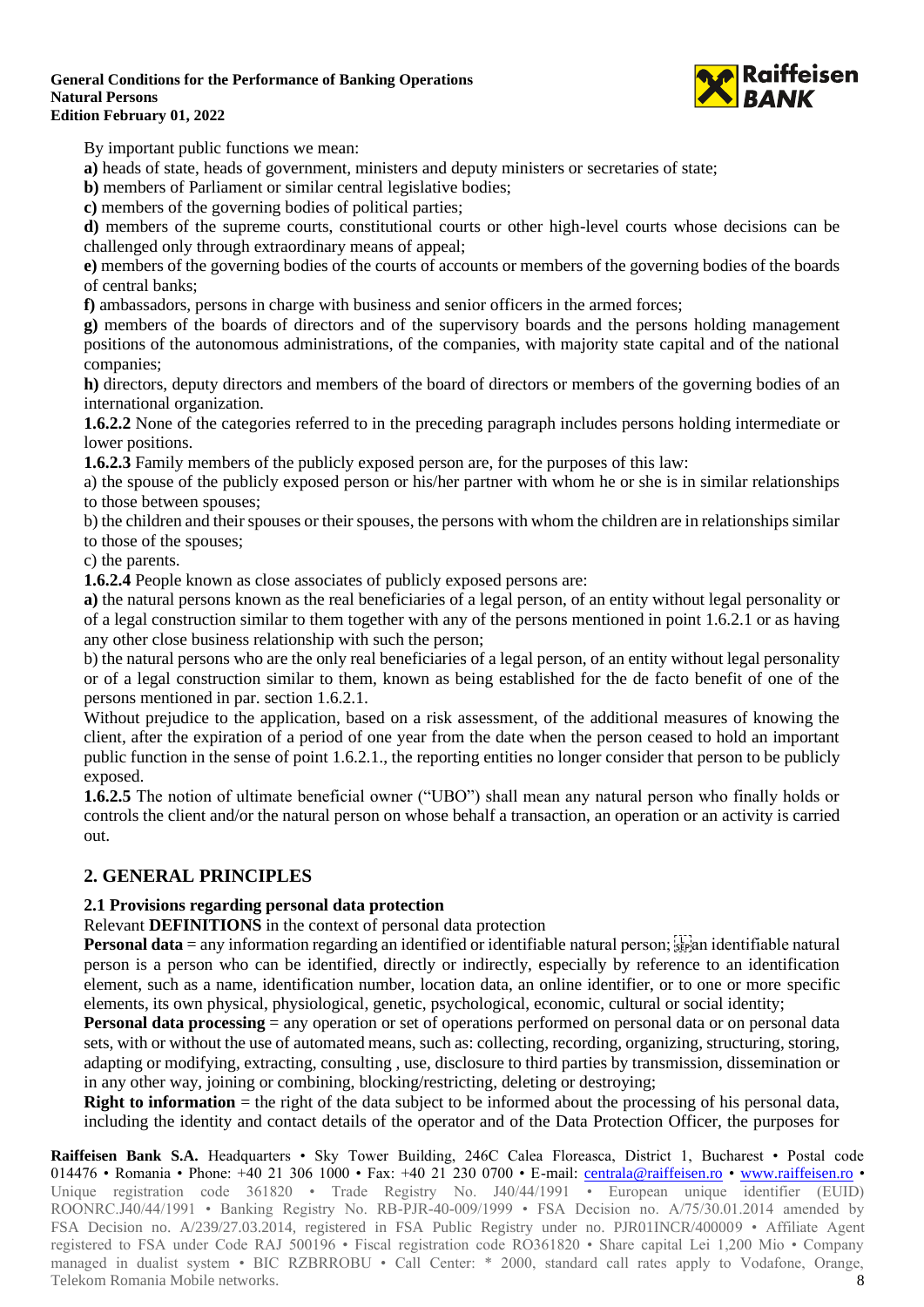By important public functions we mean:

**a)** heads of state, heads of government, ministers and deputy ministers or secretaries of state;

**b)** members of Parliament or similar central legislative bodies;

**c)** members of the governing bodies of political parties;

**d)** members of the supreme courts, constitutional courts or other high-level courts whose decisions can be challenged only through extraordinary means of appeal;

**e)** members of the governing bodies of the courts of accounts or members of the governing bodies of the boards of central banks;

**f)** ambassadors, persons in charge with business and senior officers in the armed forces;

**g)** members of the boards of directors and of the supervisory boards and the persons holding management positions of the autonomous administrations, of the companies, with majority state capital and of the national companies;

**h)** directors, deputy directors and members of the board of directors or members of the governing bodies of an international organization.

**1.6.2.2** None of the categories referred to in the preceding paragraph includes persons holding intermediate or lower positions.

**1.6.2.3** Family members of the publicly exposed person are, for the purposes of this law:

a) the spouse of the publicly exposed person or his/her partner with whom he or she is in similar relationships to those between spouses;

b) the children and their spouses or their spouses, the persons with whom the children are in relationships similar to those of the spouses;

c) the parents.

**1.6.2.4** People known as close associates of publicly exposed persons are:

**a)** the natural persons known as the real beneficiaries of a legal person, of an entity without legal personality or of a legal construction similar to them together with any of the persons mentioned in point 1.6.2.1 or as having any other close business relationship with such the person;

b) the natural persons who are the only real beneficiaries of a legal person, of an entity without legal personality or of a legal construction similar to them, known as being established for the de facto benefit of one of the persons mentioned in par. section 1.6.2.1.

Without prejudice to the application, based on a risk assessment, of the additional measures of knowing the client, after the expiration of a period of one year from the date when the person ceased to hold an important public function in the sense of point 1.6.2.1., the reporting entities no longer consider that person to be publicly exposed.

**1.6.2.5** The notion of ultimate beneficial owner ("UBO") shall mean any natural person who finally holds or controls the client and/or the natural person on whose behalf a transaction, an operation or an activity is carried out.

## 2. GENERAL PRINCIPLES

### 2.1 Provisions regarding personal data protection

Relevant **DEFINITIONS** in the context of personal data protection

**Personal data** = any information regarding an identified or identifiable natural person; an identifiable natural person is a person who can be identified, directly or indirectly, especially by reference to an identification element, such as a name, identification number, location data, an online identifier, or to one or more specific elements, its own physical, physiological, genetic, psychological, economic, cultural or social identity;

**Personal data processing** = any operation or set of operations performed on personal data or on personal data sets, with or without the use of automated means, such as: collecting, recording, organizing, structuring, storing, adapting or modifying, extracting, consulting , use, disclosure to third parties by transmission, dissemination or in any other way, joining or combining, blocking/restricting, deleting or destroying;

**Right to information** = the right of the data subject to be informed about the processing of his personal data, including the identity and contact details of the operator and of the Data Protection Officer, the purposes for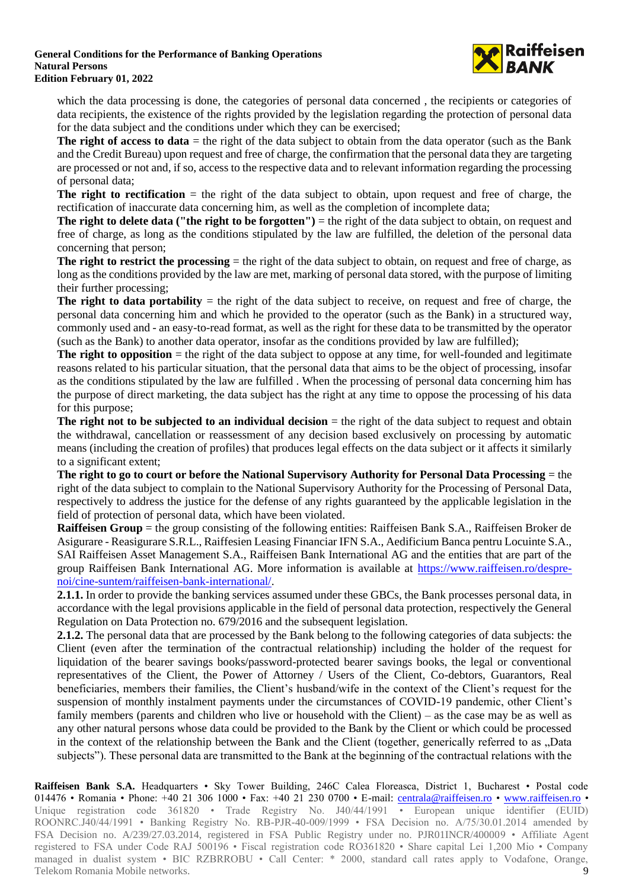which the data processing is done, the categories of personal data concerned , the recipients or categories of data recipients, the existence of the rights provided by the legislation regarding the protection of personal data for the data subject and the conditions under which they can be exercised;

**The right of access to data** = the right of the data subject to obtain from the data operator (such as the Bank and the Credit Bureau) upon request and free of charge, the confirmation that the personal data they are targeting are processed or not and, if so, access to the respective data and to relevant information regarding the processing of personal data;

**The right to rectification** = the right of the data subject to obtain, upon request and free of charge, the rectification of inaccurate data concerning him, as well as the completion of incomplete data;

**The right to delete data ("the right to be forgotten")** = the right of the data subject to obtain, on request and free of charge, as long as the conditions stipulated by the law are fulfilled, the deletion of the personal data concerning that person;

**The right to restrict the processing** = the right of the data subject to obtain, on request and free of charge, as long as the conditions provided by the law are met, marking of personal data stored, with the purpose of limiting their further processing;

**The right to data portability** = the right of the data subject to receive, on request and free of charge, the personal data concerning him and which he provided to the operator (such as the Bank) in a structured way, commonly used and - an easy-to-read format, as well as the right for these data to be transmitted by the operator (such as the Bank) to another data operator, insofar as the conditions provided by law are fulfilled);

**The right to opposition** = the right of the data subject to oppose at any time, for well-founded and legitimate reasons related to his particular situation, that the personal data that aims to be the object of processing, insofar as the conditions stipulated by the law are fulfilled . When the processing of personal data concerning him has the purpose of direct marketing, the data subject has the right at any time to oppose the processing of his data for this purpose;

**The right not to be subjected to an individual decision** = the right of the data subject to request and obtain the withdrawal, cancellation or reassessment of any decision based exclusively on processing by automatic means (including the creation of profiles) that produces legal effects on the data subject or it affects it similarly to a significant extent;

**The right to go to court or before the National Supervisory Authority for Personal Data Processing** = the right of the data subject to complain to the National Supervisory Authority for the Processing of Personal Data, respectively to address the justice for the defense of any rights guaranteed by the applicable legislation in the field of protection of personal data, which have been violated.

**Raiffeisen Group** = the group consisting of the following entities: Raiffeisen Bank S.A., Raiffeisen Broker de Asigurare - Reasigurare S.R.L., Raiffesien Leasing Financiar IFN S.A., Aedificium Banca pentru Locuinte S.A., SAI Raiffeisen Asset Management S.A., Raiffeisen Bank International AG and the entities that are part of the group Raiffeisen Bank International AG. More information is available at [https://www.raiffeisen.ro/despre-noi/cine-suntem/raiffeisen-bank-international/](https://www.raiffeisen.ro/despre-noi/cine-suntem/raiffeisen-bank-international/).

**2.1.1.** In order to provide the banking services assumed under these GBCs, the Bank processes personal data, in accordance with the legal provisions applicable in the field of personal data protection, respectively the General Regulation on Data Protection no. 679/2016 and the subsequent legislation.

**2.1.2.** The personal data that are processed by the Bank belong to the following categories of data subjects: the Client (even after the termination of the contractual relationship) including the holder of the request for liquidation of the bearer savings books/password-protected bearer savings books, the legal or conventional representatives of the Client, the Power of Attorney / Users of the Client, Co-debtors, Guarantors, Real beneficiaries, members their families, the Client's husband/wife in the context of the Client's request for the suspension of monthly instalment payments under the circumstances of COVID-19 pandemic, other Client's family members (parents and children who live or household with the Client) – as the case may be as well as any other natural persons whose data could be provided to the Bank by the Client or which could be processed in the context of the relationship between the Bank and the Client (together, generically referred to as „Data subjects"). These personal data are transmitted to the Bank at the beginning of the contractual relations with the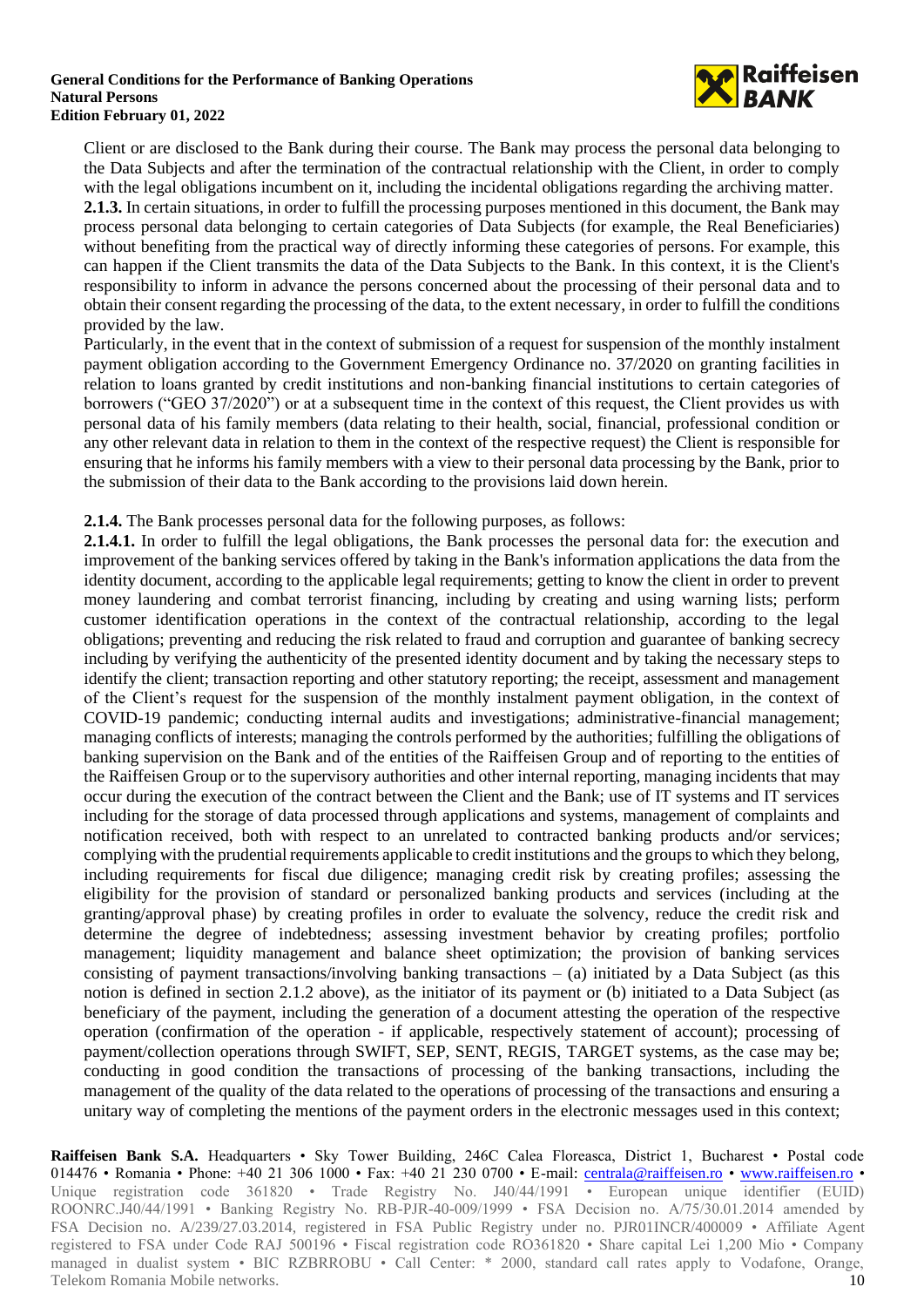Client or are disclosed to the Bank during their course. The Bank may process the personal data belonging to the Data Subjects and after the termination of the contractual relationship with the Client, in order to comply with the legal obligations incumbent on it, including the incidental obligations regarding the archiving matter.

**2.1.3.** In certain situations, in order to fulfill the processing purposes mentioned in this document, the Bank may process personal data belonging to certain categories of Data Subjects (for example, the Real Beneficiaries) without benefiting from the practical way of directly informing these categories of persons. For example, this can happen if the Client transmits the data of the Data Subjects to the Bank. In this context, it is the Client's responsibility to inform in advance the persons concerned about the processing of their personal data and to obtain their consent regarding the processing of the data, to the extent necessary, in order to fulfill the conditions provided by the law.

Particularly, in the event that in the context of submission of a request for suspension of the monthly instalment payment obligation according to the Government Emergency Ordinance no. 37/2020 on granting facilities in relation to loans granted by credit institutions and non-banking financial institutions to certain categories of borrowers ("GEO 37/2020") or at a subsequent time in the context of this request, the Client provides us with personal data of his family members (data relating to their health, social, financial, professional condition or any other relevant data in relation to them in the context of the respective request) the Client is responsible for ensuring that he informs his family members with a view to their personal data processing by the Bank, prior to the submission of their data to the Bank according to the provisions laid down herein.

**2.1.4.** The Bank processes personal data for the following purposes, as follows:

**2.1.4.1.** In order to fulfill the legal obligations, the Bank processes the personal data for: the execution and improvement of the banking services offered by taking in the Bank's information applications the data from the identity document, according to the applicable legal requirements; getting to know the client in order to prevent money laundering and combat terrorist financing, including by creating and using warning lists; perform customer identification operations in the context of the contractual relationship, according to the legal obligations; preventing and reducing the risk related to fraud and corruption and guarantee of banking secrecy including by verifying the authenticity of the presented identity document and by taking the necessary steps to identify the client; transaction reporting and other statutory reporting; the receipt, assessment and management of the Client's request for the suspension of the monthly instalment payment obligation, in the context of COVID-19 pandemic; conducting internal audits and investigations; administrative-financial management; managing conflicts of interests; managing the controls performed by the authorities; fulfilling the obligations of banking supervision on the Bank and of the entities of the Raiffeisen Group and of reporting to the entities of the Raiffeisen Group or to the supervisory authorities and other internal reporting, managing incidents that may occur during the execution of the contract between the Client and the Bank; use of IT systems and IT services including for the storage of data processed through applications and systems, management of complaints and notification received, both with respect to an unrelated to contracted banking products and/or services; complying with the prudential requirements applicable to credit institutions and the groups to which they belong, including requirements for fiscal due diligence; managing credit risk by creating profiles; assessing the eligibility for the provision of standard or personalized banking products and services (including at the granting/approval phase) by creating profiles in order to evaluate the solvency, reduce the credit risk and determine the degree of indebtedness; assessing investment behavior by creating profiles; portfolio management; liquidity management and balance sheet optimization; the provision of banking services consisting of payment transactions/involving banking transactions – (a) initiated by a Data Subject (as this notion is defined in section 2.1.2 above), as the initiator of its payment or (b) initiated to a Data Subject (as beneficiary of the payment, including the generation of a document attesting the operation of the respective operation (confirmation of the operation - if applicable, respectively statement of account); processing of payment/collection operations through SWIFT, SEP, SENT, REGIS, TARGET systems, as the case may be; conducting in good condition the transactions of processing of the banking transactions, including the management of the quality of the data related to the operations of processing of the transactions and ensuring a unitary way of completing the mentions of the payment orders in the electronic messages used in this context;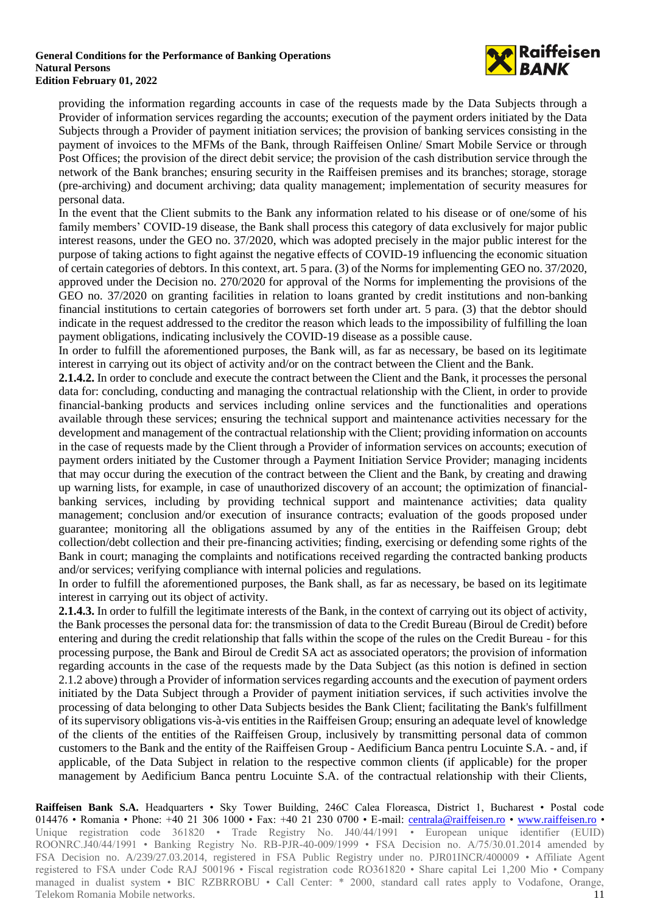providing the information regarding accounts in case of the requests made by the Data Subjects through a Provider of information services regarding the accounts; execution of the payment orders initiated by the Data Subjects through a Provider of payment initiation services; the provision of banking services consisting in the payment of invoices to the MFMs of the Bank, through Raiffeisen Online/ Smart Mobile Service or through Post Offices; the provision of the direct debit service; the provision of the cash distribution service through the network of the Bank branches; ensuring security in the Raiffeisen premises and its branches; storage, storage (pre-archiving) and document archiving; data quality management; implementation of security measures for personal data.

In the event that the Client submits to the Bank any information related to his disease or of one/some of his family members' COVID-19 disease, the Bank shall process this category of data exclusively for major public interest reasons, under the GEO no. 37/2020, which was adopted precisely in the major public interest for the purpose of taking actions to fight against the negative effects of COVID-19 influencing the economic situation of certain categories of debtors. In this context, art. 5 para. (3) of the Norms for implementing GEO no. 37/2020, approved under the Decision no. 270/2020 for approval of the Norms for implementing the provisions of the GEO no. 37/2020 on granting facilities in relation to loans granted by credit institutions and non-banking financial institutions to certain categories of borrowers set forth under art. 5 para. (3) that the debtor should indicate in the request addressed to the creditor the reason which leads to the impossibility of fulfilling the loan payment obligations, indicating inclusively the COVID-19 disease as a possible cause.

In order to fulfill the aforementioned purposes, the Bank will, as far as necessary, be based on its legitimate interest in carrying out its object of activity and/or on the contract between the Client and the Bank.

**2.1.4.2.** In order to conclude and execute the contract between the Client and the Bank, it processes the personal data for: concluding, conducting and managing the contractual relationship with the Client, in order to provide financial-banking products and services including online services and the functionalities and operations available through these services; ensuring the technical support and maintenance activities necessary for the development and management of the contractual relationship with the Client; providing information on accounts in the case of requests made by the Client through a Provider of information services on accounts; execution of payment orders initiated by the Customer through a Payment Initiation Service Provider; managing incidents that may occur during the execution of the contract between the Client and the Bank, by creating and drawing up warning lists, for example, in case of unauthorized discovery of an account; the optimization of financial-banking services, including by providing technical support and maintenance activities; data quality management; conclusion and/or execution of insurance contracts; evaluation of the goods proposed under guarantee; monitoring all the obligations assumed by any of the entities in the Raiffeisen Group; debt collection/debt collection and their pre-financing activities; finding, exercising or defending some rights of the Bank in court; managing the complaints and notifications received regarding the contracted banking products and/or services; verifying compliance with internal policies and regulations.

In order to fulfill the aforementioned purposes, the Bank shall, as far as necessary, be based on its legitimate interest in carrying out its object of activity.

**2.1.4.3.** In order to fulfill the legitimate interests of the Bank, in the context of carrying out its object of activity, the Bank processes the personal data for: the transmission of data to the Credit Bureau (Biroul de Credit) before entering and during the credit relationship that falls within the scope of the rules on the Credit Bureau - for this processing purpose, the Bank and Biroul de Credit SA act as associated operators; the provision of information regarding accounts in the case of the requests made by the Data Subject (as this notion is defined in section 2.1.2 above) through a Provider of information services regarding accounts and the execution of payment orders initiated by the Data Subject through a Provider of payment initiation services, if such activities involve the processing of data belonging to other Data Subjects besides the Bank Client; facilitating the Bank's fulfillment of its supervisory obligations vis-à-vis entities in the Raiffeisen Group; ensuring an adequate level of knowledge of the clients of the entities of the Raiffeisen Group, inclusively by transmitting personal data of common customers to the Bank and the entity of the Raiffeisen Group - Aedificium Banca pentru Locuinte S.A. - and, if applicable, of the Data Subject in relation to the respective common clients (if applicable) for the proper management by Aedificium Banca pentru Locuinte S.A. of the contractual relationship with their Clients,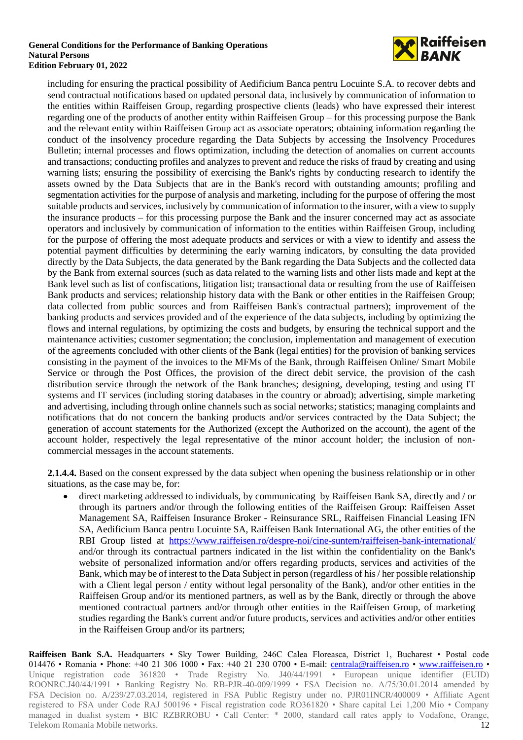including for ensuring the practical possibility of Aedificium Banca pentru Locuinte S.A. to recover debts and send contractual notifications based on updated personal data, inclusively by communication of information to the entities within Raiffeisen Group, regarding prospective clients (leads) who have expressed their interest regarding one of the products of another entity within Raiffeisen Group – for this processing purpose the Bank and the relevant entity within Raiffeisen Group act as associate operators; obtaining information regarding the conduct of the insolvency procedure regarding the Data Subjects by accessing the Insolvency Procedures Bulletin; internal processes and flows optimization, including the detection of anomalies on current accounts and transactions; conducting profiles and analyzes to prevent and reduce the risks of fraud by creating and using warning lists; ensuring the possibility of exercising the Bank's rights by conducting research to identify the assets owned by the Data Subjects that are in the Bank's record with outstanding amounts; profiling and segmentation activities for the purpose of analysis and marketing, including for the purpose of offering the most suitable products and services, inclusively by communication of information to the insurer, with a view to supply the insurance products – for this processing purpose the Bank and the insurer concerned may act as associate operators and inclusively by communication of information to the entities within Raiffeisen Group, including for the purpose of offering the most adequate products and services or with a view to identify and assess the potential payment difficulties by determining the early warning indicators, by consulting the data provided directly by the Data Subjects, the data generated by the Bank regarding the Data Subjects and the collected data by the Bank from external sources (such as data related to the warning lists and other lists made and kept at the Bank level such as list of confiscations, litigation list; transactional data or resulting from the use of Raiffeisen Bank products and services; relationship history data with the Bank or other entities in the Raiffeisen Group; data collected from public sources and from Raiffeisen Bank's contractual partners); improvement of the banking products and services provided and of the experience of the data subjects, including by optimizing the flows and internal regulations, by optimizing the costs and budgets, by ensuring the technical support and the maintenance activities; customer segmentation; the conclusion, implementation and management of execution of the agreements concluded with other clients of the Bank (legal entities) for the provision of banking services consisting in the payment of the invoices to the MFMs of the Bank, through Raiffeisen Online/ Smart Mobile Service or through the Post Offices, the provision of the direct debit service, the provision of the cash distribution service through the network of the Bank branches; designing, developing, testing and using IT systems and IT services (including storing databases in the country or abroad); advertising, simple marketing and advertising, including through online channels such as social networks; statistics; managing complaints and notifications that do not concern the banking products and/or services contracted by the Data Subject; the generation of account statements for the Authorized (except the Authorized on the account), the agent of the account holder, respectively the legal representative of the minor account holder; the inclusion of non-commercial messages in the account statements.

**2.1.4.4.** Based on the consent expressed by the data subject when opening the business relationship or in other situations, as the case may be, for:

- direct marketing addressed to individuals, by communicating by Raiffeisen Bank SA, directly and / or through its partners and/or through the following entities of the Raiffeisen Group: Raiffeisen Asset Management SA, Raiffeisen Insurance Broker - Reinsurance SRL, Raiffeisen Financial Leasing IFN SA, Aedificium Banca pentru Locuinte SA, Raiffeisen Bank International AG, the other entities of the RBI Group listed at https://www.raiffeisen.ro/despre-noi/cine-suntem/raiffeisen-bank-international/ and/or through its contractual partners indicated in the list within the confidentiality on the Bank's website of personalized information and/or offers regarding products, services and activities of the Bank, which may be of interest to the Data Subject in person (regardless of his / her possible relationship with a Client legal person / entity without legal personality of the Bank), and/or other entities in the Raiffeisen Group and/or its mentioned partners, as well as by the Bank, directly or through the above mentioned contractual partners and/or through other entities in the Raiffeisen Group, of marketing studies regarding the Bank's current and/or future products, services and activities and/or other entities in the Raiffeisen Group and/or its partners;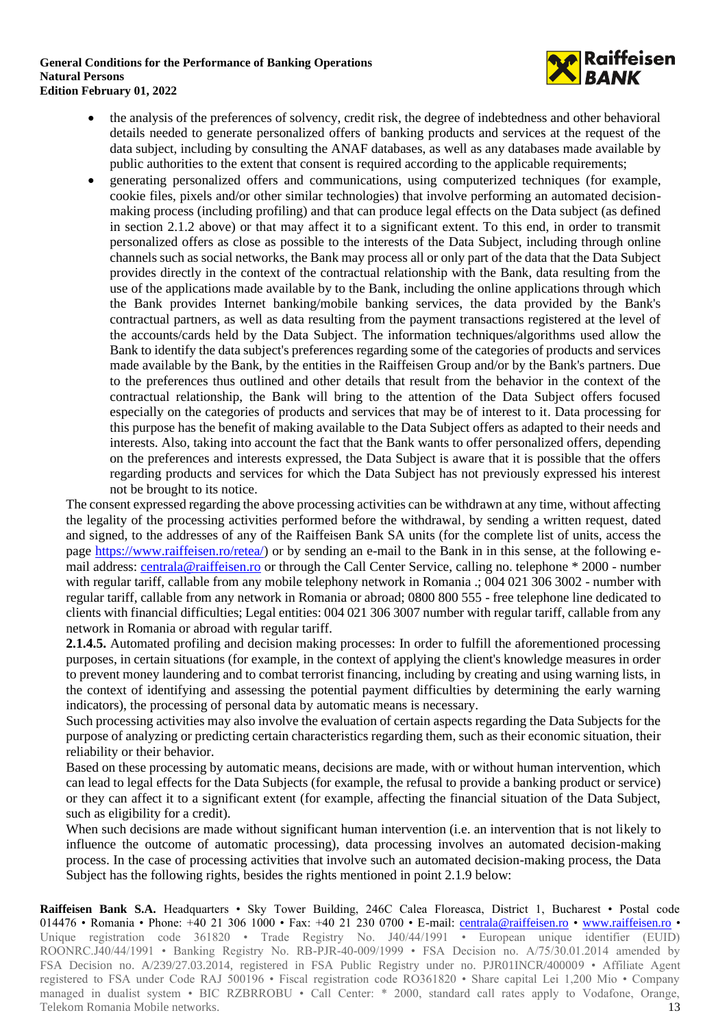- the analysis of the preferences of solvency, credit risk, the degree of indebtedness and other behavioral details needed to generate personalized offers of banking products and services at the request of the data subject, including by consulting the ANAF databases, as well as any databases made available by public authorities to the extent that consent is required according to the applicable requirements;
- generating personalized offers and communications, using computerized techniques (for example, cookie files, pixels and/or other similar technologies) that involve performing an automated decision-making process (including profiling) and that can produce legal effects on the Data subject (as defined in section 2.1.2 above) or that may affect it to a significant extent. To this end, in order to transmit personalized offers as close as possible to the interests of the Data Subject, including through online channels such as social networks, the Bank may process all or only part of the data that the Data Subject provides directly in the context of the contractual relationship with the Bank, data resulting from the use of the applications made available by to the Bank, including the online applications through which the Bank provides Internet banking/mobile banking services, the data provided by the Bank's contractual partners, as well as data resulting from the payment transactions registered at the level of the accounts/cards held by the Data Subject. The information techniques/algorithms used allow the Bank to identify the data subject's preferences regarding some of the categories of products and services made available by the Bank, by the entities in the Raiffeisen Group and/or by the Bank's partners. Due to the preferences thus outlined and other details that result from the behavior in the context of the contractual relationship, the Bank will bring to the attention of the Data Subject offers focused especially on the categories of products and services that may be of interest to it. Data processing for this purpose has the benefit of making available to the Data Subject offers as adapted to their needs and interests. Also, taking into account the fact that the Bank wants to offer personalized offers, depending on the preferences and interests expressed, the Data Subject is aware that it is possible that the offers regarding products and services for which the Data Subject has not previously expressed his interest not be brought to its notice.

The consent expressed regarding the above processing activities can be withdrawn at any time, without affecting the legality of the processing activities performed before the withdrawal, by sending a written request, dated and signed, to the addresses of any of the Raiffeisen Bank SA units (for the complete list of units, access the page https://www.raiffeisen.ro/retea/) or by sending an e-mail to the Bank in in this sense, at the following e-mail address: centrala@raiffeisen.ro or through the Call Center Service, calling no. telephone * 2000 - number with regular tariff, callable from any mobile telephony network in Romania .; 004 021 306 3002 - number with regular tariff, callable from any network in Romania or abroad; 0800 800 555 - free telephone line dedicated to clients with financial difficulties; Legal entities: 004 021 306 3007 number with regular tariff, callable from any network in Romania or abroad with regular tariff.

**2.1.4.5.** Automated profiling and decision making processes: In order to fulfill the aforementioned processing purposes, in certain situations (for example, in the context of applying the client's knowledge measures in order to prevent money laundering and to combat terrorist financing, including by creating and using warning lists, in the context of identifying and assessing the potential payment difficulties by determining the early warning indicators), the processing of personal data by automatic means is necessary.

Such processing activities may also involve the evaluation of certain aspects regarding the Data Subjects for the purpose of analyzing or predicting certain characteristics regarding them, such as their economic situation, their reliability or their behavior.

Based on these processing by automatic means, decisions are made, with or without human intervention, which can lead to legal effects for the Data Subjects (for example, the refusal to provide a banking product or service) or they can affect it to a significant extent (for example, affecting the financial situation of the Data Subject, such as eligibility for a credit).

When such decisions are made without significant human intervention (i.e. an intervention that is not likely to influence the outcome of automatic processing), data processing involves an automated decision-making process. In the case of processing activities that involve such an automated decision-making process, the Data Subject has the following rights, besides the rights mentioned in point 2.1.9 below: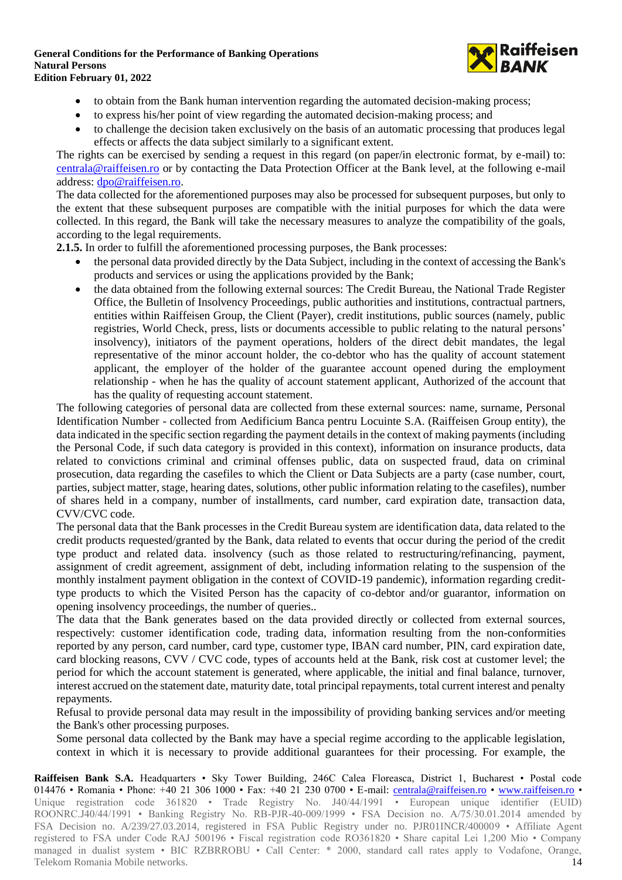- to obtain from the Bank human intervention regarding the automated decision-making process;
- to express his/her point of view regarding the automated decision-making process; and
- to challenge the decision taken exclusively on the basis of an automatic processing that produces legal effects or affects the data subject similarly to a significant extent.

The rights can be exercised by sending a request in this regard (on paper/in electronic format, by e-mail) to: centrala@raiffeisen.ro or by contacting the Data Protection Officer at the Bank level, at the following e-mail address: dpo@raiffeisen.ro.

The data collected for the aforementioned purposes may also be processed for subsequent purposes, but only to the extent that these subsequent purposes are compatible with the initial purposes for which the data were collected. In this regard, the Bank will take the necessary measures to analyze the compatibility of the goals, according to the legal requirements.

**2.1.5.** In order to fulfill the aforementioned processing purposes, the Bank processes:

- the personal data provided directly by the Data Subject, including in the context of accessing the Bank's products and services or using the applications provided by the Bank;
- the data obtained from the following external sources: The Credit Bureau, the National Trade Register Office, the Bulletin of Insolvency Proceedings, public authorities and institutions, contractual partners, entities within Raiffeisen Group, the Client (Payer), credit institutions, public sources (namely, public registries, World Check, press, lists or documents accessible to public relating to the natural persons' insolvency), initiators of the payment operations, holders of the direct debit mandates, the legal representative of the minor account holder, the co-debtor who has the quality of account statement applicant, the employer of the holder of the guarantee account opened during the employment relationship - when he has the quality of account statement applicant, Authorized of the account that has the quality of requesting account statement.

The following categories of personal data are collected from these external sources: name, surname, Personal Identification Number - collected from Aedificium Banca pentru Locuinte S.A. (Raiffeisen Group entity), the data indicated in the specific section regarding the payment details in the context of making payments (including the Personal Code, if such data category is provided in this context), information on insurance products, data related to convictions criminal and criminal offenses public, data on suspected fraud, data on criminal prosecution, data regarding the casefiles to which the Client or Data Subjects are a party (case number, court, parties, subject matter, stage, hearing dates, solutions, other public information relating to the casefiles), number of shares held in a company, number of installments, card number, card expiration date, transaction data, CVV/CVC code.

The personal data that the Bank processes in the Credit Bureau system are identification data, data related to the credit products requested/granted by the Bank, data related to events that occur during the period of the credit type product and related data. insolvency (such as those related to restructuring/refinancing, payment, assignment of credit agreement, assignment of debt, including information relating to the suspension of the monthly instalment payment obligation in the context of COVID-19 pandemic), information regarding credit-type products to which the Visited Person has the capacity of co-debtor and/or guarantor, information on opening insolvency proceedings, the number of queries..

The data that the Bank generates based on the data provided directly or collected from external sources, respectively: customer identification code, trading data, information resulting from the non-conformities reported by any person, card number, card type, customer type, IBAN card number, PIN, card expiration date, card blocking reasons, CVV / CVC code, types of accounts held at the Bank, risk cost at customer level; the period for which the account statement is generated, where applicable, the initial and final balance, turnover, interest accrued on the statement date, maturity date, total principal repayments, total current interest and penalty repayments.

Refusal to provide personal data may result in the impossibility of providing banking services and/or meeting the Bank's other processing purposes.

Some personal data collected by the Bank may have a special regime according to the applicable legislation, context in which it is necessary to provide additional guarantees for their processing. For example, the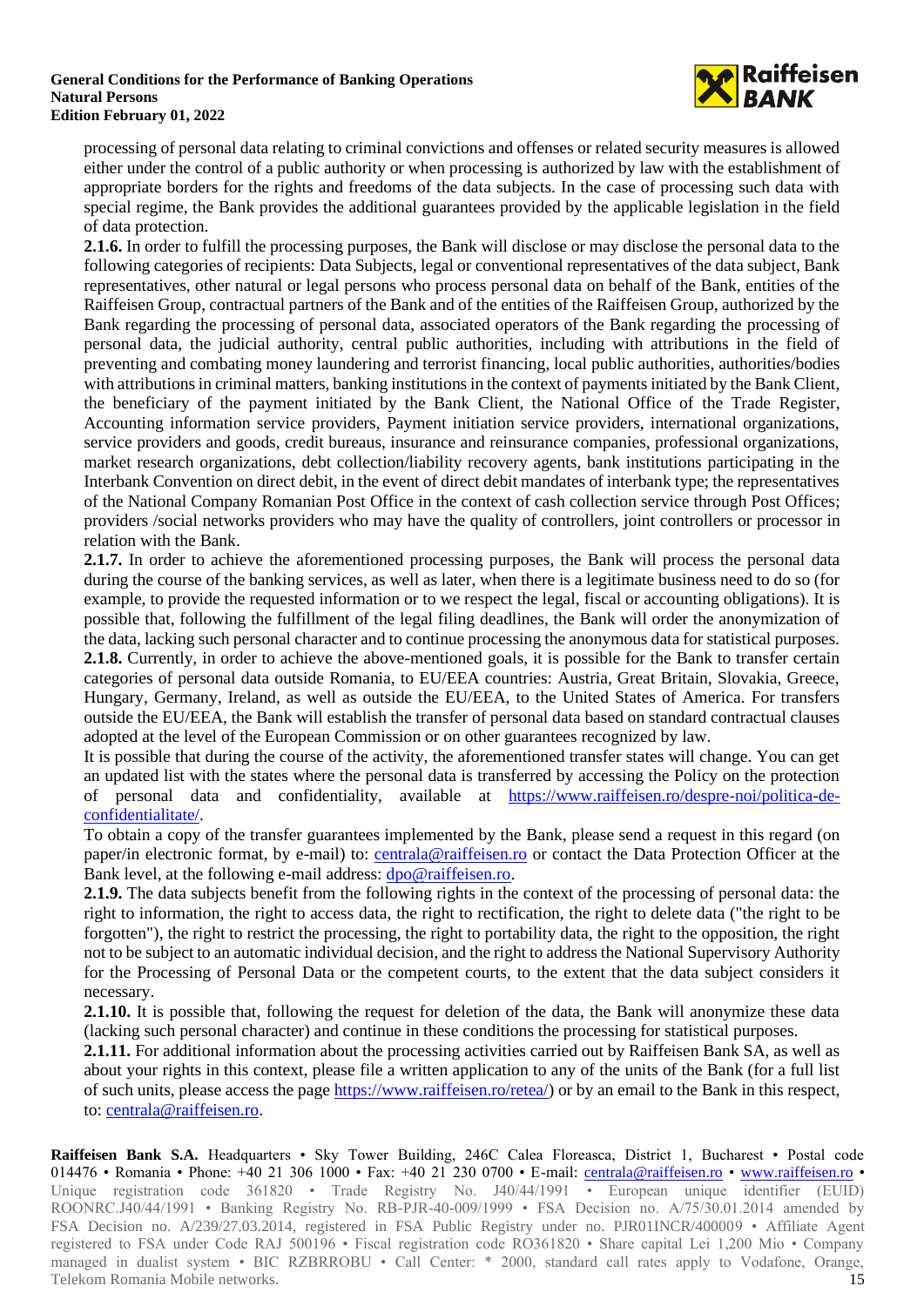processing of personal data relating to criminal convictions and offenses or related security measures is allowed either under the control of a public authority or when processing is authorized by law with the establishment of appropriate borders for the rights and freedoms of the data subjects. In the case of processing such data with special regime, the Bank provides the additional guarantees provided by the applicable legislation in the field of data protection.

**2.1.6.** In order to fulfill the processing purposes, the Bank will disclose or may disclose the personal data to the following categories of recipients: Data Subjects, legal or conventional representatives of the data subject, Bank representatives, other natural or legal persons who process personal data on behalf of the Bank, entities of the Raiffeisen Group, contractual partners of the Bank and of the entities of the Raiffeisen Group, authorized by the Bank regarding the processing of personal data, associated operators of the Bank regarding the processing of personal data, the judicial authority, central public authorities, including with attributions in the field of preventing and combating money laundering and terrorist financing, local public authorities, authorities/bodies with attributions in criminal matters, banking institutions in the context of payments initiated by the Bank Client, the beneficiary of the payment initiated by the Bank Client, the National Office of the Trade Register, Accounting information service providers, Payment initiation service providers, international organizations, service providers and goods, credit bureaus, insurance and reinsurance companies, professional organizations, market research organizations, debt collection/liability recovery agents, bank institutions participating in the Interbank Convention on direct debit, in the event of direct debit mandates of interbank type; the representatives of the National Company Romanian Post Office in the context of cash collection service through Post Offices; providers /social networks providers who may have the quality of controllers, joint controllers or processor in relation with the Bank.

**2.1.7.** In order to achieve the aforementioned processing purposes, the Bank will process the personal data during the course of the banking services, as well as later, when there is a legitimate business need to do so (for example, to provide the requested information or to we respect the legal, fiscal or accounting obligations). It is possible that, following the fulfillment of the legal filing deadlines, the Bank will order the anonymization of the data, lacking such personal character and to continue processing the anonymous data for statistical purposes.

**2.1.8.** Currently, in order to achieve the above-mentioned goals, it is possible for the Bank to transfer certain categories of personal data outside Romania, to EU/EEA countries: Austria, Great Britain, Slovakia, Greece, Hungary, Germany, Ireland, as well as outside the EU/EEA, to the United States of America. For transfers outside the EU/EEA, the Bank will establish the transfer of personal data based on standard contractual clauses adopted at the level of the European Commission or on other guarantees recognized by law.

It is possible that during the course of the activity, the aforementioned transfer states will change. You can get an updated list with the states where the personal data is transferred by accessing the Policy on the protection of personal data and confidentiality, available at [https://www.raiffeisen.ro/despre-noi/politica-de-confidentialitate/](https://www.raiffeisen.ro/despre-noi/politica-de-confidentialitate/).

To obtain a copy of the transfer guarantees implemented by the Bank, please send a request in this regard (on paper/in electronic format, by e-mail) to: centrala@raiffeisen.ro or contact the Data Protection Officer at the Bank level, at the following e-mail address: dpo@raiffeisen.ro.

**2.1.9.** The data subjects benefit from the following rights in the context of the processing of personal data: the right to information, the right to access data, the right to rectification, the right to delete data ("the right to be forgotten"), the right to restrict the processing, the right to portability data, the right to the opposition, the right not to be subject to an automatic individual decision, and the right to address the National Supervisory Authority for the Processing of Personal Data or the competent courts, to the extent that the data subject considers it necessary.

**2.1.10.** It is possible that, following the request for deletion of the data, the Bank will anonymize these data (lacking such personal character) and continue in these conditions the processing for statistical purposes.

**2.1.11.** For additional information about the processing activities carried out by Raiffeisen Bank SA, as well as about your rights in this context, please file a written application to any of the units of the Bank (for a full list of such units, please access the page [https://www.raiffeisen.ro/retea/](https://www.raiffeisen.ro/retea/)) or by an email to the Bank in this respect, to: centrala@raiffeisen.ro.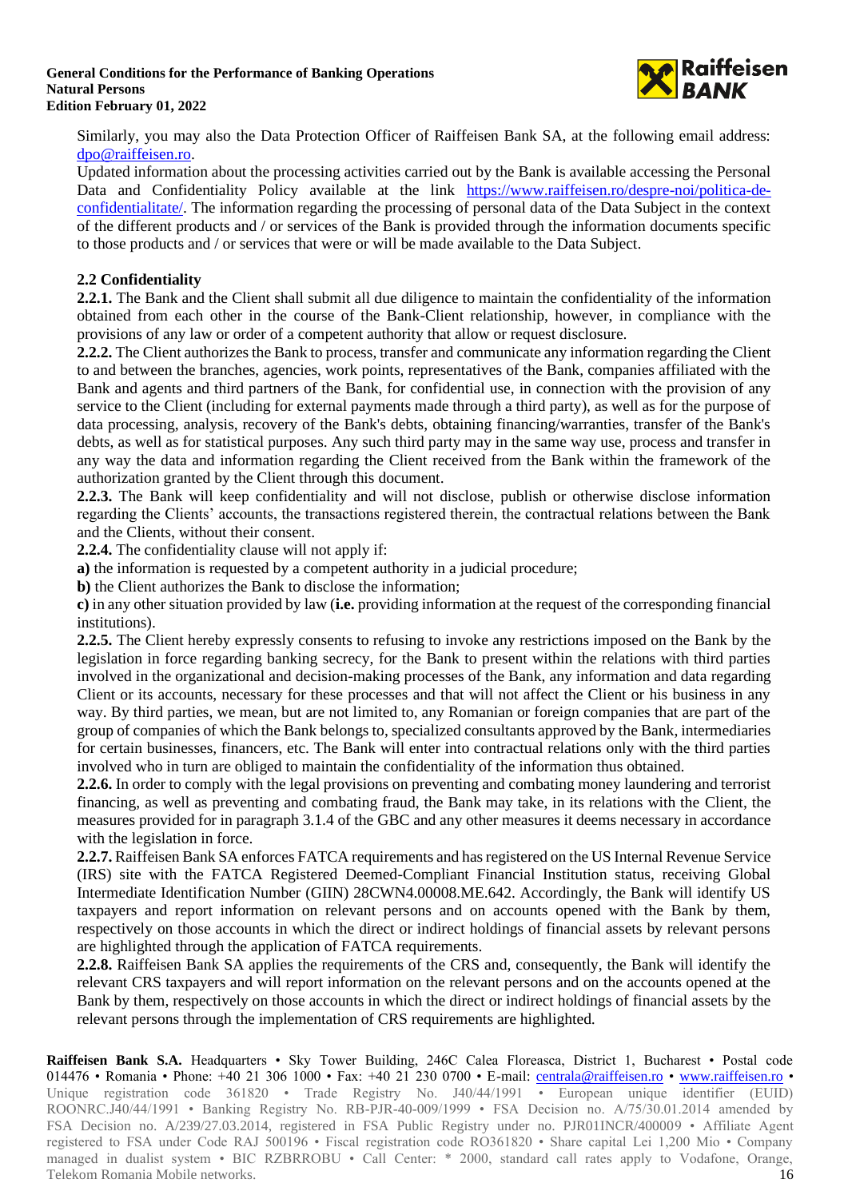Similarly, you may also the Data Protection Officer of Raiffeisen Bank SA, at the following email address: dpo@raiffeisen.ro.

Updated information about the processing activities carried out by the Bank is available accessing the Personal Data and Confidentiality Policy available at the link https://www.raiffeisen.ro/despre-noi/politica-de-confidentialitate/. The information regarding the processing of personal data of the Data Subject in the context of the different products and / or services of the Bank is provided through the information documents specific to those products and / or services that were or will be made available to the Data Subject.

### 2.2 Confidentiality

**2.2.1.** The Bank and the Client shall submit all due diligence to maintain the confidentiality of the information obtained from each other in the course of the Bank-Client relationship, however, in compliance with the provisions of any law or order of a competent authority that allow or request disclosure.

**2.2.2.** The Client authorizes the Bank to process, transfer and communicate any information regarding the Client to and between the branches, agencies, work points, representatives of the Bank, companies affiliated with the Bank and agents and third partners of the Bank, for confidential use, in connection with the provision of any service to the Client (including for external payments made through a third party), as well as for the purpose of data processing, analysis, recovery of the Bank's debts, obtaining financing/warranties, transfer of the Bank's debts, as well as for statistical purposes. Any such third party may in the same way use, process and transfer in any way the data and information regarding the Client received from the Bank within the framework of the authorization granted by the Client through this document.

**2.2.3.** The Bank will keep confidentiality and will not disclose, publish or otherwise disclose information regarding the Clients' accounts, the transactions registered therein, the contractual relations between the Bank and the Clients, without their consent.

**2.2.4.** The confidentiality clause will not apply if:

**a)** the information is requested by a competent authority in a judicial procedure;

**b)** the Client authorizes the Bank to disclose the information;

**c)** in any other situation provided by law (**i.e.** providing information at the request of the corresponding financial institutions).

**2.2.5.** The Client hereby expressly consents to refusing to invoke any restrictions imposed on the Bank by the legislation in force regarding banking secrecy, for the Bank to present within the relations with third parties involved in the organizational and decision-making processes of the Bank, any information and data regarding Client or its accounts, necessary for these processes and that will not affect the Client or his business in any way. By third parties, we mean, but are not limited to, any Romanian or foreign companies that are part of the group of companies of which the Bank belongs to, specialized consultants approved by the Bank, intermediaries for certain businesses, financers, etc. The Bank will enter into contractual relations only with the third parties involved who in turn are obliged to maintain the confidentiality of the information thus obtained.

**2.2.6.** In order to comply with the legal provisions on preventing and combating money laundering and terrorist financing, as well as preventing and combating fraud, the Bank may take, in its relations with the Client, the measures provided for in paragraph 3.1.4 of the GBC and any other measures it deems necessary in accordance with the legislation in force.

**2.2.7.** Raiffeisen Bank SA enforces FATCA requirements and has registered on the US Internal Revenue Service (IRS) site with the FATCA Registered Deemed-Compliant Financial Institution status, receiving Global Intermediate Identification Number (GIIN) 28CWN4.00008.ME.642. Accordingly, the Bank will identify US taxpayers and report information on relevant persons and on accounts opened with the Bank by them, respectively on those accounts in which the direct or indirect holdings of financial assets by relevant persons are highlighted through the application of FATCA requirements.

**2.2.8.** Raiffeisen Bank SA applies the requirements of the CRS and, consequently, the Bank will identify the relevant CRS taxpayers and will report information on the relevant persons and on the accounts opened at the Bank by them, respectively on those accounts in which the direct or indirect holdings of financial assets by the relevant persons through the implementation of CRS requirements are highlighted.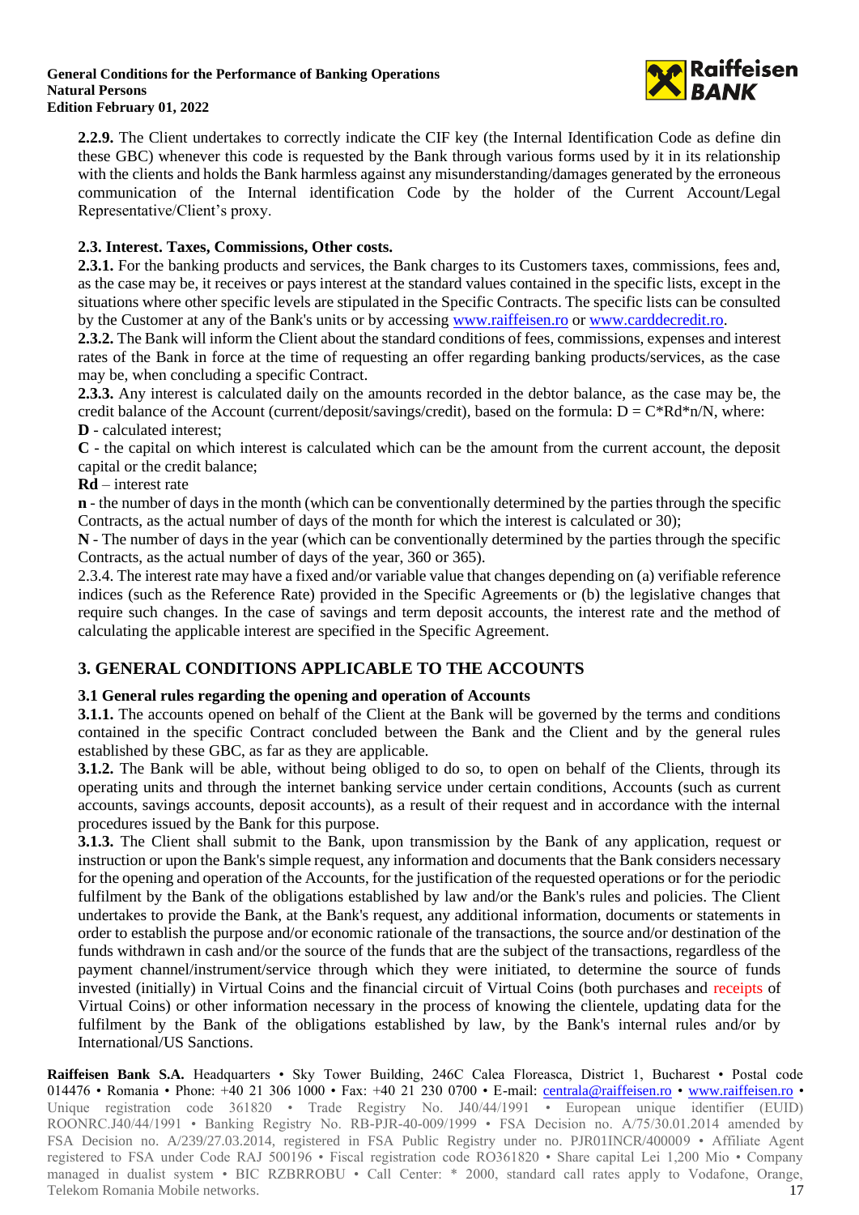**2.2.9.** The Client undertakes to correctly indicate the CIF key (the Internal Identification Code as define din these GBC) whenever this code is requested by the Bank through various forms used by it in its relationship with the clients and holds the Bank harmless against any misunderstanding/damages generated by the erroneous communication of the Internal identification Code by the holder of the Current Account/Legal Representative/Client's proxy.

### 2.3. Interest. Taxes, Commissions, Other costs.

**2.3.1.** For the banking products and services, the Bank charges to its Customers taxes, commissions, fees and, as the case may be, it receives or pays interest at the standard values contained in the specific lists, except in the situations where other specific levels are stipulated in the Specific Contracts. The specific lists can be consulted by the Customer at any of the Bank's units or by accessing www.raiffeisen.ro or www.carddecredit.ro.

**2.3.2.** The Bank will inform the Client about the standard conditions of fees, commissions, expenses and interest rates of the Bank in force at the time of requesting an offer regarding banking products/services, as the case may be, when concluding a specific Contract.

**2.3.3.** Any interest is calculated daily on the amounts recorded in the debtor balance, as the case may be, the credit balance of the Account (current/deposit/savings/credit), based on the formula: $D = C*Rd*n/N$, where:

**D** - calculated interest;

**C** - the capital on which interest is calculated which can be the amount from the current account, the deposit capital or the credit balance;

**Rd** – interest rate

**n** - the number of days in the month (which can be conventionally determined by the parties through the specific Contracts, as the actual number of days of the month for which the interest is calculated or 30);

**N** - The number of days in the year (which can be conventionally determined by the parties through the specific Contracts, as the actual number of days of the year, 360 or 365).

2.3.4. The interest rate may have a fixed and/or variable value that changes depending on (a) verifiable reference indices (such as the Reference Rate) provided in the Specific Agreements or (b) the legislative changes that require such changes. In the case of savings and term deposit accounts, the interest rate and the method of calculating the applicable interest are specified in the Specific Agreement.

## 3. GENERAL CONDITIONS APPLICABLE TO THE ACCOUNTS

### 3.1 General rules regarding the opening and operation of Accounts

**3.1.1.** The accounts opened on behalf of the Client at the Bank will be governed by the terms and conditions contained in the specific Contract concluded between the Bank and the Client and by the general rules established by these GBC, as far as they are applicable.

**3.1.2.** The Bank will be able, without being obliged to do so, to open on behalf of the Clients, through its operating units and through the internet banking service under certain conditions, Accounts (such as current accounts, savings accounts, deposit accounts), as a result of their request and in accordance with the internal procedures issued by the Bank for this purpose.

**3.1.3.** The Client shall submit to the Bank, upon transmission by the Bank of any application, request or instruction or upon the Bank's simple request, any information and documents that the Bank considers necessary for the opening and operation of the Accounts, for the justification of the requested operations or for the periodic fulfilment by the Bank of the obligations established by law and/or the Bank's rules and policies. The Client undertakes to provide the Bank, at the Bank's request, any additional information, documents or statements in order to establish the purpose and/or economic rationale of the transactions, the source and/or destination of the funds withdrawn in cash and/or the source of the funds that are the subject of the transactions, regardless of the payment channel/instrument/service through which they were initiated, to determine the source of funds invested (initially) in Virtual Coins and the financial circuit of Virtual Coins (both purchases and receipts of Virtual Coins) or other information necessary in the process of knowing the clientele, updating data for the fulfilment by the Bank of the obligations established by law, by the Bank's internal rules and/or by International/US Sanctions.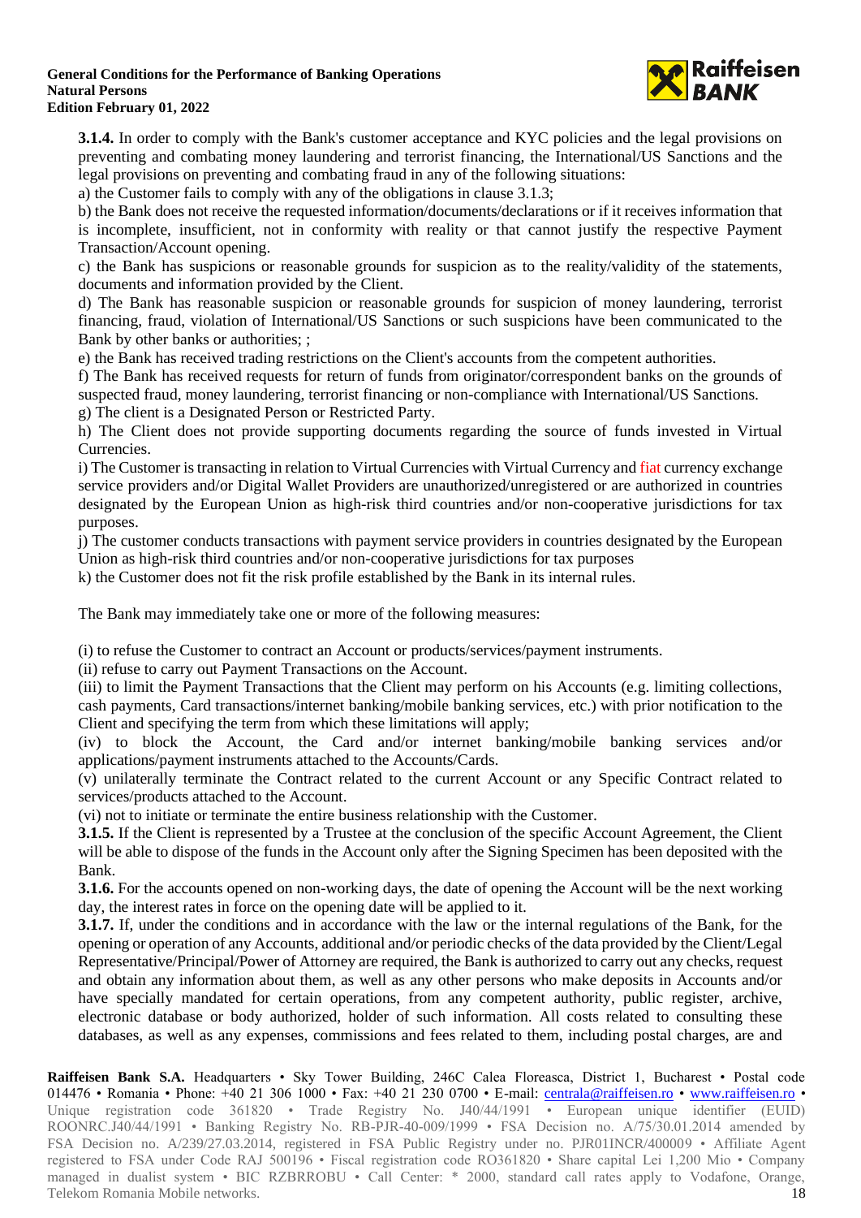**3.1.4.** In order to comply with the Bank's customer acceptance and KYC policies and the legal provisions on preventing and combating money laundering and terrorist financing, the International/US Sanctions and the legal provisions on preventing and combating fraud in any of the following situations:

a) the Customer fails to comply with any of the obligations in clause 3.1.3;

b) the Bank does not receive the requested information/documents/declarations or if it receives information that is incomplete, insufficient, not in conformity with reality or that cannot justify the respective Payment Transaction/Account opening.

c) the Bank has suspicions or reasonable grounds for suspicion as to the reality/validity of the statements, documents and information provided by the Client.

d) The Bank has reasonable suspicion or reasonable grounds for suspicion of money laundering, terrorist financing, fraud, violation of International/US Sanctions or such suspicions have been communicated to the Bank by other banks or authorities; ;

e) the Bank has received trading restrictions on the Client's accounts from the competent authorities.

f) The Bank has received requests for return of funds from originator/correspondent banks on the grounds of suspected fraud, money laundering, terrorist financing or non-compliance with International/US Sanctions.

g) The client is a Designated Person or Restricted Party.

h) The Client does not provide supporting documents regarding the source of funds invested in Virtual Currencies.

i) The Customer is transacting in relation to Virtual Currencies with Virtual Currency and fiat currency exchange service providers and/or Digital Wallet Providers are unauthorized/unregistered or are authorized in countries designated by the European Union as high-risk third countries and/or non-cooperative jurisdictions for tax purposes.

j) The customer conducts transactions with payment service providers in countries designated by the European Union as high-risk third countries and/or non-cooperative jurisdictions for tax purposes

k) the Customer does not fit the risk profile established by the Bank in its internal rules.

The Bank may immediately take one or more of the following measures:

(i) to refuse the Customer to contract an Account or products/services/payment instruments.

(ii) refuse to carry out Payment Transactions on the Account.

(iii) to limit the Payment Transactions that the Client may perform on his Accounts (e.g. limiting collections, cash payments, Card transactions/internet banking/mobile banking services, etc.) with prior notification to the Client and specifying the term from which these limitations will apply;

(iv) to block the Account, the Card and/or internet banking/mobile banking services and/or applications/payment instruments attached to the Accounts/Cards.

(v) unilaterally terminate the Contract related to the current Account or any Specific Contract related to services/products attached to the Account.

(vi) not to initiate or terminate the entire business relationship with the Customer.

**3.1.5.** If the Client is represented by a Trustee at the conclusion of the specific Account Agreement, the Client will be able to dispose of the funds in the Account only after the Signing Specimen has been deposited with the Bank.

**3.1.6.** For the accounts opened on non-working days, the date of opening the Account will be the next working day, the interest rates in force on the opening date will be applied to it.

**3.1.7.** If, under the conditions and in accordance with the law or the internal regulations of the Bank, for the opening or operation of any Accounts, additional and/or periodic checks of the data provided by the Client/Legal Representative/Principal/Power of Attorney are required, the Bank is authorized to carry out any checks, request and obtain any information about them, as well as any other persons who make deposits in Accounts and/or have specially mandated for certain operations, from any competent authority, public register, archive, electronic database or body authorized, holder of such information. All costs related to consulting these databases, as well as any expenses, commissions and fees related to them, including postal charges, are and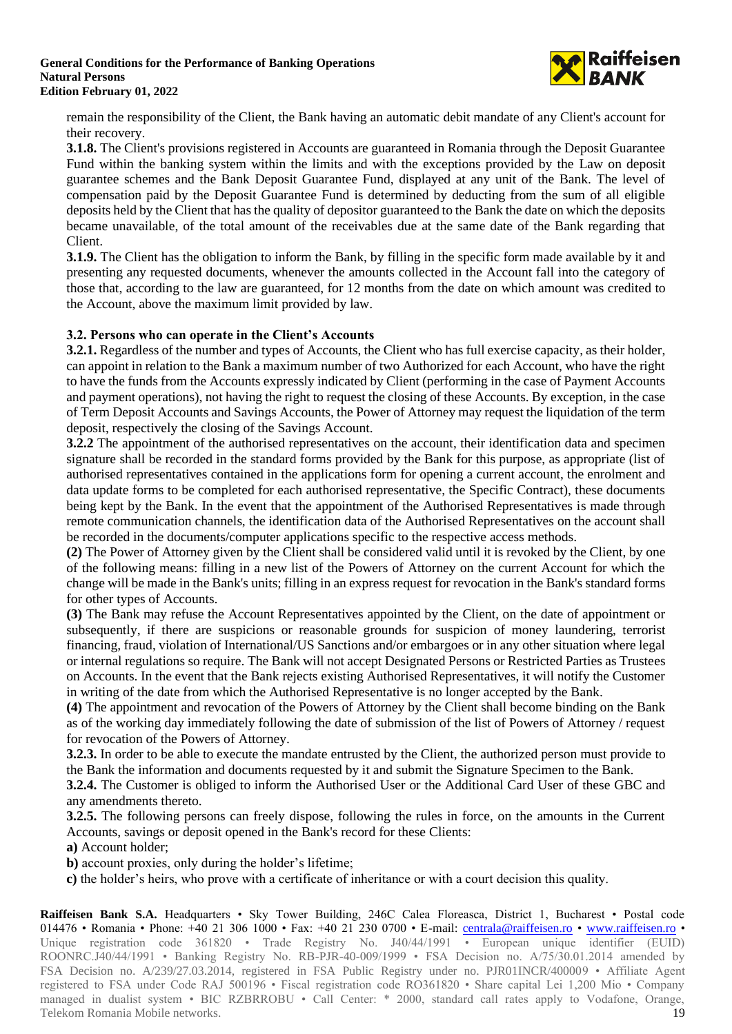remain the responsibility of the Client, the Bank having an automatic debit mandate of any Client's account for their recovery.

**3.1.8.** The Client's provisions registered in Accounts are guaranteed in Romania through the Deposit Guarantee Fund within the banking system within the limits and with the exceptions provided by the Law on deposit guarantee schemes and the Bank Deposit Guarantee Fund, displayed at any unit of the Bank. The level of compensation paid by the Deposit Guarantee Fund is determined by deducting from the sum of all eligible deposits held by the Client that has the quality of depositor guaranteed to the Bank the date on which the deposits became unavailable, of the total amount of the receivables due at the same date of the Bank regarding that Client.

**3.1.9.** The Client has the obligation to inform the Bank, by filling in the specific form made available by it and presenting any requested documents, whenever the amounts collected in the Account fall into the category of those that, according to the law are guaranteed, for 12 months from the date on which amount was credited to the Account, above the maximum limit provided by law.

### 3.2. Persons who can operate in the Client's Accounts

**3.2.1.** Regardless of the number and types of Accounts, the Client who has full exercise capacity, as their holder, can appoint in relation to the Bank a maximum number of two Authorized for each Account, who have the right to have the funds from the Accounts expressly indicated by Client (performing in the case of Payment Accounts and payment operations), not having the right to request the closing of these Accounts. By exception, in the case of Term Deposit Accounts and Savings Accounts, the Power of Attorney may request the liquidation of the term deposit, respectively the closing of the Savings Account.

**3.2.2** The appointment of the authorised representatives on the account, their identification data and specimen signature shall be recorded in the standard forms provided by the Bank for this purpose, as appropriate (list of authorised representatives contained in the applications form for opening a current account, the enrolment and data update forms to be completed for each authorised representative, the Specific Contract), these documents being kept by the Bank. In the event that the appointment of the Authorised Representatives is made through remote communication channels, the identification data of the Authorised Representatives on the account shall be recorded in the documents/computer applications specific to the respective access methods.

**(2)** The Power of Attorney given by the Client shall be considered valid until it is revoked by the Client, by one of the following means: filling in a new list of the Powers of Attorney on the current Account for which the change will be made in the Bank's units; filling in an express request for revocation in the Bank's standard forms for other types of Accounts.

**(3)** The Bank may refuse the Account Representatives appointed by the Client, on the date of appointment or subsequently, if there are suspicions or reasonable grounds for suspicion of money laundering, terrorist financing, fraud, violation of International/US Sanctions and/or embargoes or in any other situation where legal or internal regulations so require. The Bank will not accept Designated Persons or Restricted Parties as Trustees on Accounts. In the event that the Bank rejects existing Authorised Representatives, it will notify the Customer in writing of the date from which the Authorised Representative is no longer accepted by the Bank.

**(4)** The appointment and revocation of the Powers of Attorney by the Client shall become binding on the Bank as of the working day immediately following the date of submission of the list of Powers of Attorney / request for revocation of the Powers of Attorney.

**3.2.3.** In order to be able to execute the mandate entrusted by the Client, the authorized person must provide to the Bank the information and documents requested by it and submit the Signature Specimen to the Bank.

**3.2.4.** The Customer is obliged to inform the Authorised User or the Additional Card User of these GBC and any amendments thereto.

**3.2.5.** The following persons can freely dispose, following the rules in force, on the amounts in the Current Accounts, savings or deposit opened in the Bank's record for these Clients:

**a)** Account holder;

**b)** account proxies, only during the holder's lifetime;

**c)** the holder's heirs, who prove with a certificate of inheritance or with a court decision this quality.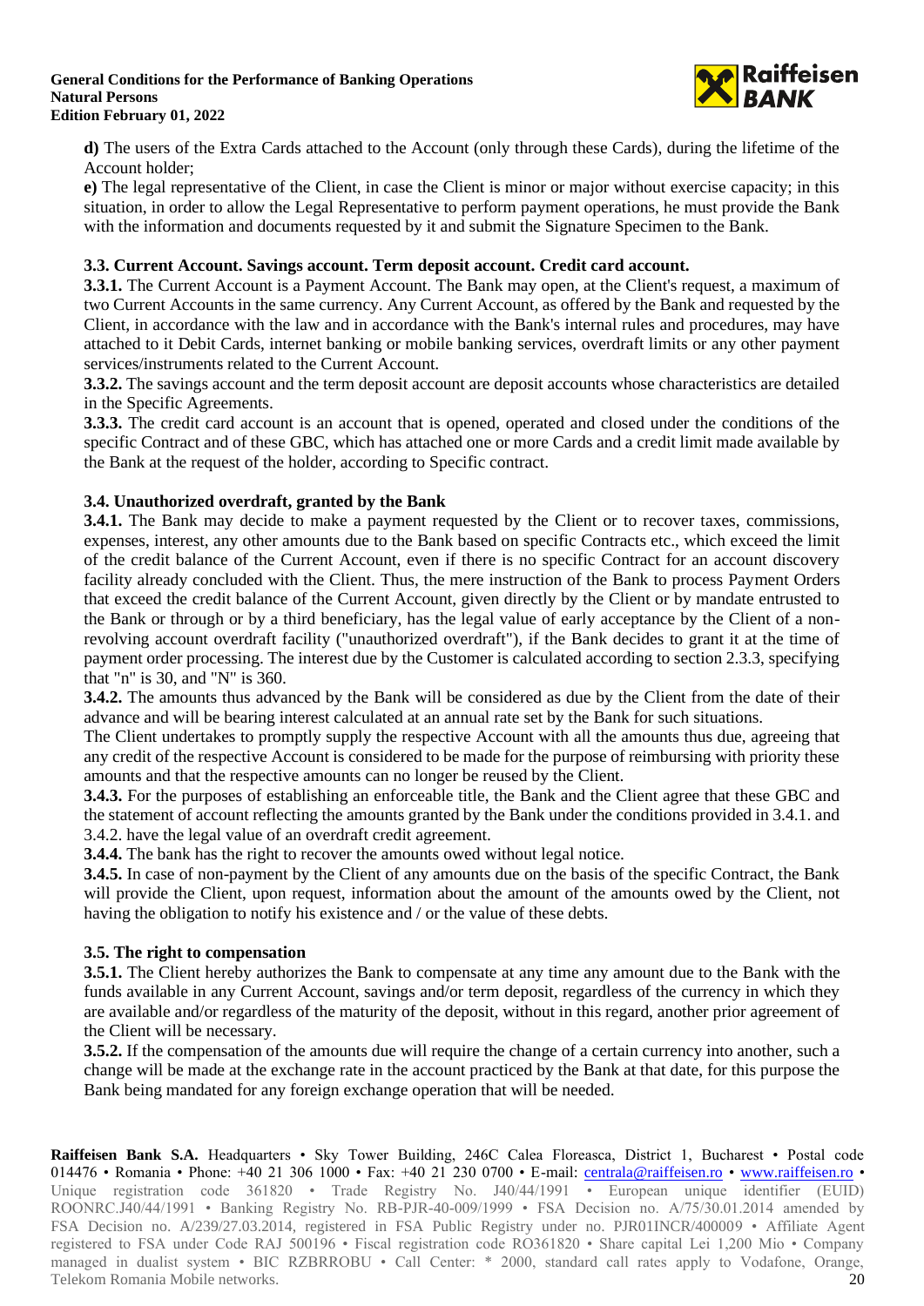**d)** The users of the Extra Cards attached to the Account (only through these Cards), during the lifetime of the Account holder;

**e)** The legal representative of the Client, in case the Client is minor or major without exercise capacity; in this situation, in order to allow the Legal Representative to perform payment operations, he must provide the Bank with the information and documents requested by it and submit the Signature Specimen to the Bank.

### 3.3. Current Account. Savings account. Term deposit account. Credit card account.

**3.3.1.** The Current Account is a Payment Account. The Bank may open, at the Client's request, a maximum of two Current Accounts in the same currency. Any Current Account, as offered by the Bank and requested by the Client, in accordance with the law and in accordance with the Bank's internal rules and procedures, may have attached to it Debit Cards, internet banking or mobile banking services, overdraft limits or any other payment services/instruments related to the Current Account.

**3.3.2.** The savings account and the term deposit account are deposit accounts whose characteristics are detailed in the Specific Agreements.

**3.3.3.** The credit card account is an account that is opened, operated and closed under the conditions of the specific Contract and of these GBC, which has attached one or more Cards and a credit limit made available by the Bank at the request of the holder, according to Specific contract.

### 3.4. Unauthorized overdraft, granted by the Bank

**3.4.1.** The Bank may decide to make a payment requested by the Client or to recover taxes, commissions, expenses, interest, any other amounts due to the Bank based on specific Contracts etc., which exceed the limit of the credit balance of the Current Account, even if there is no specific Contract for an account discovery facility already concluded with the Client. Thus, the mere instruction of the Bank to process Payment Orders that exceed the credit balance of the Current Account, given directly by the Client or by mandate entrusted to the Bank or through or by a third beneficiary, has the legal value of early acceptance by the Client of a non-revolving account overdraft facility ("unauthorized overdraft"), if the Bank decides to grant it at the time of payment order processing. The interest due by the Customer is calculated according to section 2.3.3, specifying that "n" is 30, and "N" is 360.

**3.4.2.** The amounts thus advanced by the Bank will be considered as due by the Client from the date of their advance and will be bearing interest calculated at an annual rate set by the Bank for such situations.

The Client undertakes to promptly supply the respective Account with all the amounts thus due, agreeing that any credit of the respective Account is considered to be made for the purpose of reimbursing with priority these amounts and that the respective amounts can no longer be reused by the Client.

**3.4.3.** For the purposes of establishing an enforceable title, the Bank and the Client agree that these GBC and the statement of account reflecting the amounts granted by the Bank under the conditions provided in 3.4.1. and 3.4.2. have the legal value of an overdraft credit agreement.

**3.4.4.** The bank has the right to recover the amounts owed without legal notice.

**3.4.5.** In case of non-payment by the Client of any amounts due on the basis of the specific Contract, the Bank will provide the Client, upon request, information about the amount of the amounts owed by the Client, not having the obligation to notify his existence and / or the value of these debts.

### 3.5. The right to compensation

**3.5.1.** The Client hereby authorizes the Bank to compensate at any time any amount due to the Bank with the funds available in any Current Account, savings and/or term deposit, regardless of the currency in which they are available and/or regardless of the maturity of the deposit, without in this regard, another prior agreement of the Client will be necessary.

**3.5.2.** If the compensation of the amounts due will require the change of a certain currency into another, such a change will be made at the exchange rate in the account practiced by the Bank at that date, for this purpose the Bank being mandated for any foreign exchange operation that will be needed.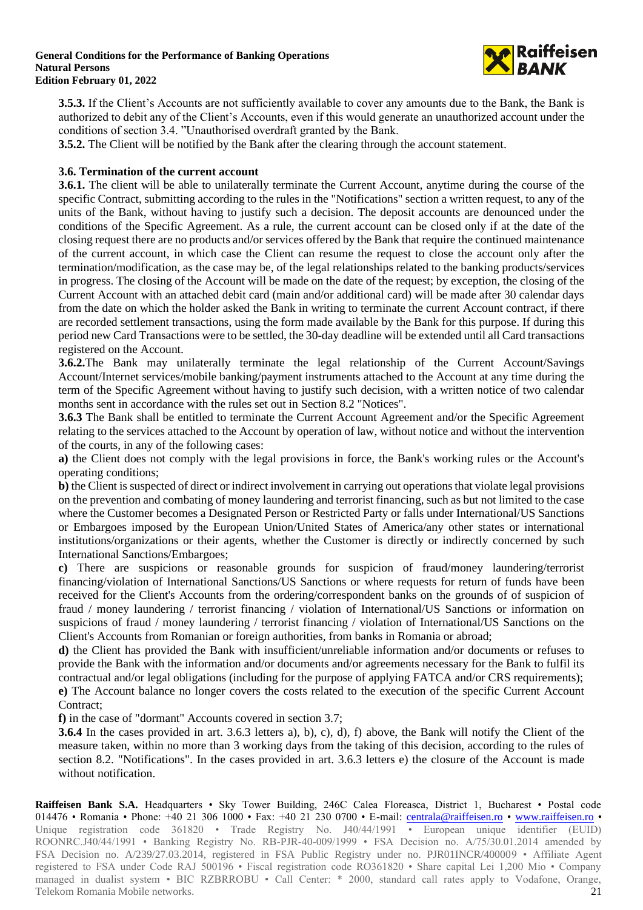**3.5.3.** If the Client's Accounts are not sufficiently available to cover any amounts due to the Bank, the Bank is authorized to debit any of the Client's Accounts, even if this would generate an unauthorized account under the conditions of section 3.4. "Unauthorised overdraft granted by the Bank.

**3.5.2.** The Client will be notified by the Bank after the clearing through the account statement.

### 3.6. Termination of the current account

**3.6.1.** The client will be able to unilaterally terminate the Current Account, anytime during the course of the specific Contract, submitting according to the rules in the "Notifications" section a written request, to any of the units of the Bank, without having to justify such a decision. The deposit accounts are denounced under the conditions of the Specific Agreement. As a rule, the current account can be closed only if at the date of the closing request there are no products and/or services offered by the Bank that require the continued maintenance of the current account, in which case the Client can resume the request to close the account only after the termination/modification, as the case may be, of the legal relationships related to the banking products/services in progress. The closing of the Account will be made on the date of the request; by exception, the closing of the Current Account with an attached debit card (main and/or additional card) will be made after 30 calendar days from the date on which the holder asked the Bank in writing to terminate the current Account contract, if there are recorded settlement transactions, using the form made available by the Bank for this purpose. If during this period new Card Transactions were to be settled, the 30-day deadline will be extended until all Card transactions registered on the Account.

**3.6.2.**The Bank may unilaterally terminate the legal relationship of the Current Account/Savings Account/Internet services/mobile banking/payment instruments attached to the Account at any time during the term of the Specific Agreement without having to justify such decision, with a written notice of two calendar months sent in accordance with the rules set out in Section 8.2 "Notices".

**3.6.3** The Bank shall be entitled to terminate the Current Account Agreement and/or the Specific Agreement relating to the services attached to the Account by operation of law, without notice and without the intervention of the courts, in any of the following cases:

**a)** the Client does not comply with the legal provisions in force, the Bank's working rules or the Account's operating conditions;

**b)** the Client is suspected of direct or indirect involvement in carrying out operations that violate legal provisions on the prevention and combating of money laundering and terrorist financing, such as but not limited to the case where the Customer becomes a Designated Person or Restricted Party or falls under International/US Sanctions or Embargoes imposed by the European Union/United States of America/any other states or international institutions/organizations or their agents, whether the Customer is directly or indirectly concerned by such International Sanctions/Embargoes;

**c)** There are suspicions or reasonable grounds for suspicion of fraud/money laundering/terrorist financing/violation of International Sanctions/US Sanctions or where requests for return of funds have been received for the Client's Accounts from the ordering/correspondent banks on the grounds of suspicion of fraud / money laundering / terrorist financing / violation of International/US Sanctions or information on suspicions of fraud / money laundering / terrorist financing / violation of International/US Sanctions on the Client's Accounts from Romanian or foreign authorities, from banks in Romania or abroad;

**d)** the Client has provided the Bank with insufficient/unreliable information and/or documents or refuses to provide the Bank with the information and/or documents and/or agreements necessary for the Bank to fulfil its contractual and/or legal obligations (including for the purpose of applying FATCA and/or CRS requirements);

**e)** The Account balance no longer covers the costs related to the execution of the specific Current Account Contract;

**f)** in the case of "dormant" Accounts covered in section 3.7;

**3.6.4** In the cases provided in art. 3.6.3 letters a), b), c), d), f) above, the Bank will notify the Client of the measure taken, within no more than 3 working days from the taking of this decision, according to the rules of section 8.2. "Notifications". In the cases provided in art. 3.6.3 letters e) the closure of the Account is made without notification.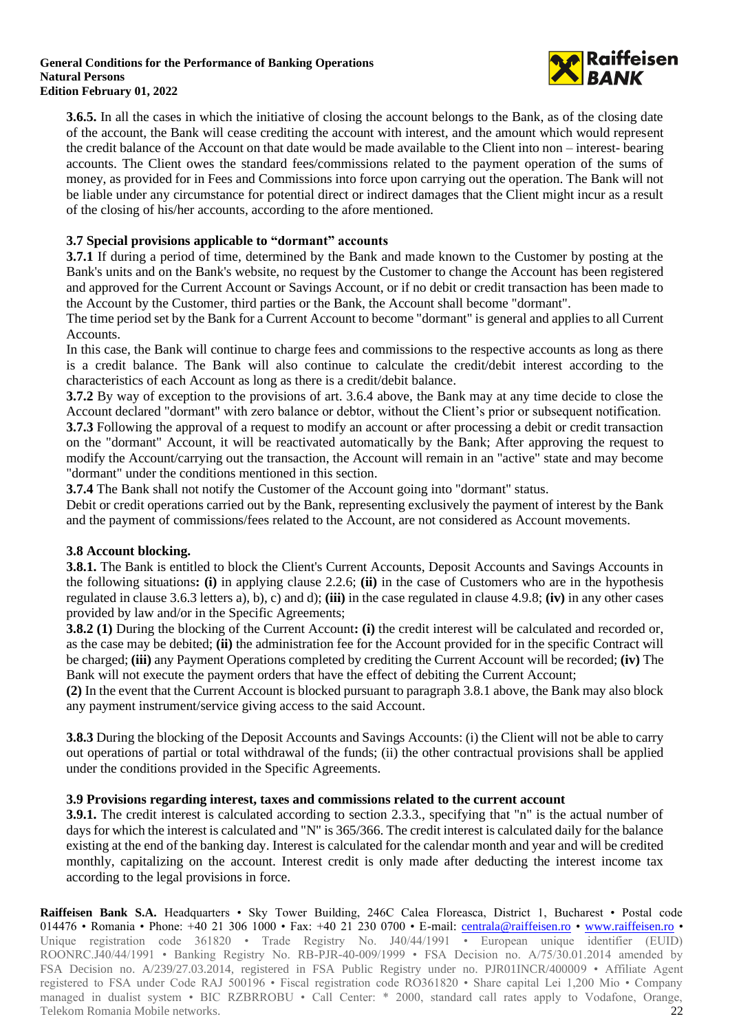**3.6.5.** In all the cases in which the initiative of closing the account belongs to the Bank, as of the closing date of the account, the Bank will cease crediting the account with interest, and the amount which would represent the credit balance of the Account on that date would be made available to the Client into non – interest- bearing accounts. The Client owes the standard fees/commissions related to the payment operation of the sums of money, as provided for in Fees and Commissions into force upon carrying out the operation. The Bank will not be liable under any circumstance for potential direct or indirect damages that the Client might incur as a result of the closing of his/her accounts, according to the afore mentioned.

### 3.7 Special provisions applicable to "dormant" accounts

**3.7.1** If during a period of time, determined by the Bank and made known to the Customer by posting at the Bank's units and on the Bank's website, no request by the Customer to change the Account has been registered and approved for the Current Account or Savings Account, or if no debit or credit transaction has been made to the Account by the Customer, third parties or the Bank, the Account shall become "dormant".

The time period set by the Bank for a Current Account to become "dormant" is general and applies to all Current Accounts.

In this case, the Bank will continue to charge fees and commissions to the respective accounts as long as there is a credit balance. The Bank will also continue to calculate the credit/debit interest according to the characteristics of each Account as long as there is a credit/debit balance.

**3.7.2** By way of exception to the provisions of art. 3.6.4 above, the Bank may at any time decide to close the Account declared "dormant" with zero balance or debtor, without the Client's prior or subsequent notification.

**3.7.3** Following the approval of a request to modify an account or after processing a debit or credit transaction on the "dormant" Account, it will be reactivated automatically by the Bank; After approving the request to modify the Account/carrying out the transaction, the Account will remain in an "active" state and may become "dormant" under the conditions mentioned in this section.

**3.7.4** The Bank shall not notify the Customer of the Account going into "dormant" status.

Debit or credit operations carried out by the Bank, representing exclusively the payment of interest by the Bank and the payment of commissions/fees related to the Account, are not considered as Account movements.

### 3.8 Account blocking.

**3.8.1.** The Bank is entitled to block the Client's Current Accounts, Deposit Accounts and Savings Accounts in the following situations**: (i)** in applying clause 2.2.6; **(ii)** in the case of Customers who are in the hypothesis regulated in clause 3.6.3 letters a), b), c) and d); **(iii)** in the case regulated in clause 4.9.8; **(iv)** in any other cases provided by law and/or in the Specific Agreements;

**3.8.2 (1)** During the blocking of the Current Account**: (i)** the credit interest will be calculated and recorded or, as the case may be debited; **(ii)** the administration fee for the Account provided for in the specific Contract will be charged; **(iii)** any Payment Operations completed by crediting the Current Account will be recorded; **(iv)** The Bank will not execute the payment orders that have the effect of debiting the Current Account;

**(2)** In the event that the Current Account is blocked pursuant to paragraph 3.8.1 above, the Bank may also block any payment instrument/service giving access to the said Account.

**3.8.3** During the blocking of the Deposit Accounts and Savings Accounts: (i) the Client will not be able to carry out operations of partial or total withdrawal of the funds; (ii) the other contractual provisions shall be applied under the conditions provided in the Specific Agreements.

### 3.9 Provisions regarding interest, taxes and commissions related to the current account

**3.9.1.** The credit interest is calculated according to section 2.3.3., specifying that "n" is the actual number of days for which the interest is calculated and "N" is 365/366. The credit interest is calculated daily for the balance existing at the end of the banking day. Interest is calculated for the calendar month and year and will be credited monthly, capitalizing on the account. Interest credit is only made after deducting the interest income tax according to the legal provisions in force.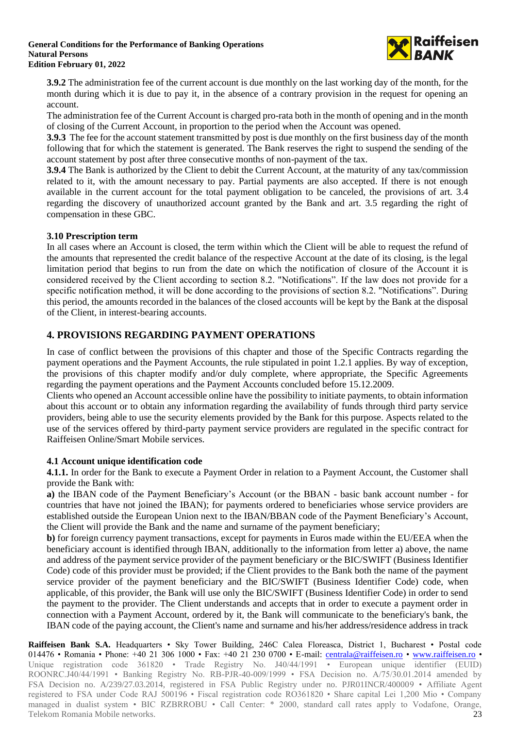**3.9.2** The administration fee of the current account is due monthly on the last working day of the month, for the month during which it is due to pay it, in the absence of a contrary provision in the request for opening an account.

The administration fee of the Current Account is charged pro-rata both in the month of opening and in the month of closing of the Current Account, in proportion to the period when the Account was opened.

**3.9.3** The fee for the account statement transmitted by post is due monthly on the first business day of the month following that for which the statement is generated. The Bank reserves the right to suspend the sending of the account statement by post after three consecutive months of non-payment of the tax.

**3.9.4** The Bank is authorized by the Client to debit the Current Account, at the maturity of any tax/commission related to it, with the amount necessary to pay. Partial payments are also accepted. If there is not enough available in the current account for the total payment obligation to be canceled, the provisions of art. 3.4 regarding the discovery of unauthorized account granted by the Bank and art. 3.5 regarding the right of compensation in these GBC.

### 3.10 Prescription term

In all cases where an Account is closed, the term within which the Client will be able to request the refund of the amounts that represented the credit balance of the respective Account at the date of its closing, is the legal limitation period that begins to run from the date on which the notification of closure of the Account it is considered received by the Client according to section 8.2. "Notifications". If the law does not provide for a specific notification method, it will be done according to the provisions of section 8.2. "Notifications". During this period, the amounts recorded in the balances of the closed accounts will be kept by the Bank at the disposal of the Client, in interest-bearing accounts.

## 4. PROVISIONS REGARDING PAYMENT OPERATIONS

In case of conflict between the provisions of this chapter and those of the Specific Contracts regarding the payment operations and the Payment Accounts, the rule stipulated in point 1.2.1 applies. By way of exception, the provisions of this chapter modify and/or duly complete, where appropriate, the Specific Agreements regarding the payment operations and the Payment Accounts concluded before 15.12.2009.

Clients who opened an Account accessible online have the possibility to initiate payments, to obtain information about this account or to obtain any information regarding the availability of funds through third party service providers, being able to use the security elements provided by the Bank for this purpose. Aspects related to the use of the services offered by third-party payment service providers are regulated in the specific contract for Raiffeisen Online/Smart Mobile services.

### 4.1 Account unique identification code

**4.1.1.** In order for the Bank to execute a Payment Order in relation to a Payment Account, the Customer shall provide the Bank with:

**a)** the IBAN code of the Payment Beneficiary's Account (or the BBAN - basic bank account number - for countries that have not joined the IBAN); for payments ordered to beneficiaries whose service providers are established outside the European Union next to the IBAN/BBAN code of the Payment Beneficiary's Account, the Client will provide the Bank and the name and surname of the payment beneficiary;

**b)** for foreign currency payment transactions, except for payments in Euros made within the EU/EEA when the beneficiary account is identified through IBAN, additionally to the information from letter a) above, the name and address of the payment service provider of the payment beneficiary or the BIC/SWIFT (Business Identifier Code) code of this provider must be provided; if the Client provides to the Bank both the name of the payment service provider of the payment beneficiary and the BIC/SWIFT (Business Identifier Code) code, when applicable, of this provider, the Bank will use only the BIC/SWIFT (Business Identifier Code) in order to send the payment to the provider. The Client understands and accepts that in order to execute a payment order in connection with a Payment Account, ordered by it, the Bank will communicate to the beneficiary's bank, the IBAN code of the paying account, the Client's name and surname and his/her address/residence address in track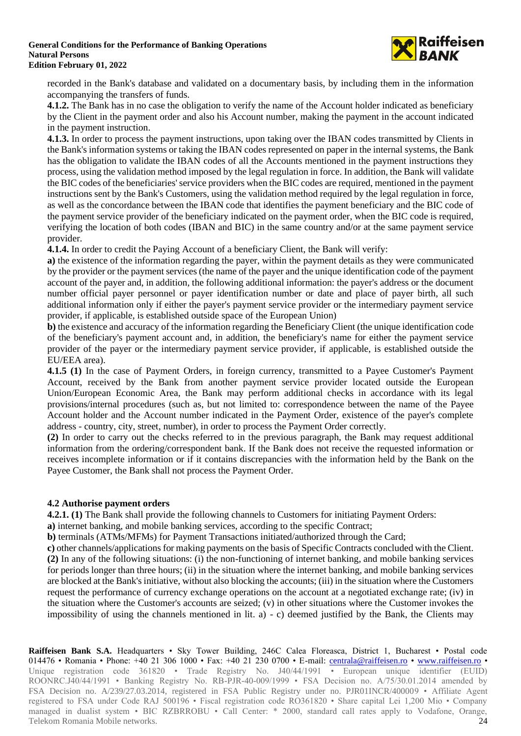recorded in the Bank's database and validated on a documentary basis, by including them in the information accompanying the transfers of funds.

**4.1.2.** The Bank has in no case the obligation to verify the name of the Account holder indicated as beneficiary by the Client in the payment order and also his Account number, making the payment in the account indicated in the payment instruction.

**4.1.3.** In order to process the payment instructions, upon taking over the IBAN codes transmitted by Clients in the Bank's information systems or taking the IBAN codes represented on paper in the internal systems, the Bank has the obligation to validate the IBAN codes of all the Accounts mentioned in the payment instructions they process, using the validation method imposed by the legal regulation in force. In addition, the Bank will validate the BIC codes of the beneficiaries' service providers when the BIC codes are required, mentioned in the payment instructions sent by the Bank's Customers, using the validation method required by the legal regulation in force, as well as the concordance between the IBAN code that identifies the payment beneficiary and the BIC code of the payment service provider of the beneficiary indicated on the payment order, when the BIC code is required, verifying the location of both codes (IBAN and BIC) in the same country and/or at the same payment service provider.

**4.1.4.** In order to credit the Paying Account of a beneficiary Client, the Bank will verify:

**a)** the existence of the information regarding the payer, within the payment details as they were communicated by the provider or the payment services (the name of the payer and the unique identification code of the payment account of the payer and, in addition, the following additional information: the payer's address or the document number official payer personnel or payer identification number or date and place of payer birth, all such additional information only if either the payer's payment service provider or the intermediary payment service provider, if applicable, is established outside space of the European Union)

**b)** the existence and accuracy of the information regarding the Beneficiary Client (the unique identification code of the beneficiary's payment account and, in addition, the beneficiary's name for either the payment service provider of the payer or the intermediary payment service provider, if applicable, is established outside the EU/EEA area).

**4.1.5 (1)** In the case of Payment Orders, in foreign currency, transmitted to a Payee Customer's Payment Account, received by the Bank from another payment service provider located outside the European Union/European Economic Area, the Bank may perform additional checks in accordance with its legal provisions/internal procedures (such as, but not limited to: correspondence between the name of the Payee Account holder and the Account number indicated in the Payment Order, existence of the payer's complete address - country, city, street, number), in order to process the Payment Order correctly.

**(2)** In order to carry out the checks referred to in the previous paragraph, the Bank may request additional information from the ordering/correspondent bank. If the Bank does not receive the requested information or receives incomplete information or if it contains discrepancies with the information held by the Bank on the Payee Customer, the Bank shall not process the Payment Order.

### 4.2 Authorise payment orders

**4.2.1. (1)** The Bank shall provide the following channels to Customers for initiating Payment Orders:

**a)** internet banking, and mobile banking services, according to the specific Contract;

**b)** terminals (ATMs/MFMs) for Payment Transactions initiated/authorized through the Card;

**c)** other channels/applications for making payments on the basis of Specific Contracts concluded with the Client.

**(2)** In any of the following situations: (i) the non-functioning of internet banking, and mobile banking services for periods longer than three hours; (ii) in the situation where the internet banking, and mobile banking services are blocked at the Bank's initiative, without also blocking the accounts; (iii) in the situation where the Customers request the performance of currency exchange operations on the account at a negotiated exchange rate; (iv) in the situation where the Customer's accounts are seized; (v) in other situations where the Customer invokes the impossibility of using the channels mentioned in lit. a) - c) deemed justified by the Bank, the Clients may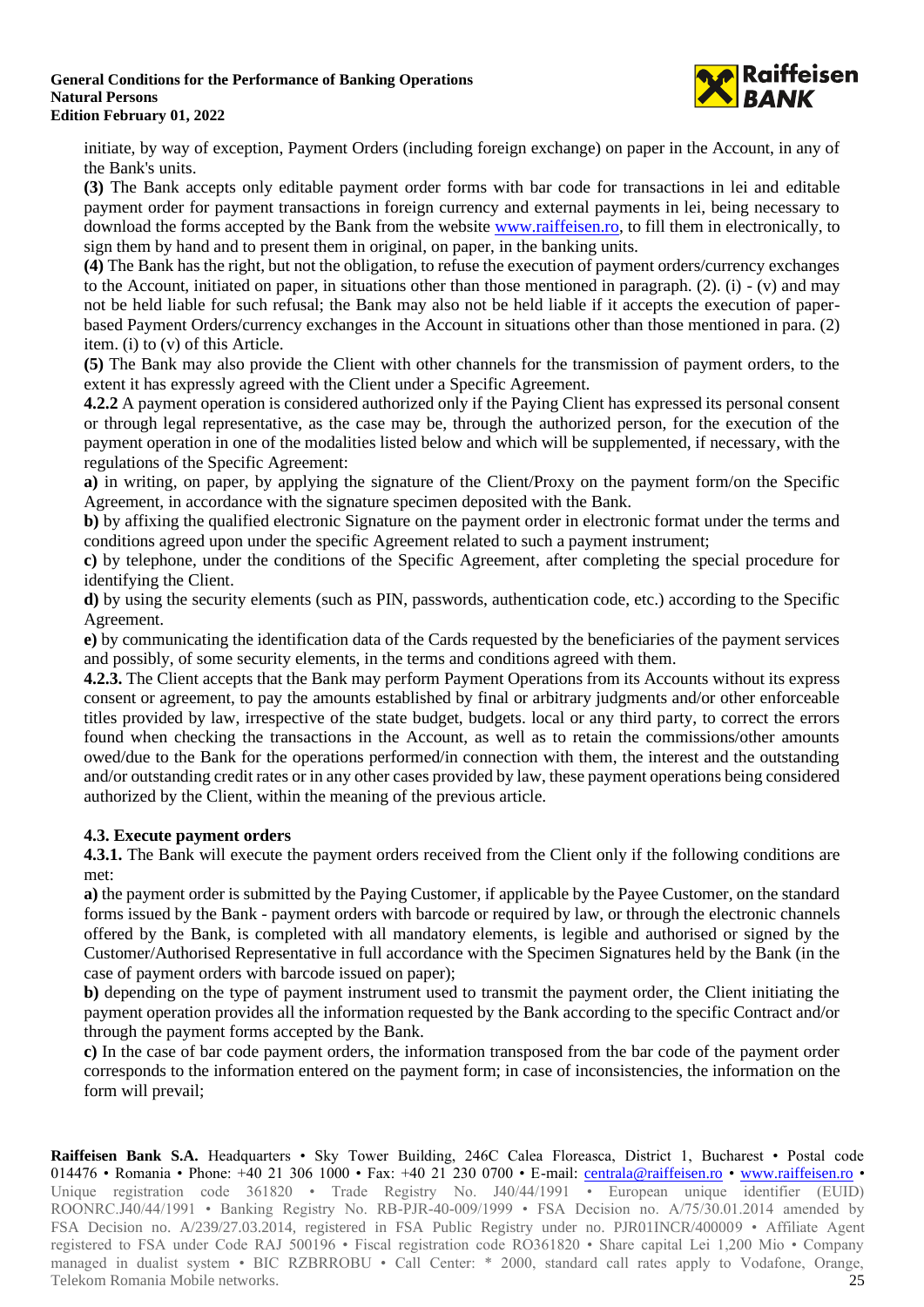initiate, by way of exception, Payment Orders (including foreign exchange) on paper in the Account, in any of the Bank's units.

**(3)** The Bank accepts only editable payment order forms with bar code for transactions in lei and editable payment order for payment transactions in foreign currency and external payments in lei, being necessary to download the forms accepted by the Bank from the website www.raiffeisen.ro, to fill them in electronically, to sign them by hand and to present them in original, on paper, in the banking units.

**(4)** The Bank has the right, but not the obligation, to refuse the execution of payment orders/currency exchanges to the Account, initiated on paper, in situations other than those mentioned in paragraph. (2). (i) - (v) and may not be held liable for such refusal; the Bank may also not be held liable if it accepts the execution of paper-based Payment Orders/currency exchanges in the Account in situations other than those mentioned in para. (2) item. (i) to (v) of this Article.

**(5)** The Bank may also provide the Client with other channels for the transmission of payment orders, to the extent it has expressly agreed with the Client under a Specific Agreement.

**4.2.2** A payment operation is considered authorized only if the Paying Client has expressed its personal consent or through legal representative, as the case may be, through the authorized person, for the execution of the payment operation in one of the modalities listed below and which will be supplemented, if necessary, with the regulations of the Specific Agreement:

**a)** in writing, on paper, by applying the signature of the Client/Proxy on the payment form/on the Specific Agreement, in accordance with the signature specimen deposited with the Bank.

**b)** by affixing the qualified electronic Signature on the payment order in electronic format under the terms and conditions agreed upon under the specific Agreement related to such a payment instrument;

**c)** by telephone, under the conditions of the Specific Agreement, after completing the special procedure for identifying the Client.

**d)** by using the security elements (such as PIN, passwords, authentication code, etc.) according to the Specific Agreement.

**e)** by communicating the identification data of the Cards requested by the beneficiaries of the payment services and possibly, of some security elements, in the terms and conditions agreed with them.

**4.2.3.** The Client accepts that the Bank may perform Payment Operations from its Accounts without its express consent or agreement, to pay the amounts established by final or arbitrary judgments and/or other enforceable titles provided by law, irrespective of the state budget, budgets. local or any third party, to correct the errors found when checking the transactions in the Account, as well as to retain the commissions/other amounts owed/due to the Bank for the operations performed/in connection with them, the interest and the outstanding and/or outstanding credit rates or in any other cases provided by law, these payment operations being considered authorized by the Client, within the meaning of the previous article.

### 4.3. Execute payment orders

**4.3.1.** The Bank will execute the payment orders received from the Client only if the following conditions are met:

**a)** the payment order is submitted by the Paying Customer, if applicable by the Payee Customer, on the standard forms issued by the Bank - payment orders with barcode or required by law, or through the electronic channels offered by the Bank, is completed with all mandatory elements, is legible and authorised or signed by the Customer/Authorised Representative in full accordance with the Specimen Signatures held by the Bank (in the case of payment orders with barcode issued on paper);

**b)** depending on the type of payment instrument used to transmit the payment order, the Client initiating the payment operation provides all the information requested by the Bank according to the specific Contract and/or through the payment forms accepted by the Bank.

**c)** In the case of bar code payment orders, the information transposed from the bar code of the payment order corresponds to the information entered on the payment form; in case of inconsistencies, the information on the form will prevail;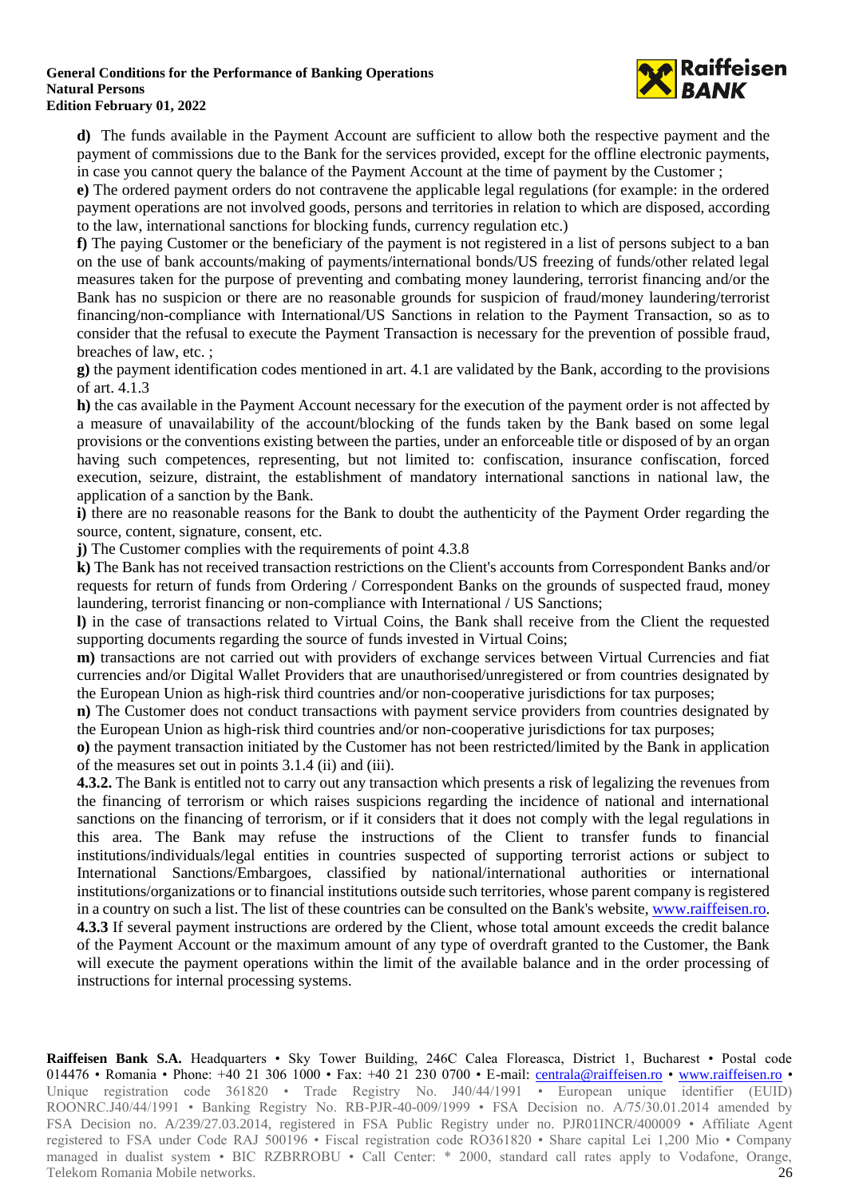**d)** The funds available in the Payment Account are sufficient to allow both the respective payment and the payment of commissions due to the Bank for the services provided, except for the offline electronic payments, in case you cannot query the balance of the Payment Account at the time of payment by the Customer ;

**e)** The ordered payment orders do not contravene the applicable legal regulations (for example: in the ordered payment operations are not involved goods, persons and territories in relation to which are disposed, according to the law, international sanctions for blocking funds, currency regulation etc.)

**f)** The paying Customer or the beneficiary of the payment is not registered in a list of persons subject to a ban on the use of bank accounts/making of payments/international bonds/US freezing of funds/other related legal measures taken for the purpose of preventing and combating money laundering, terrorist financing and/or the Bank has no suspicion or there are no reasonable grounds for suspicion of fraud/money laundering/terrorist financing/non-compliance with International/US Sanctions in relation to the Payment Transaction, so as to consider that the refusal to execute the Payment Transaction is necessary for the prevention of possible fraud, breaches of law, etc. ;

**g)** the payment identification codes mentioned in art. 4.1 are validated by the Bank, according to the provisions of art. 4.1.3

**h)** the cas available in the Payment Account necessary for the execution of the payment order is not affected by a measure of unavailability of the account/blocking of the funds taken by the Bank based on some legal provisions or the conventions existing between the parties, under an enforceable title or disposed of by an organ having such competences, representing, but not limited to: confiscation, insurance confiscation, forced execution, seizure, distraint, the establishment of mandatory international sanctions in national law, the application of a sanction by the Bank.

**i)** there are no reasonable reasons for the Bank to doubt the authenticity of the Payment Order regarding the source, content, signature, consent, etc.

**j)** The Customer complies with the requirements of point 4.3.8

**k)** The Bank has not received transaction restrictions on the Client's accounts from Correspondent Banks and/or requests for return of funds from Ordering / Correspondent Banks on the grounds of suspected fraud, money laundering, terrorist financing or non-compliance with International / US Sanctions;

**l)** in the case of transactions related to Virtual Coins, the Bank shall receive from the Client the requested supporting documents regarding the source of funds invested in Virtual Coins;

**m)** transactions are not carried out with providers of exchange services between Virtual Currencies and fiat currencies and/or Digital Wallet Providers that are unauthorised/unregistered or from countries designated by the European Union as high-risk third countries and/or non-cooperative jurisdictions for tax purposes;

**n)** The Customer does not conduct transactions with payment service providers from countries designated by the European Union as high-risk third countries and/or non-cooperative jurisdictions for tax purposes;

**o)** the payment transaction initiated by the Customer has not been restricted/limited by the Bank in application of the measures set out in points 3.1.4 (ii) and (iii).

**4.3.2.** The Bank is entitled not to carry out any transaction which presents a risk of legalizing the revenues from the financing of terrorism or which raises suspicions regarding the incidence of national and international sanctions on the financing of terrorism, or if it considers that it does not comply with the legal regulations in this area. The Bank may refuse the instructions of the Client to transfer funds to financial institutions/individuals/legal entities in countries suspected of supporting terrorist actions or subject to International Sanctions/Embargoes, classified by national/international authorities or international institutions/organizations or to financial institutions outside such territories, whose parent company is registered in a country on such a list. The list of these countries can be consulted on the Bank's website, www.raiffeisen.ro.

**4.3.3** If several payment instructions are ordered by the Client, whose total amount exceeds the credit balance of the Payment Account or the maximum amount of any type of overdraft granted to the Customer, the Bank will execute the payment operations within the limit of the available balance and in the order processing of instructions for internal processing systems.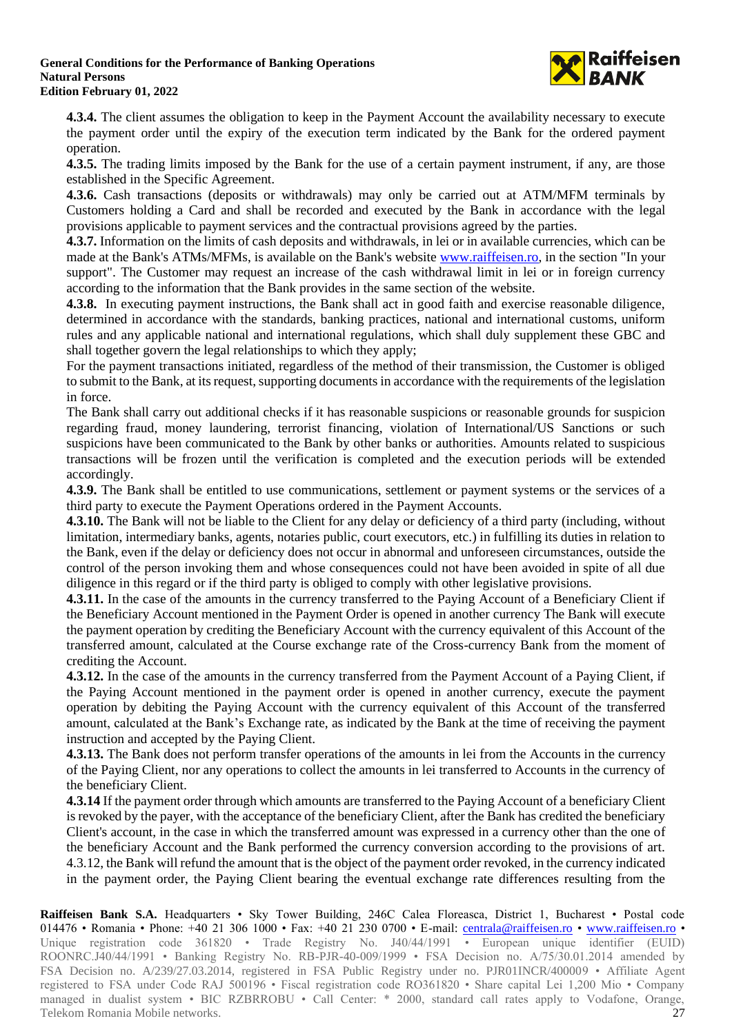**4.3.4.** The client assumes the obligation to keep in the Payment Account the availability necessary to execute the payment order until the expiry of the execution term indicated by the Bank for the ordered payment operation.

**4.3.5.** The trading limits imposed by the Bank for the use of a certain payment instrument, if any, are those established in the Specific Agreement.

**4.3.6.** Cash transactions (deposits or withdrawals) may only be carried out at ATM/MFM terminals by Customers holding a Card and shall be recorded and executed by the Bank in accordance with the legal provisions applicable to payment services and the contractual provisions agreed by the parties.

**4.3.7.** Information on the limits of cash deposits and withdrawals, in lei or in available currencies, which can be made at the Bank's ATMs/MFMs, is available on the Bank's website www.raiffeisen.ro, in the section "In your support". The Customer may request an increase of the cash withdrawal limit in lei or in foreign currency according to the information that the Bank provides in the same section of the website.

**4.3.8.** In executing payment instructions, the Bank shall act in good faith and exercise reasonable diligence, determined in accordance with the standards, banking practices, national and international customs, uniform rules and any applicable national and international regulations, which shall duly supplement these GBC and shall together govern the legal relationships to which they apply;

For the payment transactions initiated, regardless of the method of their transmission, the Customer is obliged to submit to the Bank, at its request, supporting documents in accordance with the requirements of the legislation in force.

The Bank shall carry out additional checks if it has reasonable suspicions or reasonable grounds for suspicion regarding fraud, money laundering, terrorist financing, violation of International/US Sanctions or such suspicions have been communicated to the Bank by other banks or authorities. Amounts related to suspicious transactions will be frozen until the verification is completed and the execution periods will be extended accordingly.

**4.3.9.** The Bank shall be entitled to use communications, settlement or payment systems or the services of a third party to execute the Payment Operations ordered in the Payment Accounts.

**4.3.10.** The Bank will not be liable to the Client for any delay or deficiency of a third party (including, without limitation, intermediary banks, agents, notaries public, court executors, etc.) in fulfilling its duties in relation to the Bank, even if the delay or deficiency does not occur in abnormal and unforeseen circumstances, outside the control of the person invoking them and whose consequences could not have been avoided in spite of all due diligence in this regard or if the third party is obliged to comply with other legislative provisions.

**4.3.11.** In the case of the amounts in the currency transferred to the Paying Account of a Beneficiary Client if the Beneficiary Account mentioned in the Payment Order is opened in another currency The Bank will execute the payment operation by crediting the Beneficiary Account with the currency equivalent of this Account of the transferred amount, calculated at the Course exchange rate of the Cross-currency Bank from the moment of crediting the Account.

**4.3.12.** In the case of the amounts in the currency transferred from the Payment Account of a Paying Client, if the Paying Account mentioned in the payment order is opened in another currency, execute the payment operation by debiting the Paying Account with the currency equivalent of this Account of the transferred amount, calculated at the Bank's Exchange rate, as indicated by the Bank at the time of receiving the payment instruction and accepted by the Paying Client.

**4.3.13.** The Bank does not perform transfer operations of the amounts in lei from the Accounts in the currency of the Paying Client, nor any operations to collect the amounts in lei transferred to Accounts in the currency of the beneficiary Client.

**4.3.14** If the payment order through which amounts are transferred to the Paying Account of a beneficiary Client is revoked by the payer, with the acceptance of the beneficiary Client, after the Bank has credited the beneficiary Client's account, in the case in which the transferred amount was expressed in a currency other than the one of the beneficiary Account and the Bank performed the currency conversion according to the provisions of art. 4.3.12, the Bank will refund the amount that is the object of the payment order revoked, in the currency indicated in the payment order, the Paying Client bearing the eventual exchange rate differences resulting from the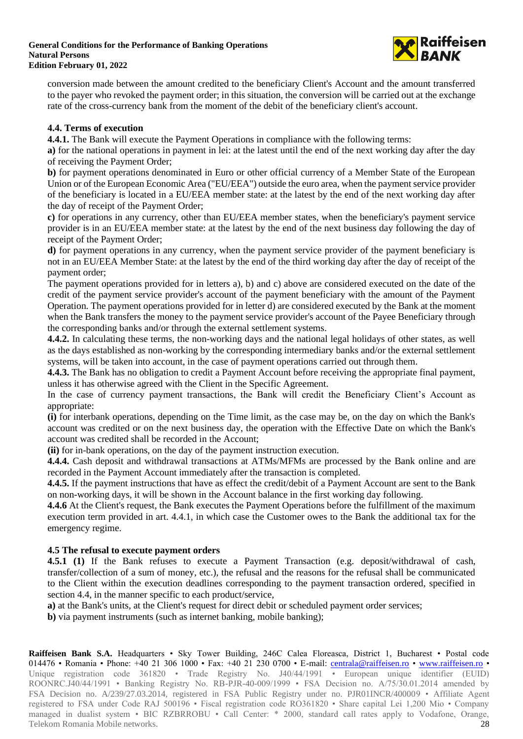conversion made between the amount credited to the beneficiary Client's Account and the amount transferred to the payer who revoked the payment order; in this situation, the conversion will be carried out at the exchange rate of the cross-currency bank from the moment of the debit of the beneficiary client's account.

### 4.4. Terms of execution

**4.4.1.** The Bank will execute the Payment Operations in compliance with the following terms:

**a)** for the national operations in payment in lei: at the latest until the end of the next working day after the day of receiving the Payment Order;

**b)** for payment operations denominated in Euro or other official currency of a Member State of the European Union or of the European Economic Area ("EU/EEA") outside the euro area, when the payment service provider of the beneficiary is located in a EU/EEA member state: at the latest by the end of the next working day after the day of receipt of the Payment Order;

**c)** for operations in any currency, other than EU/EEA member states, when the beneficiary's payment service provider is in an EU/EEA member state: at the latest by the end of the next business day following the day of receipt of the Payment Order;

**d)** for payment operations in any currency, when the payment service provider of the payment beneficiary is not in an EU/EEA Member State: at the latest by the end of the third working day after the day of receipt of the payment order;

The payment operations provided for in letters a), b) and c) above are considered executed on the date of the credit of the payment service provider's account of the payment beneficiary with the amount of the Payment Operation. The payment operations provided for in letter d) are considered executed by the Bank at the moment when the Bank transfers the money to the payment service provider's account of the Payee Beneficiary through the corresponding banks and/or through the external settlement systems.

**4.4.2.** In calculating these terms, the non-working days and the national legal holidays of other states, as well as the days established as non-working by the corresponding intermediary banks and/or the external settlement systems, will be taken into account, in the case of payment operations carried out through them.

**4.4.3.** The Bank has no obligation to credit a Payment Account before receiving the appropriate final payment, unless it has otherwise agreed with the Client in the Specific Agreement.

In the case of currency payment transactions, the Bank will credit the Beneficiary Client's Account as appropriate:

**(i)** for interbank operations, depending on the Time limit, as the case may be, on the day on which the Bank's account was credited or on the next business day, the operation with the Effective Date on which the Bank's account was credited shall be recorded in the Account;

**(ii)** for in-bank operations, on the day of the payment instruction execution.

**4.4.4.** Cash deposit and withdrawal transactions at ATMs/MFMs are processed by the Bank online and are recorded in the Payment Account immediately after the transaction is completed.

**4.4.5.** If the payment instructions that have as effect the credit/debit of a Payment Account are sent to the Bank on non-working days, it will be shown in the Account balance in the first working day following.

**4.4.6** At the Client's request, the Bank executes the Payment Operations before the fulfillment of the maximum execution term provided in art. 4.4.1, in which case the Customer owes to the Bank the additional tax for the emergency regime.

### 4.5 The refusal to execute payment orders

**4.5.1 (1)** If the Bank refuses to execute a Payment Transaction (e.g. deposit/withdrawal of cash, transfer/collection of a sum of money, etc.), the refusal and the reasons for the refusal shall be communicated to the Client within the execution deadlines corresponding to the payment transaction ordered, specified in section 4.4, in the manner specific to each product/service,

**a)** at the Bank's units, at the Client's request for direct debit or scheduled payment order services;

**b)** via payment instruments (such as internet banking, mobile banking);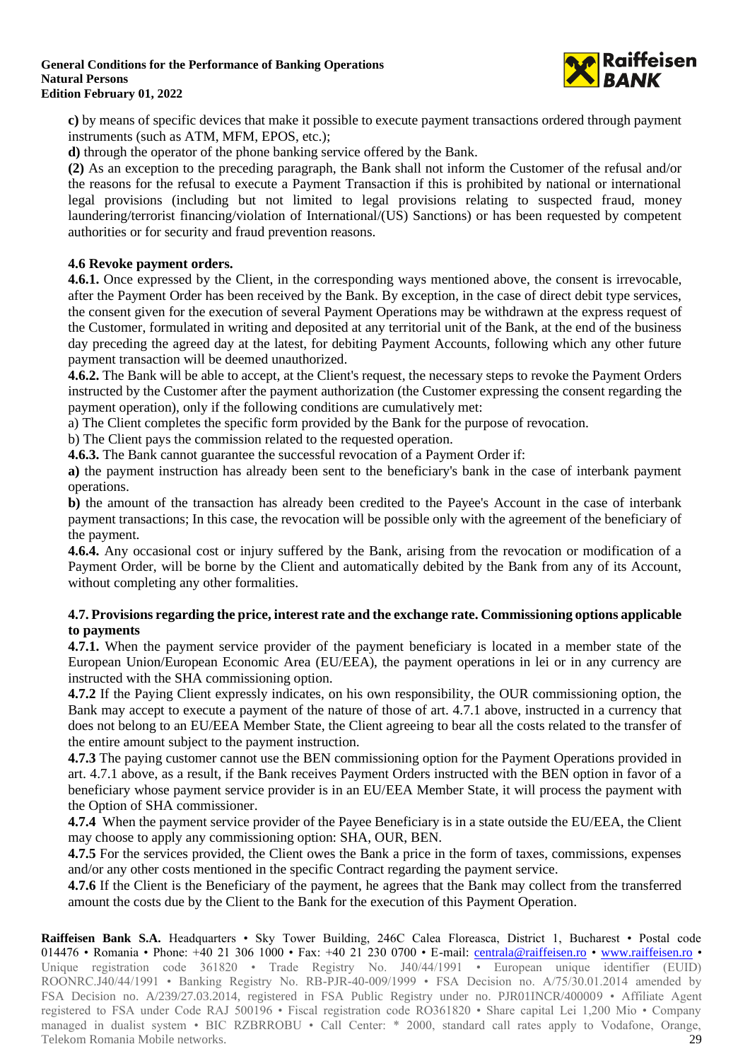**c)** by means of specific devices that make it possible to execute payment transactions ordered through payment instruments (such as ATM, MFM, EPOS, etc.);

**d)** through the operator of the phone banking service offered by the Bank.

**(2)** As an exception to the preceding paragraph, the Bank shall not inform the Customer of the refusal and/or the reasons for the refusal to execute a Payment Transaction if this is prohibited by national or international legal provisions (including but not limited to legal provisions relating to suspected fraud, money laundering/terrorist financing/violation of International/(US) Sanctions) or has been requested by competent authorities or for security and fraud prevention reasons.

### 4.6 Revoke payment orders.

**4.6.1.** Once expressed by the Client, in the corresponding ways mentioned above, the consent is irrevocable, after the Payment Order has been received by the Bank. By exception, in the case of direct debit type services, the consent given for the execution of several Payment Operations may be withdrawn at the express request of the Customer, formulated in writing and deposited at any territorial unit of the Bank, at the end of the business day preceding the agreed day at the latest, for debiting Payment Accounts, following which any other future payment transaction will be deemed unauthorized.

**4.6.2.** The Bank will be able to accept, at the Client's request, the necessary steps to revoke the Payment Orders instructed by the Customer after the payment authorization (the Customer expressing the consent regarding the payment operation), only if the following conditions are cumulatively met:

a) The Client completes the specific form provided by the Bank for the purpose of revocation.

b) The Client pays the commission related to the requested operation.

**4.6.3.** The Bank cannot guarantee the successful revocation of a Payment Order if:

**a)** the payment instruction has already been sent to the beneficiary's bank in the case of interbank payment operations.

**b)** the amount of the transaction has already been credited to the Payee's Account in the case of interbank payment transactions; In this case, the revocation will be possible only with the agreement of the beneficiary of the payment.

**4.6.4.** Any occasional cost or injury suffered by the Bank, arising from the revocation or modification of a Payment Order, will be borne by the Client and automatically debited by the Bank from any of its Account, without completing any other formalities.

### 4.7. Provisions regarding the price, interest rate and the exchange rate. Commissioning options applicable to payments

**4.7.1.** When the payment service provider of the payment beneficiary is located in a member state of the European Union/European Economic Area (EU/EEA), the payment operations in lei or in any currency are instructed with the SHA commissioning option.

**4.7.2** If the Paying Client expressly indicates, on his own responsibility, the OUR commissioning option, the Bank may accept to execute a payment of the nature of those of art. 4.7.1 above, instructed in a currency that does not belong to an EU/EEA Member State, the Client agreeing to bear all the costs related to the transfer of the entire amount subject to the payment instruction.

**4.7.3** The paying customer cannot use the BEN commissioning option for the Payment Operations provided in art. 4.7.1 above, as a result, if the Bank receives Payment Orders instructed with the BEN option in favor of a beneficiary whose payment service provider is in an EU/EEA Member State, it will process the payment with the Option of SHA commissioner.

**4.7.4** When the payment service provider of the Payee Beneficiary is in a state outside the EU/EEA, the Client may choose to apply any commissioning option: SHA, OUR, BEN.

**4.7.5** For the services provided, the Client owes the Bank a price in the form of taxes, commissions, expenses and/or any other costs mentioned in the specific Contract regarding the payment service.

**4.7.6** If the Client is the Beneficiary of the payment, he agrees that the Bank may collect from the transferred amount the costs due by the Client to the Bank for the execution of this Payment Operation.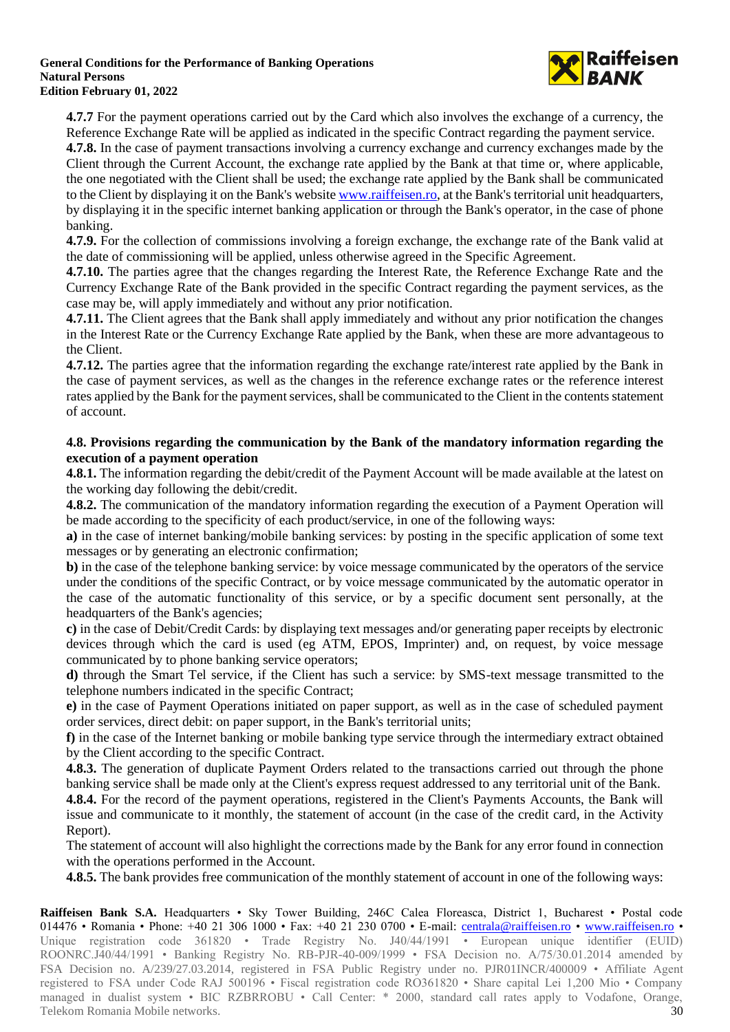**4.7.7** For the payment operations carried out by the Card which also involves the exchange of a currency, the Reference Exchange Rate will be applied as indicated in the specific Contract regarding the payment service.

**4.7.8.** In the case of payment transactions involving a currency exchange and currency exchanges made by the Client through the Current Account, the exchange rate applied by the Bank at that time or, where applicable, the one negotiated with the Client shall be used; the exchange rate applied by the Bank shall be communicated to the Client by displaying it on the Bank's website www.raiffeisen.ro, at the Bank's territorial unit headquarters, by displaying it in the specific internet banking application or through the Bank's operator, in the case of phone banking.

**4.7.9.** For the collection of commissions involving a foreign exchange, the exchange rate of the Bank valid at the date of commissioning will be applied, unless otherwise agreed in the Specific Agreement.

**4.7.10.** The parties agree that the changes regarding the Interest Rate, the Reference Exchange Rate and the Currency Exchange Rate of the Bank provided in the specific Contract regarding the payment services, as the case may be, will apply immediately and without any prior notification.

**4.7.11.** The Client agrees that the Bank shall apply immediately and without any prior notification the changes in the Interest Rate or the Currency Exchange Rate applied by the Bank, when these are more advantageous to the Client.

**4.7.12.** The parties agree that the information regarding the exchange rate/interest rate applied by the Bank in the case of payment services, as well as the changes in the reference exchange rates or the reference interest rates applied by the Bank for the payment services, shall be communicated to the Client in the contents statement of account.

**4.8. Provisions regarding the communication by the Bank of the mandatory information regarding the execution of a payment operation**

**4.8.1.** The information regarding the debit/credit of the Payment Account will be made available at the latest on the working day following the debit/credit.

**4.8.2.** The communication of the mandatory information regarding the execution of a Payment Operation will be made according to the specificity of each product/service, in one of the following ways:

**a)** in the case of internet banking/mobile banking services: by posting in the specific application of some text messages or by generating an electronic confirmation;

**b)** in the case of the telephone banking service: by voice message communicated by the operators of the service under the conditions of the specific Contract, or by voice message communicated by the automatic operator in the case of the automatic functionality of this service, or by a specific document sent personally, at the headquarters of the Bank's agencies;

**c)** in the case of Debit/Credit Cards: by displaying text messages and/or generating paper receipts by electronic devices through which the card is used (eg ATM, EPOS, Imprinter) and, on request, by voice message communicated by to phone banking service operators;

**d)** through the Smart Tel service, if the Client has such a service: by SMS-text message transmitted to the telephone numbers indicated in the specific Contract;

**e)** in the case of Payment Operations initiated on paper support, as well as in the case of scheduled payment order services, direct debit: on paper support, in the Bank's territorial units;

**f)** in the case of the Internet banking or mobile banking type service through the intermediary extract obtained by the Client according to the specific Contract.

**4.8.3.** The generation of duplicate Payment Orders related to the transactions carried out through the phone banking service shall be made only at the Client's express request addressed to any territorial unit of the Bank.

**4.8.4.** For the record of the payment operations, registered in the Client's Payments Accounts, the Bank will issue and communicate to it monthly, the statement of account (in the case of the credit card, in the Activity Report).

The statement of account will also highlight the corrections made by the Bank for any error found in connection with the operations performed in the Account.

**4.8.5.** The bank provides free communication of the monthly statement of account in one of the following ways: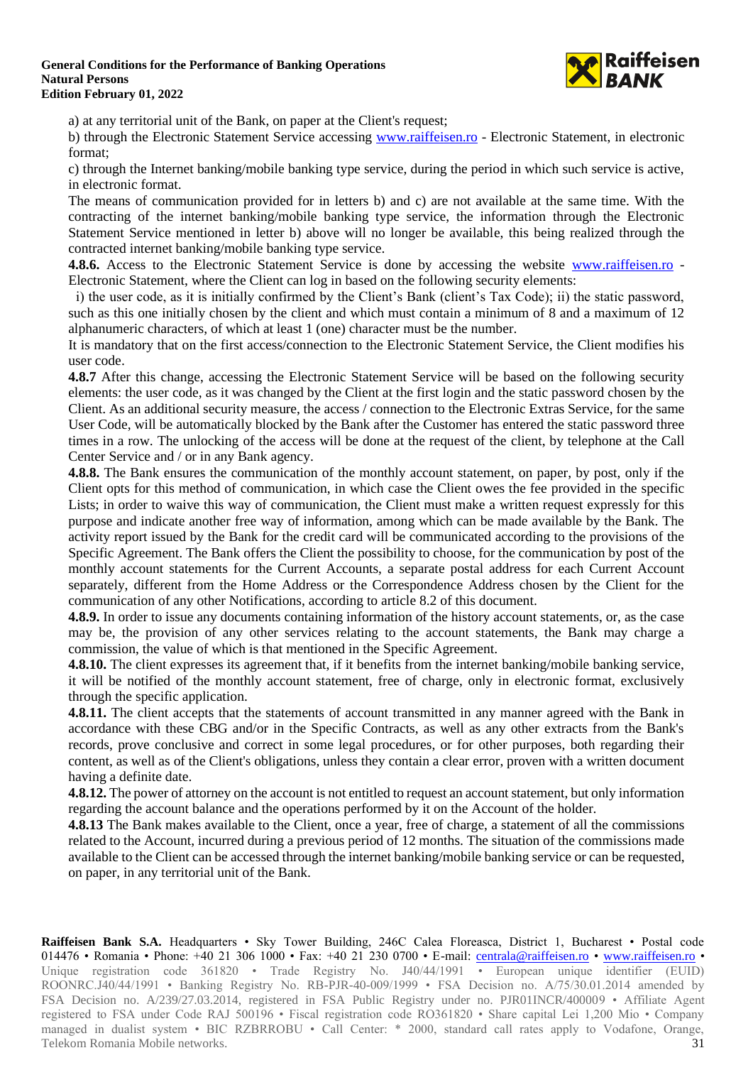a) at any territorial unit of the Bank, on paper at the Client's request;

b) through the Electronic Statement Service accessing www.raiffeisen.ro - Electronic Statement, in electronic format;

c) through the Internet banking/mobile banking type service, during the period in which such service is active, in electronic format.

The means of communication provided for in letters b) and c) are not available at the same time. With the contracting of the internet banking/mobile banking type service, the information through the Electronic Statement Service mentioned in letter b) above will no longer be available, this being realized through the contracted internet banking/mobile banking type service.

**4.8.6.** Access to the Electronic Statement Service is done by accessing the website www.raiffeisen.ro - Electronic Statement, where the Client can log in based on the following security elements:

i) the user code, as it is initially confirmed by the Client's Bank (client's Tax Code); ii) the static password, such as this one initially chosen by the client and which must contain a minimum of 8 and a maximum of 12 alphanumeric characters, of which at least 1 (one) character must be the number.

It is mandatory that on the first access/connection to the Electronic Statement Service, the Client modifies his user code.

**4.8.7** After this change, accessing the Electronic Statement Service will be based on the following security elements: the user code, as it was changed by the Client at the first login and the static password chosen by the Client. As an additional security measure, the access / connection to the Electronic Extras Service, for the same User Code, will be automatically blocked by the Bank after the Customer has entered the static password three times in a row. The unlocking of the access will be done at the request of the client, by telephone at the Call Center Service and / or in any Bank agency.

**4.8.8.** The Bank ensures the communication of the monthly account statement, on paper, by post, only if the Client opts for this method of communication, in which case the Client owes the fee provided in the specific Lists; in order to waive this way of communication, the Client must make a written request expressly for this purpose and indicate another free way of information, among which can be made available by the Bank. The activity report issued by the Bank for the credit card will be communicated according to the provisions of the Specific Agreement. The Bank offers the Client the possibility to choose, for the communication by post of the monthly account statements for the Current Accounts, a separate postal address for each Current Account separately, different from the Home Address or the Correspondence Address chosen by the Client for the communication of any other Notifications, according to article 8.2 of this document.

**4.8.9.** In order to issue any documents containing information of the history account statements, or, as the case may be, the provision of any other services relating to the account statements, the Bank may charge a commission, the value of which is that mentioned in the Specific Agreement.

**4.8.10.** The client expresses its agreement that, if it benefits from the internet banking/mobile banking service, it will be notified of the monthly account statement, free of charge, only in electronic format, exclusively through the specific application.

**4.8.11.** The client accepts that the statements of account transmitted in any manner agreed with the Bank in accordance with these CBG and/or in the Specific Contracts, as well as any other extracts from the Bank's records, prove conclusive and correct in some legal procedures, or for other purposes, both regarding their content, as well as of the Client's obligations, unless they contain a clear error, proven with a written document having a definite date.

**4.8.12.** The power of attorney on the account is not entitled to request an account statement, but only information regarding the account balance and the operations performed by it on the Account of the holder.

**4.8.13** The Bank makes available to the Client, once a year, free of charge, a statement of all the commissions related to the Account, incurred during a previous period of 12 months. The situation of the commissions made available to the Client can be accessed through the internet banking/mobile banking service or can be requested, on paper, in any territorial unit of the Bank.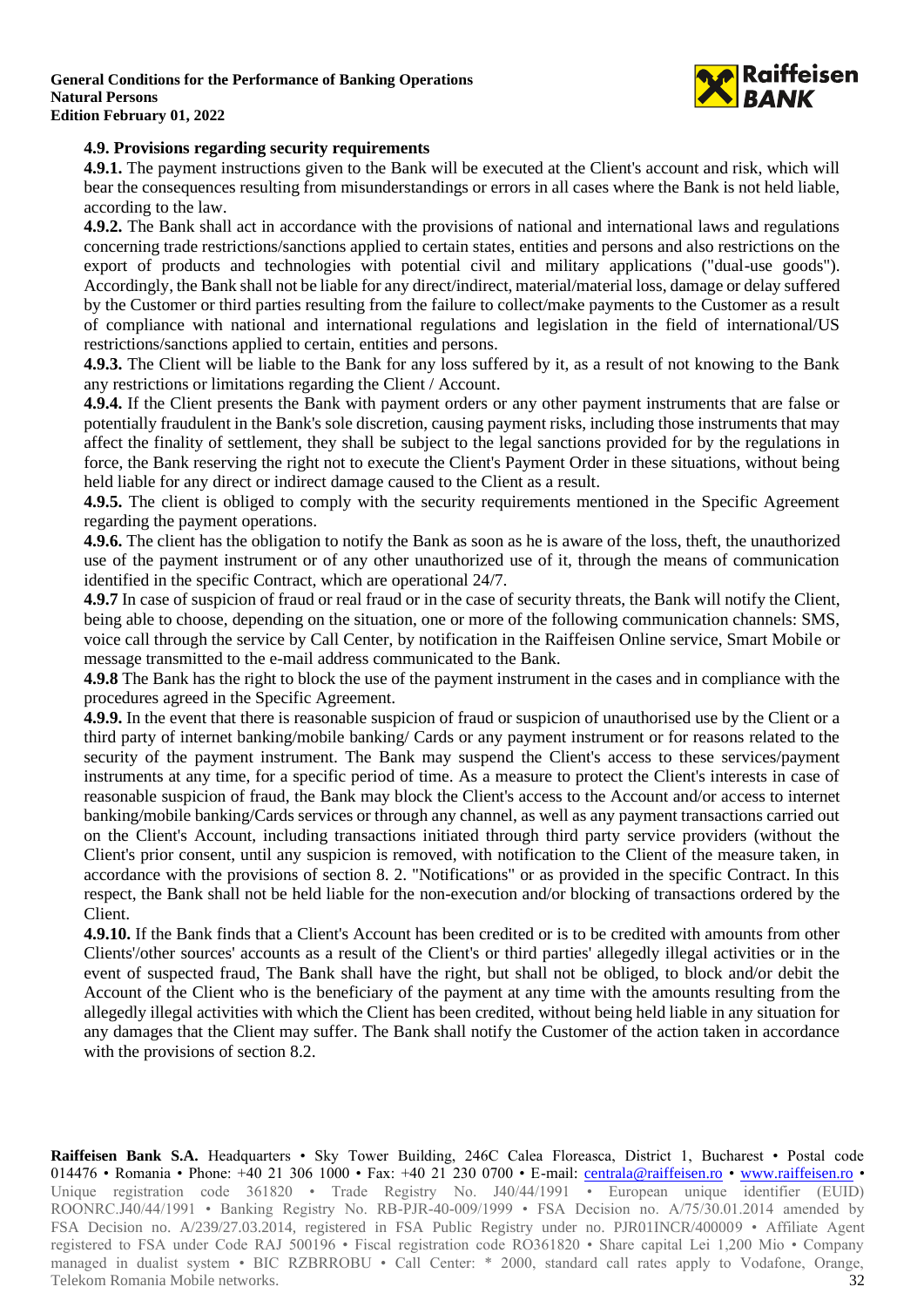### 4.9. Provisions regarding security requirements

**4.9.1.** The payment instructions given to the Bank will be executed at the Client's account and risk, which will bear the consequences resulting from misunderstandings or errors in all cases where the Bank is not held liable, according to the law.

**4.9.2.** The Bank shall act in accordance with the provisions of national and international laws and regulations concerning trade restrictions/sanctions applied to certain states, entities and persons and also restrictions on the export of products and technologies with potential civil and military applications ("dual-use goods"). Accordingly, the Bank shall not be liable for any direct/indirect, material/material loss, damage or delay suffered by the Customer or third parties resulting from the failure to collect/make payments to the Customer as a result of compliance with national and international regulations and legislation in the field of international/US restrictions/sanctions applied to certain, entities and persons.

**4.9.3.** The Client will be liable to the Bank for any loss suffered by it, as a result of not knowing to the Bank any restrictions or limitations regarding the Client / Account.

**4.9.4.** If the Client presents the Bank with payment orders or any other payment instruments that are false or potentially fraudulent in the Bank's sole discretion, causing payment risks, including those instruments that may affect the finality of settlement, they shall be subject to the legal sanctions provided for by the regulations in force, the Bank reserving the right not to execute the Client's Payment Order in these situations, without being held liable for any direct or indirect damage caused to the Client as a result.

**4.9.5.** The client is obliged to comply with the security requirements mentioned in the Specific Agreement regarding the payment operations.

**4.9.6.** The client has the obligation to notify the Bank as soon as he is aware of the loss, theft, the unauthorized use of the payment instrument or of any other unauthorized use of it, through the means of communication identified in the specific Contract, which are operational 24/7.

**4.9.7** In case of suspicion of fraud or real fraud or in the case of security threats, the Bank will notify the Client, being able to choose, depending on the situation, one or more of the following communication channels: SMS, voice call through the service by Call Center, by notification in the Raiffeisen Online service, Smart Mobile or message transmitted to the e-mail address communicated to the Bank.

**4.9.8** The Bank has the right to block the use of the payment instrument in the cases and in compliance with the procedures agreed in the Specific Agreement.

**4.9.9.** In the event that there is reasonable suspicion of fraud or suspicion of unauthorised use by the Client or a third party of internet banking/mobile banking/ Cards or any payment instrument or for reasons related to the security of the payment instrument. The Bank may suspend the Client's access to these services/payment instruments at any time, for a specific period of time. As a measure to protect the Client's interests in case of reasonable suspicion of fraud, the Bank may block the Client's access to the Account and/or access to internet banking/mobile banking/Cards services or through any channel, as well as any payment transactions carried out on the Client's Account, including transactions initiated through third party service providers (without the Client's prior consent, until any suspicion is removed, with notification to the Client of the measure taken, in accordance with the provisions of section 8. 2. "Notifications" or as provided in the specific Contract. In this respect, the Bank shall not be held liable for the non-execution and/or blocking of transactions ordered by the Client.

**4.9.10.** If the Bank finds that a Client's Account has been credited or is to be credited with amounts from other Clients'/other sources' accounts as a result of the Client's or third parties' allegedly illegal activities or in the event of suspected fraud, The Bank shall have the right, but shall not be obliged, to block and/or debit the Account of the Client who is the beneficiary of the payment at any time with the amounts resulting from the allegedly illegal activities with which the Client has been credited, without being held liable in any situation for any damages that the Client may suffer. The Bank shall notify the Customer of the action taken in accordance with the provisions of section 8.2.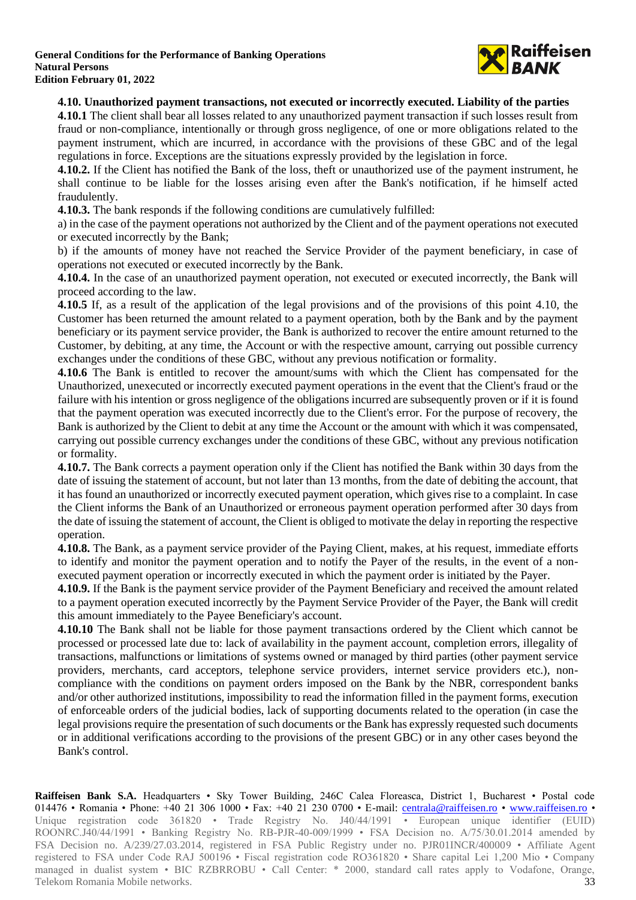### 4.10. Unauthorized payment transactions, not executed or incorrectly executed. Liability of the parties

**4.10.1** The client shall bear all losses related to any unauthorized payment transaction if such losses result from fraud or non-compliance, intentionally or through gross negligence, of one or more obligations related to the payment instrument, which are incurred, in accordance with the provisions of these GBC and of the legal regulations in force. Exceptions are the situations expressly provided by the legislation in force.

**4.10.2.** If the Client has notified the Bank of the loss, theft or unauthorized use of the payment instrument, he shall continue to be liable for the losses arising even after the Bank's notification, if he himself acted fraudulently.

**4.10.3.** The bank responds if the following conditions are cumulatively fulfilled:

a) in the case of the payment operations not authorized by the Client and of the payment operations not executed or executed incorrectly by the Bank;

b) if the amounts of money have not reached the Service Provider of the payment beneficiary, in case of operations not executed or executed incorrectly by the Bank.

**4.10.4.** In the case of an unauthorized payment operation, not executed or executed incorrectly, the Bank will proceed according to the law.

**4.10.5** If, as a result of the application of the legal provisions and of the provisions of this point 4.10, the Customer has been returned the amount related to a payment operation, both by the Bank and by the payment beneficiary or its payment service provider, the Bank is authorized to recover the entire amount returned to the Customer, by debiting, at any time, the Account or with the respective amount, carrying out possible currency exchanges under the conditions of these GBC, without any previous notification or formality.

**4.10.6** The Bank is entitled to recover the amount/sums with which the Client has compensated for the Unauthorized, unexecuted or incorrectly executed payment operations in the event that the Client's fraud or the failure with his intention or gross negligence of the obligations incurred are subsequently proven or if it is found that the payment operation was executed incorrectly due to the Client's error. For the purpose of recovery, the Bank is authorized by the Client to debit at any time the Account or the amount with which it was compensated, carrying out possible currency exchanges under the conditions of these GBC, without any previous notification or formality.

**4.10.7.** The Bank corrects a payment operation only if the Client has notified the Bank within 30 days from the date of issuing the statement of account, but not later than 13 months, from the date of debiting the account, that it has found an unauthorized or incorrectly executed payment operation, which gives rise to a complaint. In case the Client informs the Bank of an Unauthorized or erroneous payment operation performed after 30 days from the date of issuing the statement of account, the Client is obliged to motivate the delay in reporting the respective operation.

**4.10.8.** The Bank, as a payment service provider of the Paying Client, makes, at his request, immediate efforts to identify and monitor the payment operation and to notify the Payer of the results, in the event of a non-executed payment operation or incorrectly executed in which the payment order is initiated by the Payer.

**4.10.9.** If the Bank is the payment service provider of the Payment Beneficiary and received the amount related to a payment operation executed incorrectly by the Payment Service Provider of the Payer, the Bank will credit this amount immediately to the Payee Beneficiary's account.

**4.10.10** The Bank shall not be liable for those payment transactions ordered by the Client which cannot be processed or processed late due to: lack of availability in the payment account, completion errors, illegality of transactions, malfunctions or limitations of systems owned or managed by third parties (other payment service providers, merchants, card acceptors, telephone service providers, internet service providers etc.), non-compliance with the conditions on payment orders imposed on the Bank by the NBR, correspondent banks and/or other authorized institutions, impossibility to read the information filled in the payment forms, execution of enforceable orders of the judicial bodies, lack of supporting documents related to the operation (in case the legal provisions require the presentation of such documents or the Bank has expressly requested such documents or in additional verifications according to the provisions of the present GBC) or in any other cases beyond the Bank's control.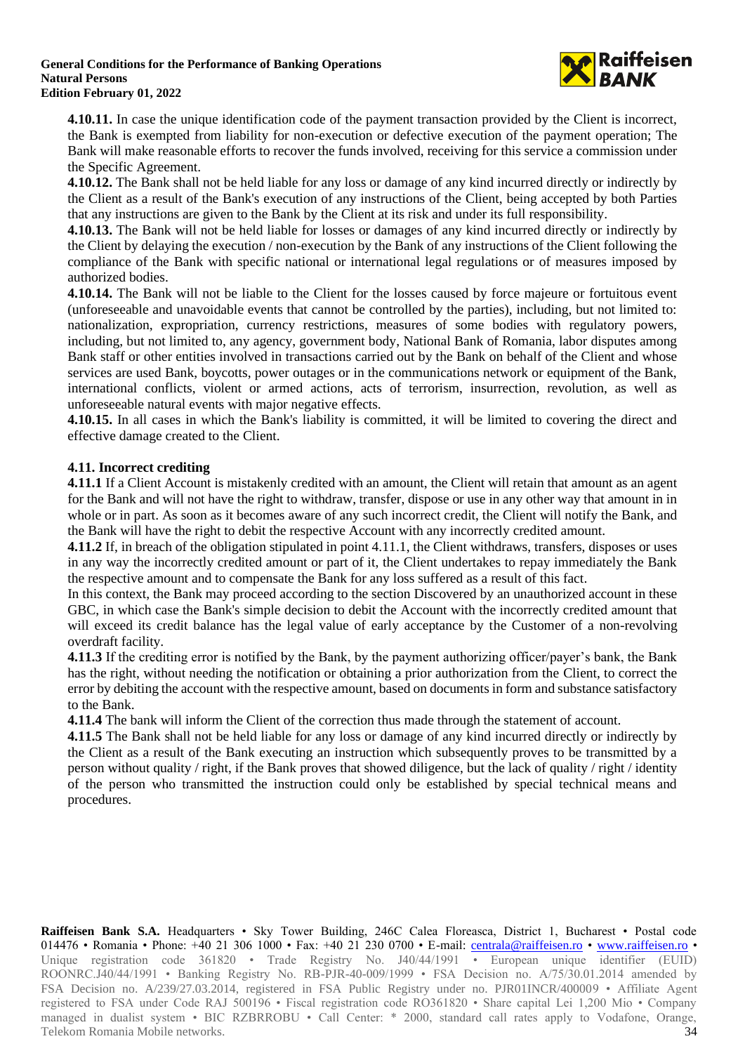**4.10.11.** In case the unique identification code of the payment transaction provided by the Client is incorrect, the Bank is exempted from liability for non-execution or defective execution of the payment operation; The Bank will make reasonable efforts to recover the funds involved, receiving for this service a commission under the Specific Agreement.

**4.10.12.** The Bank shall not be held liable for any loss or damage of any kind incurred directly or indirectly by the Client as a result of the Bank's execution of any instructions of the Client, being accepted by both Parties that any instructions are given to the Bank by the Client at its risk and under its full responsibility.

**4.10.13.** The Bank will not be held liable for losses or damages of any kind incurred directly or indirectly by the Client by delaying the execution / non-execution by the Bank of any instructions of the Client following the compliance of the Bank with specific national or international legal regulations or of measures imposed by authorized bodies.

**4.10.14.** The Bank will not be liable to the Client for the losses caused by force majeure or fortuitous event (unforeseeable and unavoidable events that cannot be controlled by the parties), including, but not limited to: nationalization, expropriation, currency restrictions, measures of some bodies with regulatory powers, including, but not limited to, any agency, government body, National Bank of Romania, labor disputes among Bank staff or other entities involved in transactions carried out by the Bank on behalf of the Client and whose services are used Bank, boycotts, power outages or in the communications network or equipment of the Bank, international conflicts, violent or armed actions, acts of terrorism, insurrection, revolution, as well as unforeseeable natural events with major negative effects.

**4.10.15.** In all cases in which the Bank's liability is committed, it will be limited to covering the direct and effective damage created to the Client.

### 4.11. Incorrect crediting

**4.11.1** If a Client Account is mistakenly credited with an amount, the Client will retain that amount as an agent for the Bank and will not have the right to withdraw, transfer, dispose or use in any other way that amount in in whole or in part. As soon as it becomes aware of any such incorrect credit, the Client will notify the Bank, and the Bank will have the right to debit the respective Account with any incorrectly credited amount.

**4.11.2** If, in breach of the obligation stipulated in point 4.11.1, the Client withdraws, transfers, disposes or uses in any way the incorrectly credited amount or part of it, the Client undertakes to repay immediately the Bank the respective amount and to compensate the Bank for any loss suffered as a result of this fact.

In this context, the Bank may proceed according to the section Discovered by an unauthorized account in these GBC, in which case the Bank's simple decision to debit the Account with the incorrectly credited amount that will exceed its credit balance has the legal value of early acceptance by the Customer of a non-revolving overdraft facility.

**4.11.3** If the crediting error is notified by the Bank, by the payment authorizing officer/payer's bank, the Bank has the right, without needing the notification or obtaining a prior authorization from the Client, to correct the error by debiting the account with the respective amount, based on documents in form and substance satisfactory to the Bank.

**4.11.4** The bank will inform the Client of the correction thus made through the statement of account.

**4.11.5** The Bank shall not be held liable for any loss or damage of any kind incurred directly or indirectly by the Client as a result of the Bank executing an instruction which subsequently proves to be transmitted by a person without quality / right, if the Bank proves that showed diligence, but the lack of quality / right / identity of the person who transmitted the instruction could only be established by special technical means and procedures.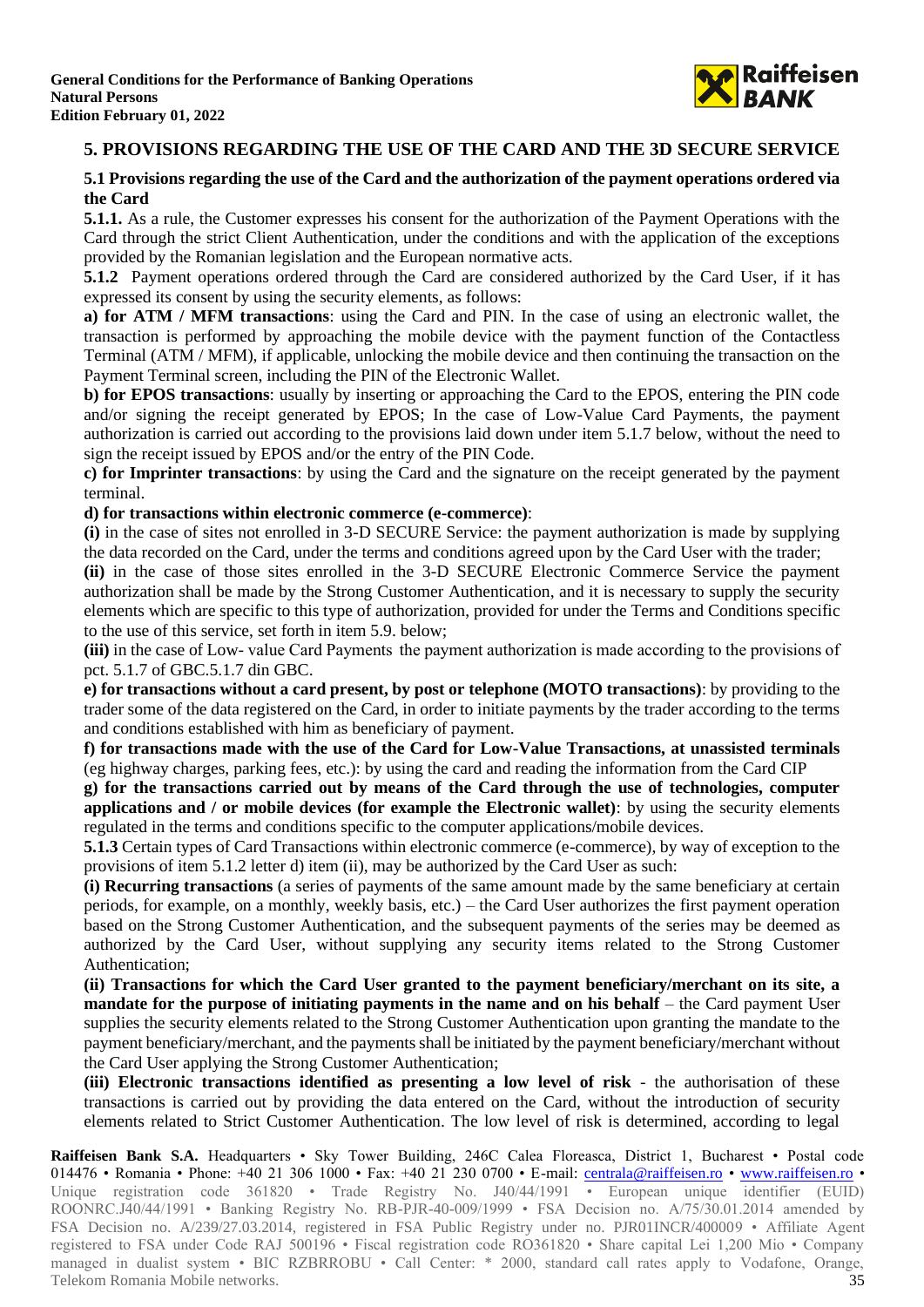## 5. PROVISIONS REGARDING THE USE OF THE CARD AND THE 3D SECURE SERVICE

### 5.1 Provisions regarding the use of the Card and the authorization of the payment operations ordered via the Card

**5.1.1.** As a rule, the Customer expresses his consent for the authorization of the Payment Operations with the Card through the strict Client Authentication, under the conditions and with the application of the exceptions provided by the Romanian legislation and the European normative acts.

**5.1.2** Payment operations ordered through the Card are considered authorized by the Card User, if it has expressed its consent by using the security elements, as follows:

**a) for ATM / MFM transactions**: using the Card and PIN. In the case of using an electronic wallet, the transaction is performed by approaching the mobile device with the payment function of the Contactless Terminal (ATM / MFM), if applicable, unlocking the mobile device and then continuing the transaction on the Payment Terminal screen, including the PIN of the Electronic Wallet.

**b) for EPOS transactions**: usually by inserting or approaching the Card to the EPOS, entering the PIN code and/or signing the receipt generated by EPOS; In the case of Low-Value Card Payments, the payment authorization is carried out according to the provisions laid down under item 5.1.7 below, without the need to sign the receipt issued by EPOS and/or the entry of the PIN Code.

**c) for Imprinter transactions**: by using the Card and the signature on the receipt generated by the payment terminal.

**d) for transactions within electronic commerce (e-commerce)**:

**(i)** in the case of sites not enrolled in 3-D SECURE Service: the payment authorization is made by supplying the data recorded on the Card, under the terms and conditions agreed upon by the Card User with the trader;

**(ii)** in the case of those sites enrolled in the 3-D SECURE Electronic Commerce Service the payment authorization shall be made by the Strong Customer Authentication, and it is necessary to supply the security elements which are specific to this type of authorization, provided for under the Terms and Conditions specific to the use of this service, set forth in item 5.9. below;

**(iii)** in the case of Low- value Card Payments the payment authorization is made according to the provisions of pct. 5.1.7 of GBC.5.1.7 din GBC.

**e) for transactions without a card present, by post or telephone (MOTO transactions)**: by providing to the trader some of the data registered on the Card, in order to initiate payments by the trader according to the terms and conditions established with him as beneficiary of payment.

**f) for transactions made with the use of the Card for Low-Value Transactions, at unassisted terminals** (eg highway charges, parking fees, etc.): by using the card and reading the information from the Card CIP

**g) for the transactions carried out by means of the Card through the use of technologies, computer applications and / or mobile devices (for example the Electronic wallet)**: by using the security elements regulated in the terms and conditions specific to the computer applications/mobile devices.

**5.1.3** Certain types of Card Transactions within electronic commerce (e-commerce), by way of exception to the provisions of item 5.1.2 letter d) item (ii), may be authorized by the Card User as such:

**(i) Recurring transactions** (a series of payments of the same amount made by the same beneficiary at certain periods, for example, on a monthly, weekly basis, etc.) – the Card User authorizes the first payment operation based on the Strong Customer Authentication, and the subsequent payments of the series may be deemed as authorized by the Card User, without supplying any security items related to the Strong Customer Authentication;

**(ii) Transactions for which the Card User granted to the payment beneficiary/merchant on its site, a mandate for the purpose of initiating payments in the name and on his behalf** – the Card payment User supplies the security elements related to the Strong Customer Authentication upon granting the mandate to the payment beneficiary/merchant, and the payments shall be initiated by the payment beneficiary/merchant without the Card User applying the Strong Customer Authentication;

**(iii) Electronic transactions identified as presenting a low level of risk** - the authorisation of these transactions is carried out by providing the data entered on the Card, without the introduction of security elements related to Strict Customer Authentication. The low level of risk is determined, according to legal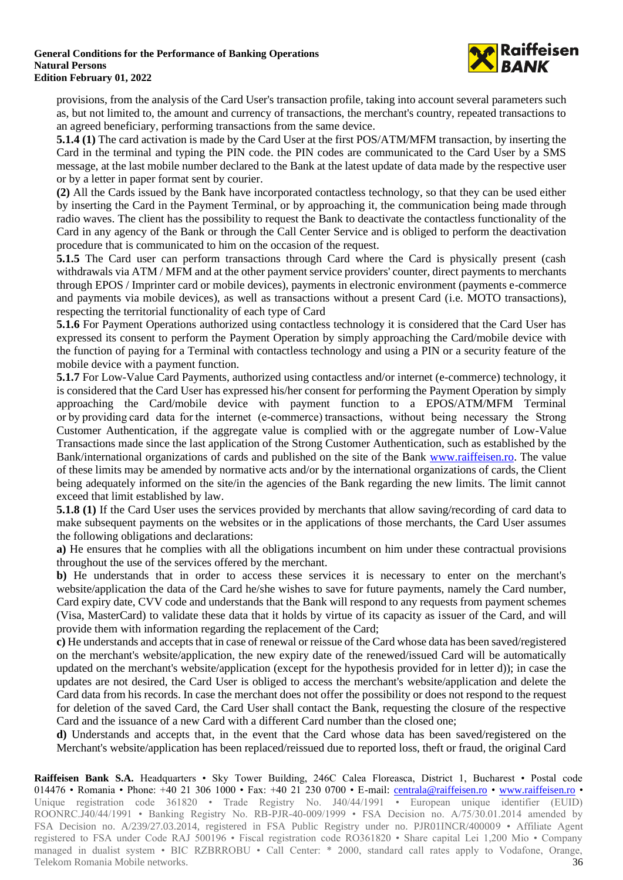provisions, from the analysis of the Card User's transaction profile, taking into account several parameters such as, but not limited to, the amount and currency of transactions, the merchant's country, repeated transactions to an agreed beneficiary, performing transactions from the same device.

**5.1.4 (1)** The card activation is made by the Card User at the first POS/ATM/MFM transaction, by inserting the Card in the terminal and typing the PIN code. the PIN codes are communicated to the Card User by a SMS message, at the last mobile number declared to the Bank at the latest update of data made by the respective user or by a letter in paper format sent by courier.

**(2)** All the Cards issued by the Bank have incorporated contactless technology, so that they can be used either by inserting the Card in the Payment Terminal, or by approaching it, the communication being made through radio waves. The client has the possibility to request the Bank to deactivate the contactless functionality of the Card in any agency of the Bank or through the Call Center Service and is obliged to perform the deactivation procedure that is communicated to him on the occasion of the request.

**5.1.5** The Card user can perform transactions through Card where the Card is physically present (cash withdrawals via ATM / MFM and at the other payment service providers' counter, direct payments to merchants through EPOS / Imprinter card or mobile devices), payments in electronic environment (payments e-commerce and payments via mobile devices), as well as transactions without a present Card (i.e. MOTO transactions), respecting the territorial functionality of each type of Card

**5.1.6** For Payment Operations authorized using contactless technology it is considered that the Card User has expressed its consent to perform the Payment Operation by simply approaching the Card/mobile device with the function of paying for a Terminal with contactless technology and using a PIN or a security feature of the mobile device with a payment function.

**5.1.7** For Low-Value Card Payments, authorized using contactless and/or internet (e-commerce) technology, it is considered that the Card User has expressed his/her consent for performing the Payment Operation by simply approaching the Card/mobile device with payment function to a EPOS/ATM/MFM Terminal or by providing card data for the internet (e-commerce) transactions, without being necessary the Strong Customer Authentication, if the aggregate value is complied with or the aggregate number of Low-Value Transactions made since the last application of the Strong Customer Authentication, such as established by the Bank/international organizations of cards and published on the site of the Bank www.raiffeisen.ro. The value of these limits may be amended by normative acts and/or by the international organizations of cards, the Client being adequately informed on the site/in the agencies of the Bank regarding the new limits. The limit cannot exceed that limit established by law.

**5.1.8 (1)** If the Card User uses the services provided by merchants that allow saving/recording of card data to make subsequent payments on the websites or in the applications of those merchants, the Card User assumes the following obligations and declarations:

**a)** He ensures that he complies with all the obligations incumbent on him under these contractual provisions throughout the use of the services offered by the merchant.

**b)** He understands that in order to access these services it is necessary to enter on the merchant's website/application the data of the Card he/she wishes to save for future payments, namely the Card number, Card expiry date, CVV code and understands that the Bank will respond to any requests from payment schemes (Visa, MasterCard) to validate these data that it holds by virtue of its capacity as issuer of the Card, and will provide them with information regarding the replacement of the Card;

**c)** He understands and accepts that in case of renewal or reissue of the Card whose data has been saved/registered on the merchant's website/application, the new expiry date of the renewed/issued Card will be automatically updated on the merchant's website/application (except for the hypothesis provided for in letter d)); in case the updates are not desired, the Card User is obliged to access the merchant's website/application and delete the Card data from his records. In case the merchant does not offer the possibility or does not respond to the request for deletion of the saved Card, the Card User shall contact the Bank, requesting the closure of the respective Card and the issuance of a new Card with a different Card number than the closed one;

**d)** Understands and accepts that, in the event that the Card whose data has been saved/registered on the Merchant's website/application has been replaced/reissued due to reported loss, theft or fraud, the original Card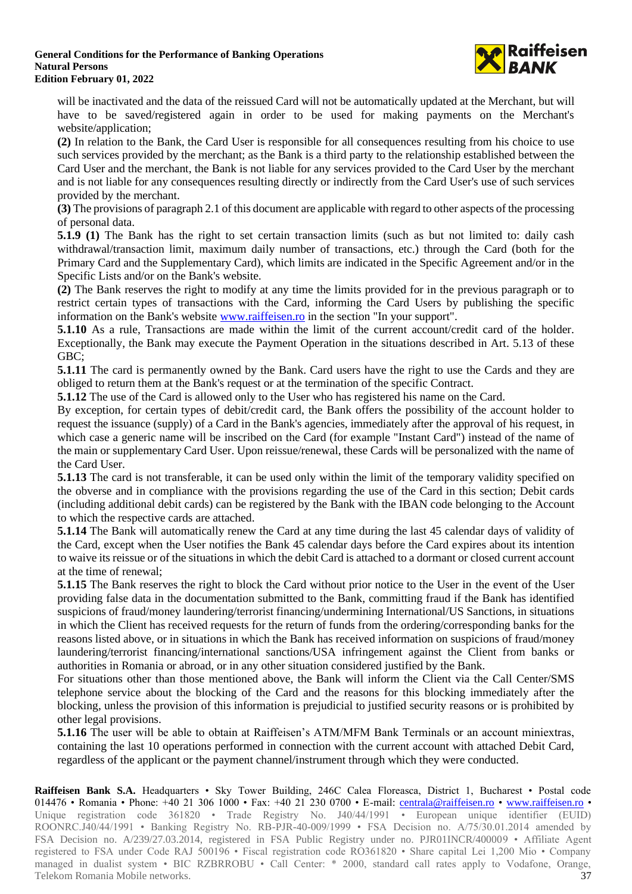will be inactivated and the data of the reissued Card will not be automatically updated at the Merchant, but will have to be saved/registered again in order to be used for making payments on the Merchant's website/application;

**(2)** In relation to the Bank, the Card User is responsible for all consequences resulting from his choice to use such services provided by the merchant; as the Bank is a third party to the relationship established between the Card User and the merchant, the Bank is not liable for any services provided to the Card User by the merchant and is not liable for any consequences resulting directly or indirectly from the Card User's use of such services provided by the merchant.

**(3)** The provisions of paragraph 2.1 of this document are applicable with regard to other aspects of the processing of personal data.

**5.1.9 (1)** The Bank has the right to set certain transaction limits (such as but not limited to: daily cash withdrawal/transaction limit, maximum daily number of transactions, etc.) through the Card (both for the Primary Card and the Supplementary Card), which limits are indicated in the Specific Agreement and/or in the Specific Lists and/or on the Bank's website.

**(2)** The Bank reserves the right to modify at any time the limits provided for in the previous paragraph or to restrict certain types of transactions with the Card, informing the Card Users by publishing the specific information on the Bank's website www.raiffeisen.ro in the section "In your support".

**5.1.10** As a rule, Transactions are made within the limit of the current account/credit card of the holder. Exceptionally, the Bank may execute the Payment Operation in the situations described in Art. 5.13 of these GBC;

**5.1.11** The card is permanently owned by the Bank. Card users have the right to use the Cards and they are obliged to return them at the Bank's request or at the termination of the specific Contract.

**5.1.12** The use of the Card is allowed only to the User who has registered his name on the Card.

By exception, for certain types of debit/credit card, the Bank offers the possibility of the account holder to request the issuance (supply) of a Card in the Bank's agencies, immediately after the approval of his request, in which case a generic name will be inscribed on the Card (for example "Instant Card") instead of the name of the main or supplementary Card User. Upon reissue/renewal, these Cards will be personalized with the name of the Card User.

**5.1.13** The card is not transferable, it can be used only within the limit of the temporary validity specified on the obverse and in compliance with the provisions regarding the use of the Card in this section; Debit cards (including additional debit cards) can be registered by the Bank with the IBAN code belonging to the Account to which the respective cards are attached.

**5.1.14** The Bank will automatically renew the Card at any time during the last 45 calendar days of validity of the Card, except when the User notifies the Bank 45 calendar days before the Card expires about its intention to waive its reissue or of the situations in which the debit Card is attached to a dormant or closed current account at the time of renewal;

**5.1.15** The Bank reserves the right to block the Card without prior notice to the User in the event of the User providing false data in the documentation submitted to the Bank, committing fraud if the Bank has identified suspicions of fraud/money laundering/terrorist financing/undermining International/US Sanctions, in situations in which the Client has received requests for the return of funds from the ordering/corresponding banks for the reasons listed above, or in situations in which the Bank has received information on suspicions of fraud/money laundering/terrorist financing/international sanctions/USA infringement against the Client from banks or authorities in Romania or abroad, or in any other situation considered justified by the Bank.

For situations other than those mentioned above, the Bank will inform the Client via the Call Center/SMS telephone service about the blocking of the Card and the reasons for this blocking immediately after the blocking, unless the provision of this information is prejudicial to justified security reasons or is prohibited by other legal provisions.

**5.1.16** The user will be able to obtain at Raiffeisen's ATM/MFM Bank Terminals or an account miniextras, containing the last 10 operations performed in connection with the current account with attached Debit Card, regardless of the applicant or the payment channel/instrument through which they were conducted.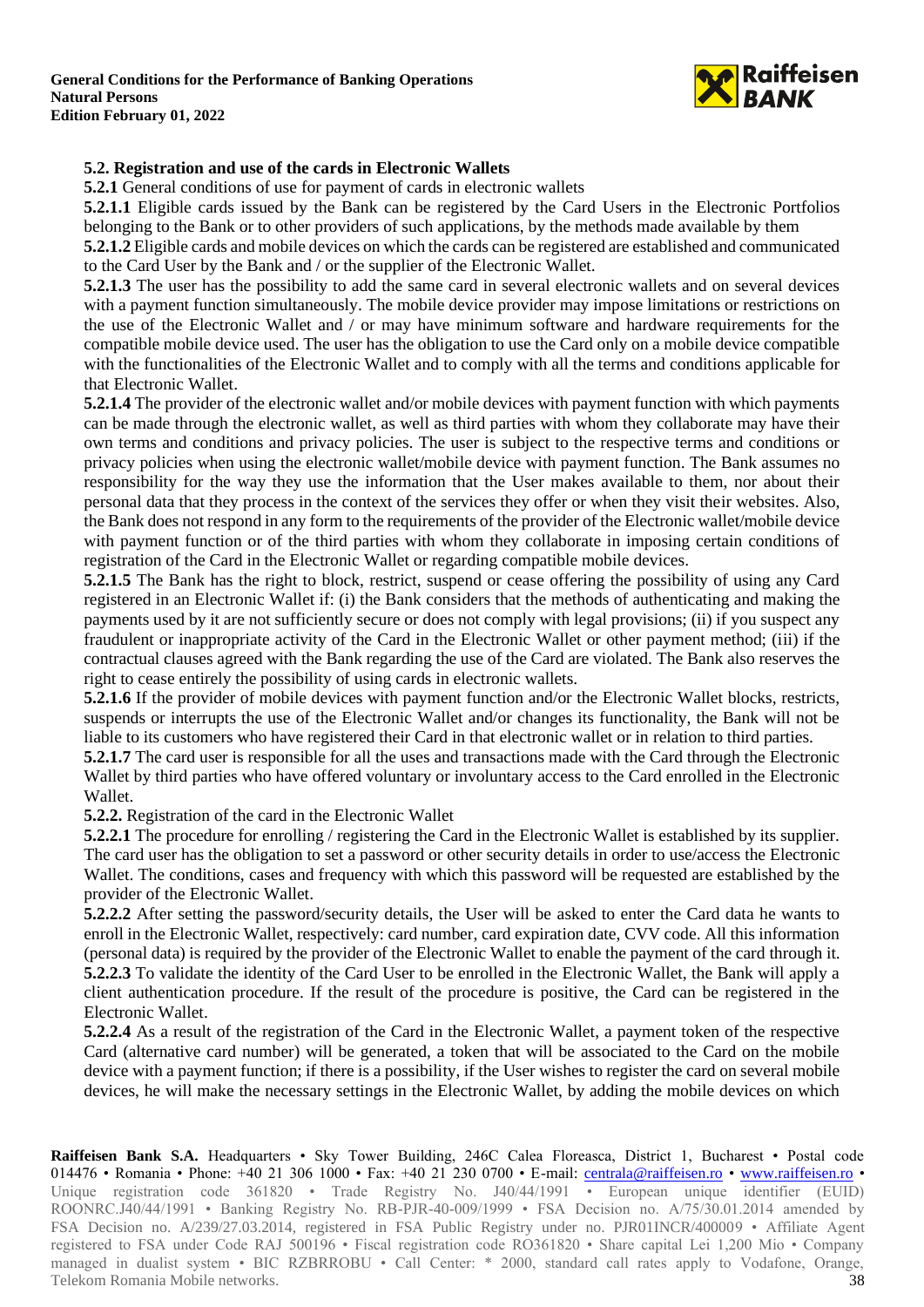### 5.2. Registration and use of the cards in Electronic Wallets

**5.2.1** General conditions of use for payment of cards in electronic wallets

**5.2.1.1** Eligible cards issued by the Bank can be registered by the Card Users in the Electronic Portfolios belonging to the Bank or to other providers of such applications, by the methods made available by them

**5.2.1.2** Eligible cards and mobile devices on which the cards can be registered are established and communicated to the Card User by the Bank and / or the supplier of the Electronic Wallet.

**5.2.1.3** The user has the possibility to add the same card in several electronic wallets and on several devices with a payment function simultaneously. The mobile device provider may impose limitations or restrictions on the use of the Electronic Wallet and / or may have minimum software and hardware requirements for the compatible mobile device used. The user has the obligation to use the Card only on a mobile device compatible with the functionalities of the Electronic Wallet and to comply with all the terms and conditions applicable for that Electronic Wallet.

**5.2.1.4** The provider of the electronic wallet and/or mobile devices with payment function with which payments can be made through the electronic wallet, as well as third parties with whom they collaborate may have their own terms and conditions and privacy policies. The user is subject to the respective terms and conditions or privacy policies when using the electronic wallet/mobile device with payment function. The Bank assumes no responsibility for the way they use the information that the User makes available to them, nor about their personal data that they process in the context of the services they offer or when they visit their websites. Also, the Bank does not respond in any form to the requirements of the provider of the Electronic wallet/mobile device with payment function or of the third parties with whom they collaborate in imposing certain conditions of registration of the Card in the Electronic Wallet or regarding compatible mobile devices.

**5.2.1.5** The Bank has the right to block, restrict, suspend or cease offering the possibility of using any Card registered in an Electronic Wallet if: (i) the Bank considers that the methods of authenticating and making the payments used by it are not sufficiently secure or does not comply with legal provisions; (ii) if you suspect any fraudulent or inappropriate activity of the Card in the Electronic Wallet or other payment method; (iii) if the contractual clauses agreed with the Bank regarding the use of the Card are violated. The Bank also reserves the right to cease entirely the possibility of using cards in electronic wallets.

**5.2.1.6** If the provider of mobile devices with payment function and/or the Electronic Wallet blocks, restricts, suspends or interrupts the use of the Electronic Wallet and/or changes its functionality, the Bank will not be liable to its customers who have registered their Card in that electronic wallet or in relation to third parties.

**5.2.1.7** The card user is responsible for all the uses and transactions made with the Card through the Electronic Wallet by third parties who have offered voluntary or involuntary access to the Card enrolled in the Electronic Wallet.

**5.2.2.** Registration of the card in the Electronic Wallet

**5.2.2.1** The procedure for enrolling / registering the Card in the Electronic Wallet is established by its supplier. The card user has the obligation to set a password or other security details in order to use/access the Electronic Wallet. The conditions, cases and frequency with which this password will be requested are established by the provider of the Electronic Wallet.

**5.2.2.2** After setting the password/security details, the User will be asked to enter the Card data he wants to enroll in the Electronic Wallet, respectively: card number, card expiration date, CVV code. All this information (personal data) is required by the provider of the Electronic Wallet to enable the payment of the card through it.

**5.2.2.3** To validate the identity of the Card User to be enrolled in the Electronic Wallet, the Bank will apply a client authentication procedure. If the result of the procedure is positive, the Card can be registered in the Electronic Wallet.

**5.2.2.4** As a result of the registration of the Card in the Electronic Wallet, a payment token of the respective Card (alternative card number) will be generated, a token that will be associated to the Card on the mobile device with a payment function; if there is a possibility, if the User wishes to register the card on several mobile devices, he will make the necessary settings in the Electronic Wallet, by adding the mobile devices on which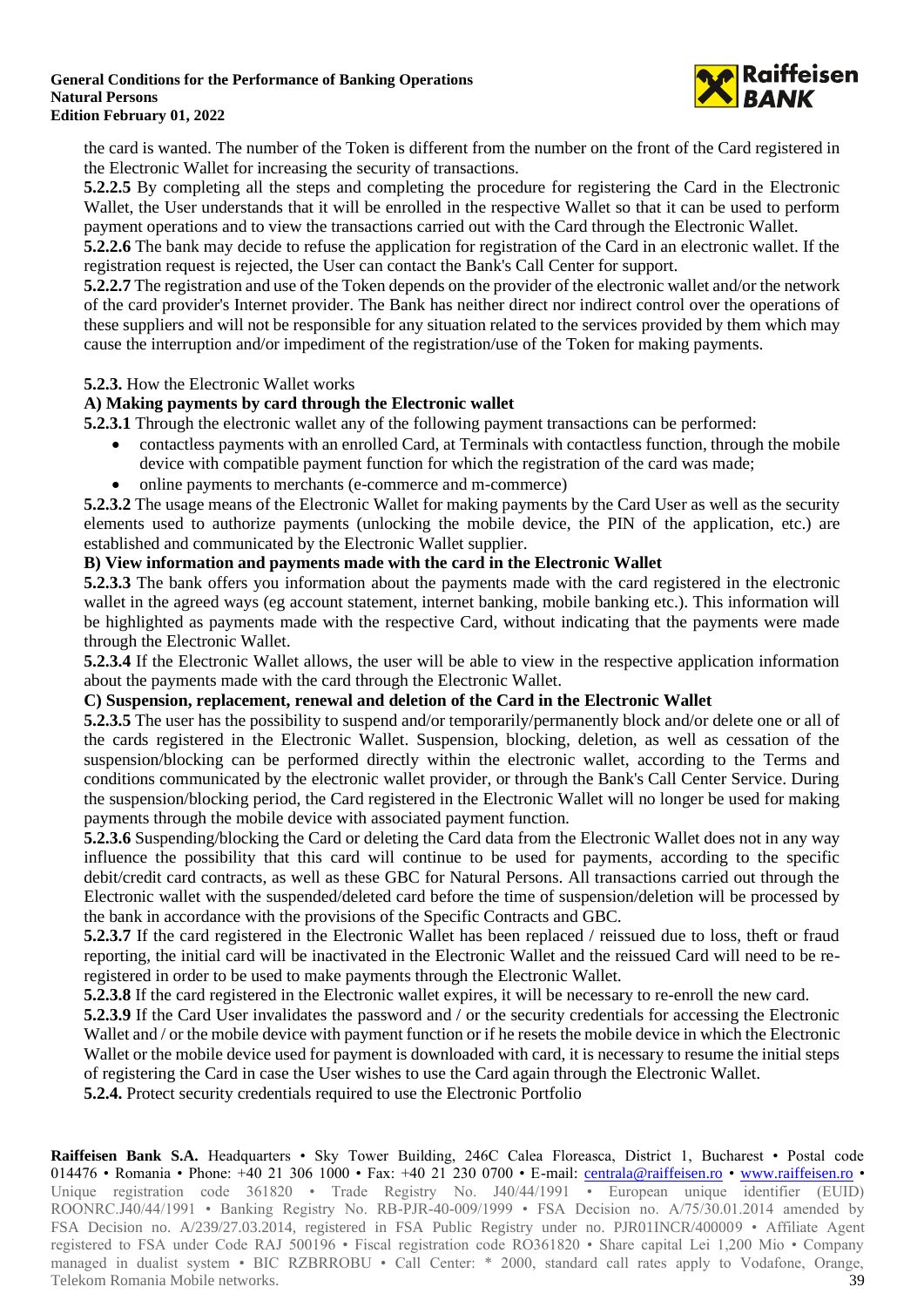the card is wanted. The number of the Token is different from the number on the front of the Card registered in the Electronic Wallet for increasing the security of transactions.

**5.2.2.5** By completing all the steps and completing the procedure for registering the Card in the Electronic Wallet, the User understands that it will be enrolled in the respective Wallet so that it can be used to perform payment operations and to view the transactions carried out with the Card through the Electronic Wallet.

**5.2.2.6** The bank may decide to refuse the application for registration of the Card in an electronic wallet. If the registration request is rejected, the User can contact the Bank's Call Center for support.

**5.2.2.7** The registration and use of the Token depends on the provider of the electronic wallet and/or the network of the card provider's Internet provider. The Bank has neither direct nor indirect control over the operations of these suppliers and will not be responsible for any situation related to the services provided by them which may cause the interruption and/or impediment of the registration/use of the Token for making payments.

**5.2.3.** How the Electronic Wallet works

**A) Making payments by card through the Electronic wallet**

**5.2.3.1** Through the electronic wallet any of the following payment transactions can be performed:

- contactless payments with an enrolled Card, at Terminals with contactless function, through the mobile device with compatible payment function for which the registration of the card was made;
- online payments to merchants (e-commerce and m-commerce)

**5.2.3.2** The usage means of the Electronic Wallet for making payments by the Card User as well as the security elements used to authorize payments (unlocking the mobile device, the PIN of the application, etc.) are established and communicated by the Electronic Wallet supplier.

**B) View information and payments made with the card in the Electronic Wallet**

**5.2.3.3** The bank offers you information about the payments made with the card registered in the electronic wallet in the agreed ways (eg account statement, internet banking, mobile banking etc.). This information will be highlighted as payments made with the respective Card, without indicating that the payments were made through the Electronic Wallet.

**5.2.3.4** If the Electronic Wallet allows, the user will be able to view in the respective application information about the payments made with the card through the Electronic Wallet.

**C) Suspension, replacement, renewal and deletion of the Card in the Electronic Wallet**

**5.2.3.5** The user has the possibility to suspend and/or temporarily/permanently block and/or delete one or all of the cards registered in the Electronic Wallet. Suspension, blocking, deletion, as well as cessation of the suspension/blocking can be performed directly within the electronic wallet, according to the Terms and conditions communicated by the electronic wallet provider, or through the Bank's Call Center Service. During the suspension/blocking period, the Card registered in the Electronic Wallet will no longer be used for making payments through the mobile device with associated payment function.

**5.2.3.6** Suspending/blocking the Card or deleting the Card data from the Electronic Wallet does not in any way influence the possibility that this card will continue to be used for payments, according to the specific debit/credit card contracts, as well as these GBC for Natural Persons. All transactions carried out through the Electronic wallet with the suspended/deleted card before the time of suspension/deletion will be processed by the bank in accordance with the provisions of the Specific Contracts and GBC.

**5.2.3.7** If the card registered in the Electronic Wallet has been replaced / reissued due to loss, theft or fraud reporting, the initial card will be inactivated in the Electronic Wallet and the reissued Card will need to be re-registered in order to be used to make payments through the Electronic Wallet.

**5.2.3.8** If the card registered in the Electronic wallet expires, it will be necessary to re-enroll the new card.

**5.2.3.9** If the Card User invalidates the password and / or the security credentials for accessing the Electronic Wallet and / or the mobile device with payment function or if he resets the mobile device in which the Electronic Wallet or the mobile device used for payment is downloaded with card, it is necessary to resume the initial steps of registering the Card in case the User wishes to use the Card again through the Electronic Wallet.

**5.2.4.** Protect security credentials required to use the Electronic Portfolio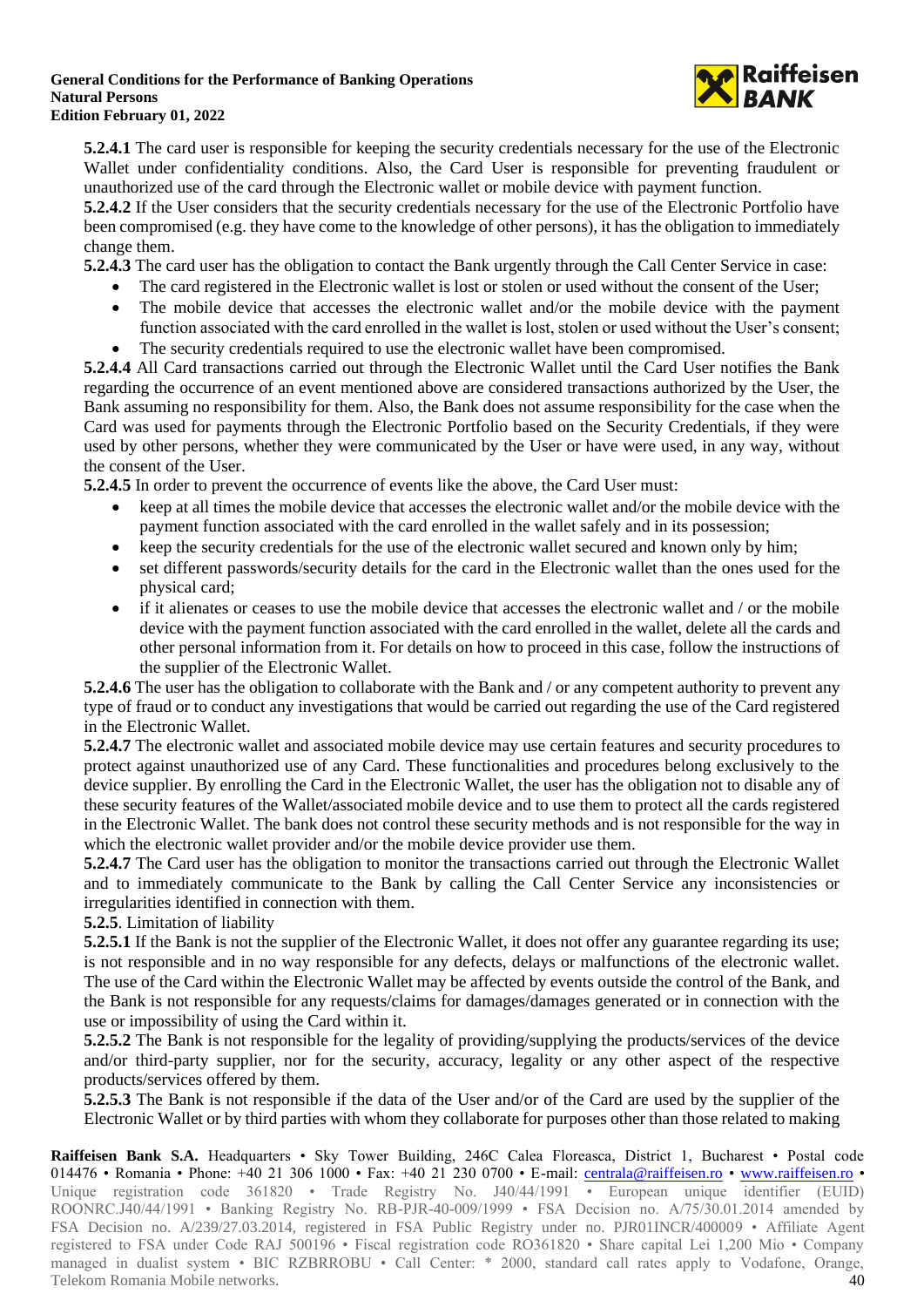**5.2.4.1** The card user is responsible for keeping the security credentials necessary for the use of the Electronic Wallet under confidentiality conditions. Also, the Card User is responsible for preventing fraudulent or unauthorized use of the card through the Electronic wallet or mobile device with payment function.

**5.2.4.2** If the User considers that the security credentials necessary for the use of the Electronic Portfolio have been compromised (e.g. they have come to the knowledge of other persons), it has the obligation to immediately change them.

**5.2.4.3** The card user has the obligation to contact the Bank urgently through the Call Center Service in case:

- The card registered in the Electronic wallet is lost or stolen or used without the consent of the User;
- The mobile device that accesses the electronic wallet and/or the mobile device with the payment function associated with the card enrolled in the wallet is lost, stolen or used without the User's consent;
- The security credentials required to use the electronic wallet have been compromised.

**5.2.4.4** All Card transactions carried out through the Electronic Wallet until the Card User notifies the Bank regarding the occurrence of an event mentioned above are considered transactions authorized by the User, the Bank assuming no responsibility for them. Also, the Bank does not assume responsibility for the case when the Card was used for payments through the Electronic Portfolio based on the Security Credentials, if they were used by other persons, whether they were communicated by the User or have were used, in any way, without the consent of the User.

**5.2.4.5** In order to prevent the occurrence of events like the above, the Card User must:

- keep at all times the mobile device that accesses the electronic wallet and/or the mobile device with the payment function associated with the card enrolled in the wallet safely and in its possession;
- keep the security credentials for the use of the electronic wallet secured and known only by him;
- set different passwords/security details for the card in the Electronic wallet than the ones used for the physical card;
- if it alienates or ceases to use the mobile device that accesses the electronic wallet and / or the mobile device with the payment function associated with the card enrolled in the wallet, delete all the cards and other personal information from it. For details on how to proceed in this case, follow the instructions of the supplier of the Electronic Wallet.

**5.2.4.6** The user has the obligation to collaborate with the Bank and / or any competent authority to prevent any type of fraud or to conduct any investigations that would be carried out regarding the use of the Card registered in the Electronic Wallet.

**5.2.4.7** The electronic wallet and associated mobile device may use certain features and security procedures to protect against unauthorized use of any Card. These functionalities and procedures belong exclusively to the device supplier. By enrolling the Card in the Electronic Wallet, the user has the obligation not to disable any of these security features of the Wallet/associated mobile device and to use them to protect all the cards registered in the Electronic Wallet. The bank does not control these security methods and is not responsible for the way in which the electronic wallet provider and/or the mobile device provider use them.

**5.2.4.7** The Card user has the obligation to monitor the transactions carried out through the Electronic Wallet and to immediately communicate to the Bank by calling the Call Center Service any inconsistencies or irregularities identified in connection with them.

**5.2.5**. Limitation of liability

**5.2.5.1** If the Bank is not the supplier of the Electronic Wallet, it does not offer any guarantee regarding its use; is not responsible and in no way responsible for any defects, delays or malfunctions of the electronic wallet. The use of the Card within the Electronic Wallet may be affected by events outside the control of the Bank, and the Bank is not responsible for any requests/claims for damages/damages generated or in connection with the use or impossibility of using the Card within it.

**5.2.5.2** The Bank is not responsible for the legality of providing/supplying the products/services of the device and/or third-party supplier, nor for the security, accuracy, legality or any other aspect of the respective products/services offered by them.

**5.2.5.3** The Bank is not responsible if the data of the User and/or of the Card are used by the supplier of the Electronic Wallet or by third parties with whom they collaborate for purposes other than those related to making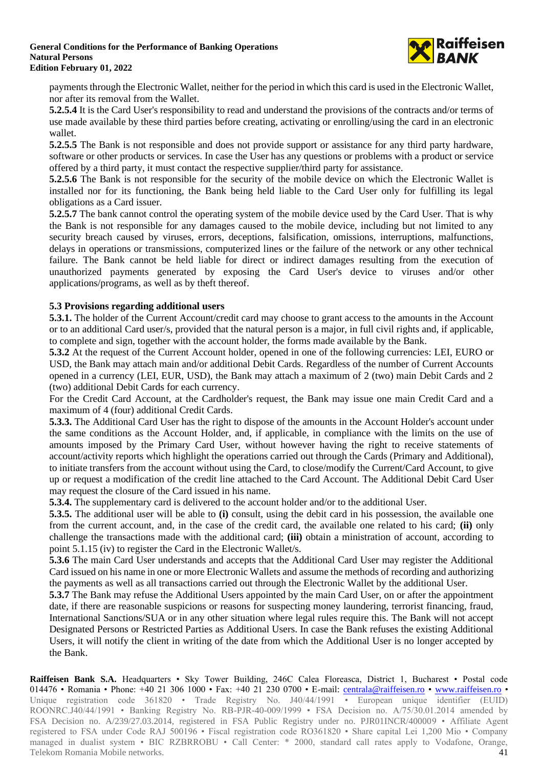payments through the Electronic Wallet, neither for the period in which this card is used in the Electronic Wallet, nor after its removal from the Wallet.

**5.2.5.4** It is the Card User's responsibility to read and understand the provisions of the contracts and/or terms of use made available by these third parties before creating, activating or enrolling/using the card in an electronic wallet.

**5.2.5.5** The Bank is not responsible and does not provide support or assistance for any third party hardware, software or other products or services. In case the User has any questions or problems with a product or service offered by a third party, it must contact the respective supplier/third party for assistance.

**5.2.5.6** The Bank is not responsible for the security of the mobile device on which the Electronic Wallet is installed nor for its functioning, the Bank being held liable to the Card User only for fulfilling its legal obligations as a Card issuer.

**5.2.5.7** The bank cannot control the operating system of the mobile device used by the Card User. That is why the Bank is not responsible for any damages caused to the mobile device, including but not limited to any security breach caused by viruses, errors, deceptions, falsification, omissions, interruptions, malfunctions, delays in operations or transmissions, computerized lines or the failure of the network or any other technical failure. The Bank cannot be held liable for direct or indirect damages resulting from the execution of unauthorized payments generated by exposing the Card User's device to viruses and/or other applications/programs, as well as by theft thereof.

### 5.3 Provisions regarding additional users

**5.3.1.** The holder of the Current Account/credit card may choose to grant access to the amounts in the Account or to an additional Card user/s, provided that the natural person is a major, in full civil rights and, if applicable, to complete and sign, together with the account holder, the forms made available by the Bank.

**5.3.2** At the request of the Current Account holder, opened in one of the following currencies: LEI, EURO or USD, the Bank may attach main and/or additional Debit Cards. Regardless of the number of Current Accounts opened in a currency (LEI, EUR, USD), the Bank may attach a maximum of 2 (two) main Debit Cards and 2 (two) additional Debit Cards for each currency.

For the Credit Card Account, at the Cardholder's request, the Bank may issue one main Credit Card and a maximum of 4 (four) additional Credit Cards.

**5.3.3.** The Additional Card User has the right to dispose of the amounts in the Account Holder's account under the same conditions as the Account Holder, and, if applicable, in compliance with the limits on the use of amounts imposed by the Primary Card User, without however having the right to receive statements of account/activity reports which highlight the operations carried out through the Cards (Primary and Additional), to initiate transfers from the account without using the Card, to close/modify the Current/Card Account, to give up or request a modification of the credit line attached to the Card Account. The Additional Debit Card User may request the closure of the Card issued in his name.

**5.3.4.** The supplementary card is delivered to the account holder and/or to the additional User.

**5.3.5.** The additional user will be able to **(i)** consult, using the debit card in his possession, the available one from the current account, and, in the case of the credit card, the available one related to his card; **(ii)** only challenge the transactions made with the additional card; **(iii)** obtain a ministration of account, according to point 5.1.15 (iv) to register the Card in the Electronic Wallet/s.

**5.3.6** The main Card User understands and accepts that the Additional Card User may register the Additional Card issued on his name in one or more Electronic Wallets and assume the methods of recording and authorizing the payments as well as all transactions carried out through the Electronic Wallet by the additional User.

**5.3.7** The Bank may refuse the Additional Users appointed by the main Card User, on or after the appointment date, if there are reasonable suspicions or reasons for suspecting money laundering, terrorist financing, fraud, International Sanctions/SUA or in any other situation where legal rules require this. The Bank will not accept Designated Persons or Restricted Parties as Additional Users. In case the Bank refuses the existing Additional Users, it will notify the client in writing of the date from which the Additional User is no longer accepted by the Bank.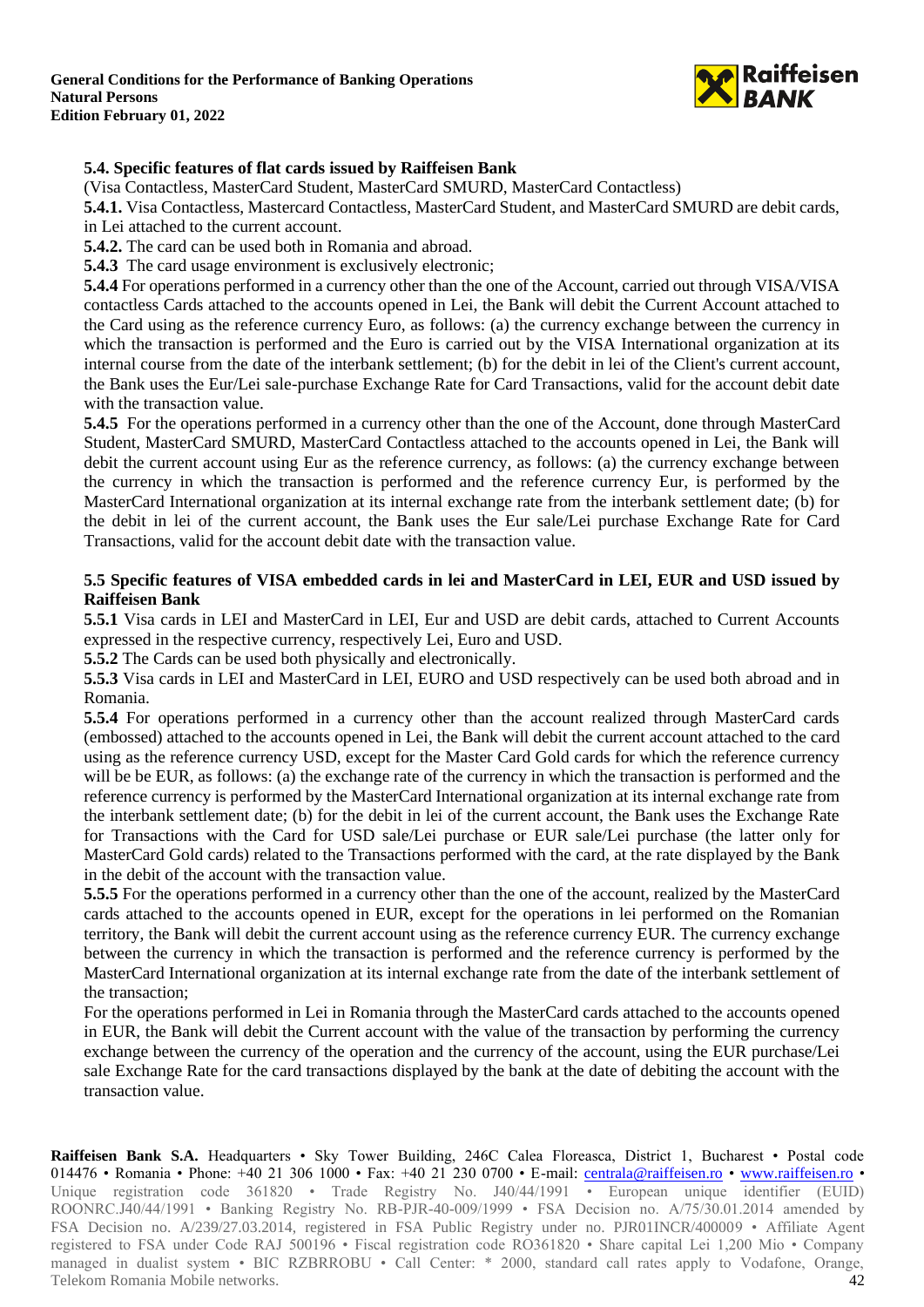### 5.4. Specific features of flat cards issued by Raiffeisen Bank

(Visa Contactless, MasterCard Student, MasterCard SMURD, MasterCard Contactless)

**5.4.1.** Visa Contactless, Mastercard Contactless, MasterCard Student, and MasterCard SMURD are debit cards, in Lei attached to the current account.

**5.4.2.** The card can be used both in Romania and abroad.

**5.4.3** The card usage environment is exclusively electronic;

**5.4.4** For operations performed in a currency other than the one of the Account, carried out through VISA/VISA contactless Cards attached to the accounts opened in Lei, the Bank will debit the Current Account attached to the Card using as the reference currency Euro, as follows: (a) the currency exchange between the currency in which the transaction is performed and the Euro is carried out by the VISA International organization at its internal course from the date of the interbank settlement; (b) for the debit in lei of the Client's current account, the Bank uses the Eur/Lei sale-purchase Exchange Rate for Card Transactions, valid for the account debit date with the transaction value.

**5.4.5** For the operations performed in a currency other than the one of the Account, done through MasterCard Student, MasterCard SMURD, MasterCard Contactless attached to the accounts opened in Lei, the Bank will debit the current account using Eur as the reference currency, as follows: (a) the currency exchange between the currency in which the transaction is performed and the reference currency Eur, is performed by the MasterCard International organization at its internal exchange rate from the interbank settlement date; (b) for the debit in lei of the current account, the Bank uses the Eur sale/Lei purchase Exchange Rate for Card Transactions, valid for the account debit date with the transaction value.

### 5.5 Specific features of VISA embedded cards in lei and MasterCard in LEI, EUR and USD issued by Raiffeisen Bank

**5.5.1** Visa cards in LEI and MasterCard in LEI, Eur and USD are debit cards, attached to Current Accounts expressed in the respective currency, respectively Lei, Euro and USD.

**5.5.2** The Cards can be used both physically and electronically.

**5.5.3** Visa cards in LEI and MasterCard in LEI, EURO and USD respectively can be used both abroad and in Romania.

**5.5.4** For operations performed in a currency other than the account realized through MasterCard cards (embossed) attached to the accounts opened in Lei, the Bank will debit the current account attached to the card using as the reference currency USD, except for the Master Card Gold cards for which the reference currency will be be EUR, as follows: (a) the exchange rate of the currency in which the transaction is performed and the reference currency is performed by the MasterCard International organization at its internal exchange rate from the interbank settlement date; (b) for the debit in lei of the current account, the Bank uses the Exchange Rate for Transactions with the Card for USD sale/Lei purchase or EUR sale/Lei purchase (the latter only for MasterCard Gold cards) related to the Transactions performed with the card, at the rate displayed by the Bank in the debit of the account with the transaction value.

**5.5.5** For the operations performed in a currency other than the one of the account, realized by the MasterCard cards attached to the accounts opened in EUR, except for the operations in lei performed on the Romanian territory, the Bank will debit the current account using as the reference currency EUR. The currency exchange between the currency in which the transaction is performed and the reference currency is performed by the MasterCard International organization at its internal exchange rate from the date of the interbank settlement of the transaction;

For the operations performed in Lei in Romania through the MasterCard cards attached to the accounts opened in EUR, the Bank will debit the Current account with the value of the transaction by performing the currency exchange between the currency of the operation and the currency of the account, using the EUR purchase/Lei sale Exchange Rate for the card transactions displayed by the bank at the date of debiting the account with the transaction value.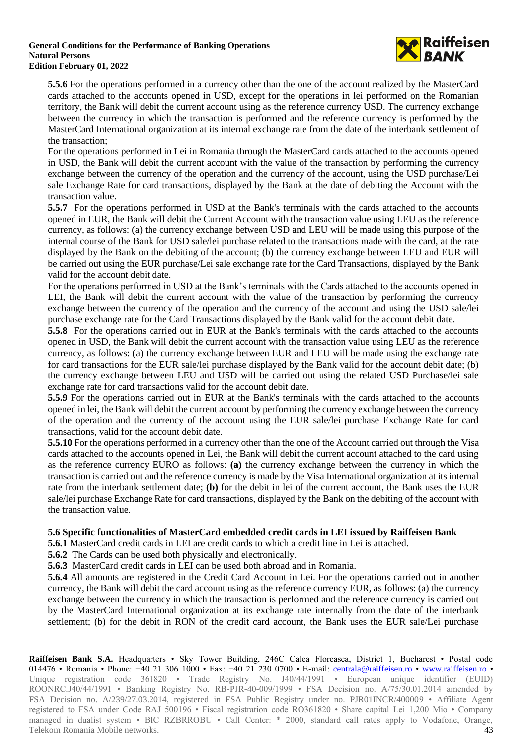**5.5.6** For the operations performed in a currency other than the one of the account realized by the MasterCard cards attached to the accounts opened in USD, except for the operations in lei performed on the Romanian territory, the Bank will debit the current account using as the reference currency USD. The currency exchange between the currency in which the transaction is performed and the reference currency is performed by the MasterCard International organization at its internal exchange rate from the date of the interbank settlement of the transaction;

For the operations performed in Lei in Romania through the MasterCard cards attached to the accounts opened in USD, the Bank will debit the current account with the value of the transaction by performing the currency exchange between the currency of the operation and the currency of the account, using the USD purchase/Lei sale Exchange Rate for card transactions, displayed by the Bank at the date of debiting the Account with the transaction value.

**5.5.7** For the operations performed in USD at the Bank's terminals with the cards attached to the accounts opened in EUR, the Bank will debit the Current Account with the transaction value using LEU as the reference currency, as follows: (a) the currency exchange between USD and LEU will be made using this purpose of the internal course of the Bank for USD sale/lei purchase related to the transactions made with the card, at the rate displayed by the Bank on the debiting of the account; (b) the currency exchange between LEU and EUR will be carried out using the EUR purchase/Lei sale exchange rate for the Card Transactions, displayed by the Bank valid for the account debit date.

For the operations performed in USD at the Bank's terminals with the Cards attached to the accounts opened in LEI, the Bank will debit the current account with the value of the transaction by performing the currency exchange between the currency of the operation and the currency of the account and using the USD sale/lei purchase exchange rate for the Card Transactions displayed by the Bank valid for the account debit date.

**5.5.8** For the operations carried out in EUR at the Bank's terminals with the cards attached to the accounts opened in USD, the Bank will debit the current account with the transaction value using LEU as the reference currency, as follows: (a) the currency exchange between EUR and LEU will be made using the exchange rate for card transactions for the EUR sale/lei purchase displayed by the Bank valid for the account debit date; (b) the currency exchange between LEU and USD will be carried out using the related USD Purchase/lei sale exchange rate for card transactions valid for the account debit date.

**5.5.9** For the operations carried out in EUR at the Bank's terminals with the cards attached to the accounts opened in lei, the Bank will debit the current account by performing the currency exchange between the currency of the operation and the currency of the account using the EUR sale/lei purchase Exchange Rate for card transactions, valid for the account debit date.

**5.5.10** For the operations performed in a currency other than the one of the Account carried out through the Visa cards attached to the accounts opened in Lei, the Bank will debit the current account attached to the card using as the reference currency EURO as follows: **(a)** the currency exchange between the currency in which the transaction is carried out and the reference currency is made by the Visa International organization at its internal rate from the interbank settlement date; **(b)** for the debit in lei of the current account, the Bank uses the EUR sale/lei purchase Exchange Rate for card transactions, displayed by the Bank on the debiting of the account with the transaction value.

**5.6 Specific functionalities of MasterCard embedded credit cards in LEI issued by Raiffeisen Bank**

**5.6.1** MasterCard credit cards in LEI are credit cards to which a credit line in Lei is attached.

**5.6.2** The Cards can be used both physically and electronically.

**5.6.3** MasterCard credit cards in LEI can be used both abroad and in Romania.

**5.6.4** All amounts are registered in the Credit Card Account in Lei. For the operations carried out in another currency, the Bank will debit the card account using as the reference currency EUR, as follows: (a) the currency exchange between the currency in which the transaction is performed and the reference currency is carried out by the MasterCard International organization at its exchange rate internally from the date of the interbank settlement; (b) for the debit in RON of the credit card account, the Bank uses the EUR sale/Lei purchase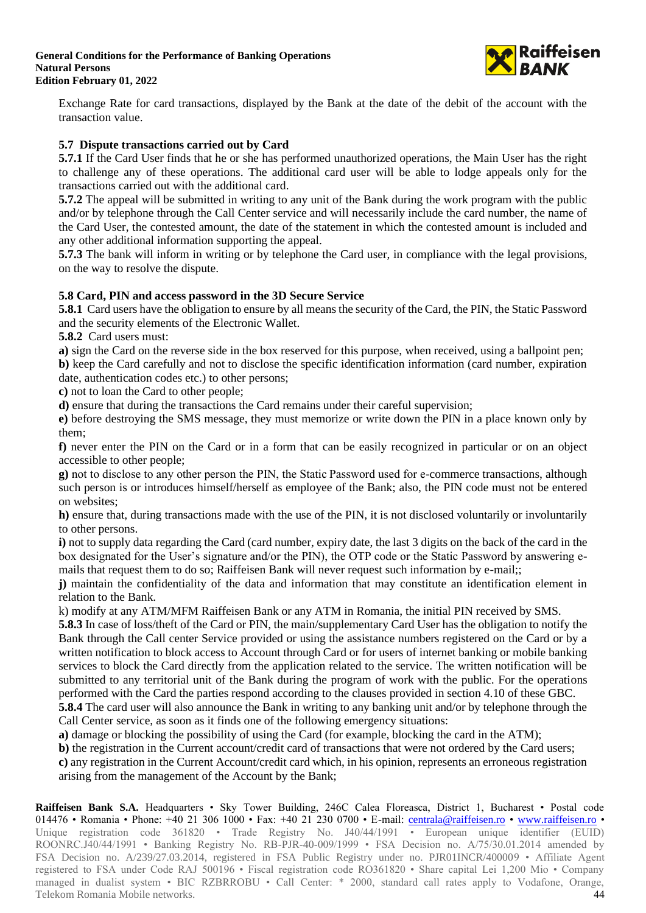Exchange Rate for card transactions, displayed by the Bank at the date of the debit of the account with the transaction value.

### 5.7 Dispute transactions carried out by Card

**5.7.1** If the Card User finds that he or she has performed unauthorized operations, the Main User has the right to challenge any of these operations. The additional card user will be able to lodge appeals only for the transactions carried out with the additional card.

**5.7.2** The appeal will be submitted in writing to any unit of the Bank during the work program with the public and/or by telephone through the Call Center service and will necessarily include the card number, the name of the Card User, the contested amount, the date of the statement in which the contested amount is included and any other additional information supporting the appeal.

**5.7.3** The bank will inform in writing or by telephone the Card user, in compliance with the legal provisions, on the way to resolve the dispute.

### 5.8 Card, PIN and access password in the 3D Secure Service

**5.8.1** Card users have the obligation to ensure by all means the security of the Card, the PIN, the Static Password and the security elements of the Electronic Wallet.

**5.8.2** Card users must:

**a)** sign the Card on the reverse side in the box reserved for this purpose, when received, using a ballpoint pen;

**b)** keep the Card carefully and not to disclose the specific identification information (card number, expiration date, authentication codes etc.) to other persons;

**c)** not to loan the Card to other people;

**d)** ensure that during the transactions the Card remains under their careful supervision;

**e)** before destroying the SMS message, they must memorize or write down the PIN in a place known only by them;

**f)** never enter the PIN on the Card or in a form that can be easily recognized in particular or on an object accessible to other people;

**g)** not to disclose to any other person the PIN, the Static Password used for e-commerce transactions, although such person is or introduces himself/herself as employee of the Bank; also, the PIN code must not be entered on websites;

**h)** ensure that, during transactions made with the use of the PIN, it is not disclosed voluntarily or involuntarily to other persons.

**i)** not to supply data regarding the Card (card number, expiry date, the last 3 digits on the back of the card in the box designated for the User's signature and/or the PIN), the OTP code or the Static Password by answering e-mails that request them to do so; Raiffeisen Bank will never request such information by e-mail;;

**j)** maintain the confidentiality of the data and information that may constitute an identification element in relation to the Bank.

k) modify at any ATM/MFM Raiffeisen Bank or any ATM in Romania, the initial PIN received by SMS.

**5.8.3** In case of loss/theft of the Card or PIN, the main/supplementary Card User has the obligation to notify the Bank through the Call center Service provided or using the assistance numbers registered on the Card or by a written notification to block access to Account through Card or for users of internet banking or mobile banking services to block the Card directly from the application related to the service. The written notification will be submitted to any territorial unit of the Bank during the program of work with the public. For the operations performed with the Card the parties respond according to the clauses provided in section 4.10 of these GBC.

**5.8.4** The card user will also announce the Bank in writing to any banking unit and/or by telephone through the Call Center service, as soon as it finds one of the following emergency situations:

**a)** damage or blocking the possibility of using the Card (for example, blocking the card in the ATM);

**b)** the registration in the Current account/credit card of transactions that were not ordered by the Card users;

**c)** any registration in the Current Account/credit card which, in his opinion, represents an erroneous registration arising from the management of the Account by the Bank;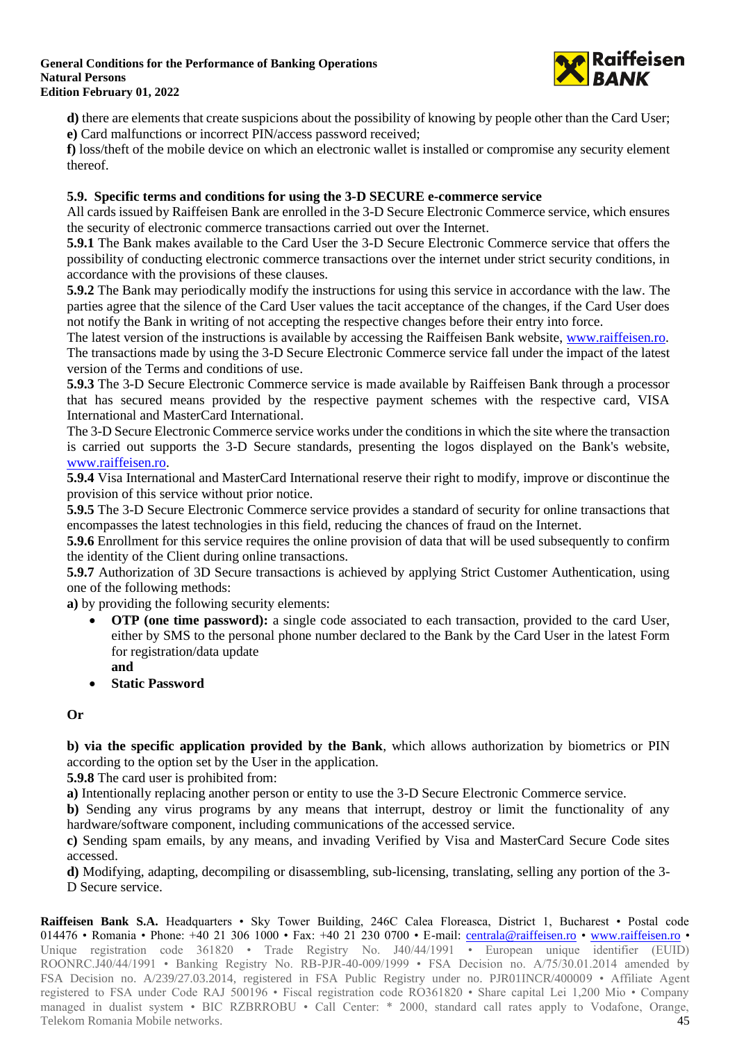**d)** there are elements that create suspicions about the possibility of knowing by people other than the Card User;
**e)** Card malfunctions or incorrect PIN/access password received;
**f)** loss/theft of the mobile device on which an electronic wallet is installed or compromise any security element thereof.

### 5.9. Specific terms and conditions for using the 3-D SECURE e-commerce service

All cards issued by Raiffeisen Bank are enrolled in the 3-D Secure Electronic Commerce service, which ensures the security of electronic commerce transactions carried out over the Internet.

**5.9.1** The Bank makes available to the Card User the 3-D Secure Electronic Commerce service that offers the possibility of conducting electronic commerce transactions over the internet under strict security conditions, in accordance with the provisions of these clauses.

**5.9.2** The Bank may periodically modify the instructions for using this service in accordance with the law. The parties agree that the silence of the Card User values the tacit acceptance of the changes, if the Card User does not notify the Bank in writing of not accepting the respective changes before their entry into force.

The latest version of the instructions is available by accessing the Raiffeisen Bank website, www.raiffeisen.ro.
The transactions made by using the 3-D Secure Electronic Commerce service fall under the impact of the latest version of the Terms and conditions of use.

**5.9.3** The 3-D Secure Electronic Commerce service is made available by Raiffeisen Bank through a processor that has secured means provided by the respective payment schemes with the respective card, VISA International and MasterCard International.

The 3-D Secure Electronic Commerce service works under the conditions in which the site where the transaction is carried out supports the 3-D Secure standards, presenting the logos displayed on the Bank's website, www.raiffeisen.ro.

**5.9.4** Visa International and MasterCard International reserve their right to modify, improve or discontinue the provision of this service without prior notice.

**5.9.5** The 3-D Secure Electronic Commerce service provides a standard of security for online transactions that encompasses the latest technologies in this field, reducing the chances of fraud on the Internet.

**5.9.6** Enrollment for this service requires the online provision of data that will be used subsequently to confirm the identity of the Client during online transactions.

**5.9.7** Authorization of 3D Secure transactions is achieved by applying Strict Customer Authentication, using one of the following methods:

**a)** by providing the following security elements:

- **OTP (one time password):** a single code associated to each transaction, provided to the card User, either by SMS to the personal phone number declared to the Bank by the Card User in the latest Form for registration/data update
  **and**
- **Static Password**

**Or**

**b) via the specific application provided by the Bank**, which allows authorization by biometrics or PIN according to the option set by the User in the application.

**5.9.8** The card user is prohibited from:

**a)** Intentionally replacing another person or entity to use the 3-D Secure Electronic Commerce service.
**b)** Sending any virus programs by any means that interrupt, destroy or limit the functionality of any hardware/software component, including communications of the accessed service.
**c)** Sending spam emails, by any means, and invading Verified by Visa and MasterCard Secure Code sites accessed.
**d)** Modifying, adapting, decompiling or disassembling, sub-licensing, translating, selling any portion of the 3-D Secure service.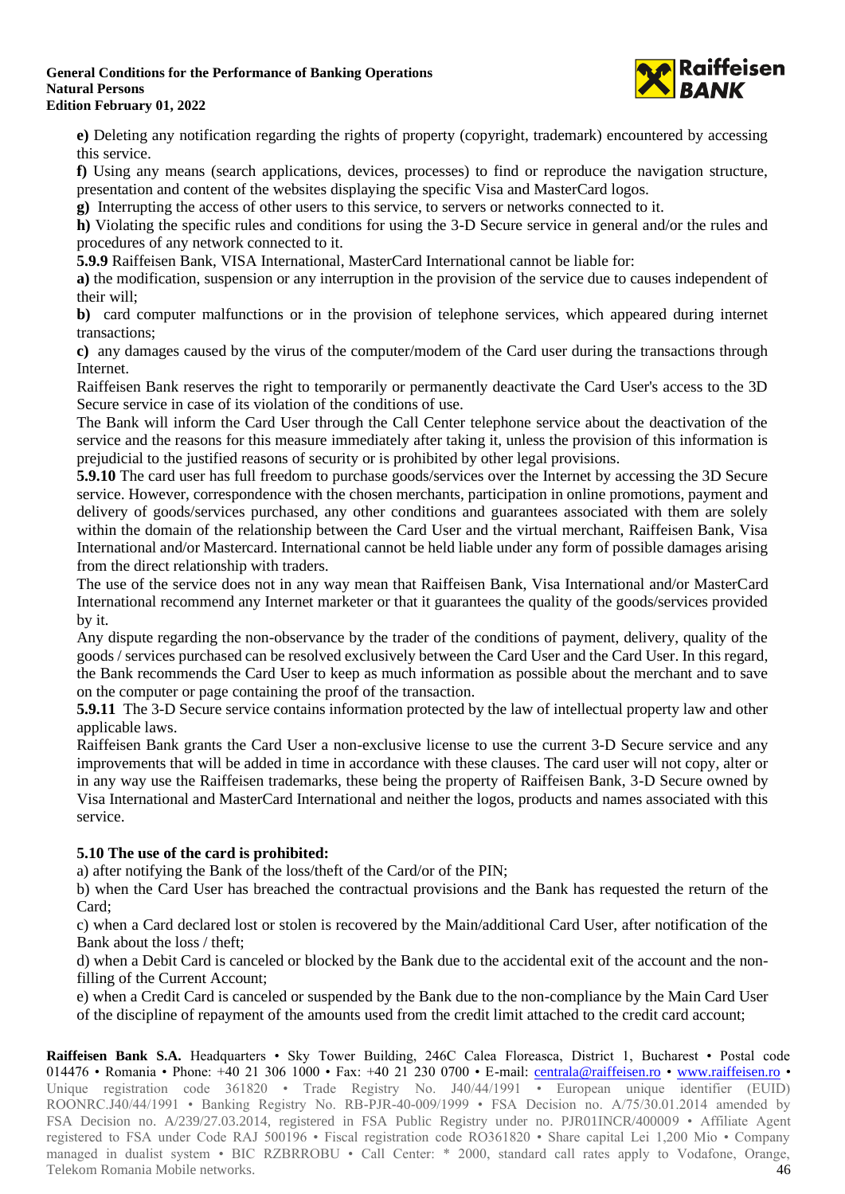**e)** Deleting any notification regarding the rights of property (copyright, trademark) encountered by accessing this service.

**f)** Using any means (search applications, devices, processes) to find or reproduce the navigation structure, presentation and content of the websites displaying the specific Visa and MasterCard logos.

**g)** Interrupting the access of other users to this service, to servers or networks connected to it.

**h)** Violating the specific rules and conditions for using the 3-D Secure service in general and/or the rules and procedures of any network connected to it.

**5.9.9** Raiffeisen Bank, VISA International, MasterCard International cannot be liable for:

**a)** the modification, suspension or any interruption in the provision of the service due to causes independent of their will;

**b)** card computer malfunctions or in the provision of telephone services, which appeared during internet transactions;

**c)** any damages caused by the virus of the computer/modem of the Card user during the transactions through Internet.

Raiffeisen Bank reserves the right to temporarily or permanently deactivate the Card User's access to the 3D Secure service in case of its violation of the conditions of use.

The Bank will inform the Card User through the Call Center telephone service about the deactivation of the service and the reasons for this measure immediately after taking it, unless the provision of this information is prejudicial to the justified reasons of security or is prohibited by other legal provisions.

**5.9.10** The card user has full freedom to purchase goods/services over the Internet by accessing the 3D Secure service. However, correspondence with the chosen merchants, participation in online promotions, payment and delivery of goods/services purchased, any other conditions and guarantees associated with them are solely within the domain of the relationship between the Card User and the virtual merchant, Raiffeisen Bank, Visa International and/or Mastercard. International cannot be held liable under any form of possible damages arising from the direct relationship with traders.

The use of the service does not in any way mean that Raiffeisen Bank, Visa International and/or MasterCard International recommend any Internet marketer or that it guarantees the quality of the goods/services provided by it.

Any dispute regarding the non-observance by the trader of the conditions of payment, delivery, quality of the goods / services purchased can be resolved exclusively between the Card User and the Card User. In this regard, the Bank recommends the Card User to keep as much information as possible about the merchant and to save on the computer or page containing the proof of the transaction.

**5.9.11** The 3-D Secure service contains information protected by the law of intellectual property law and other applicable laws.

Raiffeisen Bank grants the Card User a non-exclusive license to use the current 3-D Secure service and any improvements that will be added in time in accordance with these clauses. The card user will not copy, alter or in any way use the Raiffeisen trademarks, these being the property of Raiffeisen Bank, 3-D Secure owned by Visa International and MasterCard International and neither the logos, products and names associated with this service.

**5.10 The use of the card is prohibited:**

a) after notifying the Bank of the loss/theft of the Card/or of the PIN;

b) when the Card User has breached the contractual provisions and the Bank has requested the return of the Card;

c) when a Card declared lost or stolen is recovered by the Main/additional Card User, after notification of the Bank about the loss / theft;

d) when a Debit Card is canceled or blocked by the Bank due to the accidental exit of the account and the non-filling of the Current Account;

e) when a Credit Card is canceled or suspended by the Bank due to the non-compliance by the Main Card User of the discipline of repayment of the amounts used from the credit limit attached to the credit card account;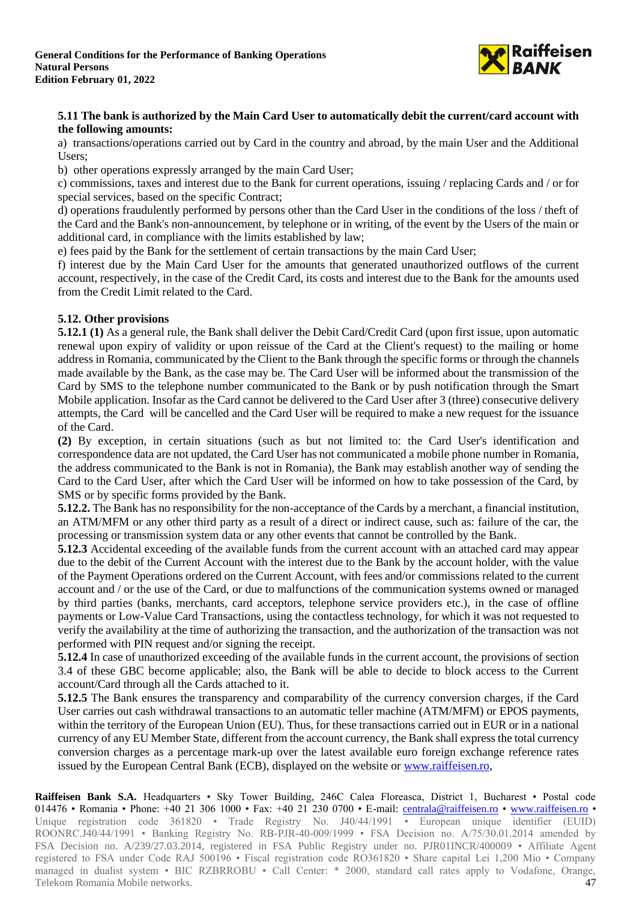**5.11 The bank is authorized by the Main Card User to automatically debit the current/card account with the following amounts:**

a) transactions/operations carried out by Card in the country and abroad, by the main User and the Additional Users;

b) other operations expressly arranged by the main Card User;

c) commissions, taxes and interest due to the Bank for current operations, issuing / replacing Cards and / or for special services, based on the specific Contract;

d) operations fraudulently performed by persons other than the Card User in the conditions of the loss / theft of the Card and the Bank's non-announcement, by telephone or in writing, of the event by the Users of the main or additional card, in compliance with the limits established by law;

e) fees paid by the Bank for the settlement of certain transactions by the main Card User;

f) interest due by the Main Card User for the amounts that generated unauthorized outflows of the current account, respectively, in the case of the Credit Card, its costs and interest due to the Bank for the amounts used from the Credit Limit related to the Card.

**5.12. Other provisions**

**5.12.1 (1)** As a general rule, the Bank shall deliver the Debit Card/Credit Card (upon first issue, upon automatic renewal upon expiry of validity or upon reissue of the Card at the Client's request) to the mailing or home address in Romania, communicated by the Client to the Bank through the specific forms or through the channels made available by the Bank, as the case may be. The Card User will be informed about the transmission of the Card by SMS to the telephone number communicated to the Bank or by push notification through the Smart Mobile application. Insofar as the Card cannot be delivered to the Card User after 3 (three) consecutive delivery attempts, the Card will be cancelled and the Card User will be required to make a new request for the issuance of the Card.

**(2)** By exception, in certain situations (such as but not limited to: the Card User's identification and correspondence data are not updated, the Card User has not communicated a mobile phone number in Romania, the address communicated to the Bank is not in Romania), the Bank may establish another way of sending the Card to the Card User, after which the Card User will be informed on how to take possession of the Card, by SMS or by specific forms provided by the Bank.

**5.12.2.** The Bank has no responsibility for the non-acceptance of the Cards by a merchant, a financial institution, an ATM/MFM or any other third party as a result of a direct or indirect cause, such as: failure of the car, the processing or transmission system data or any other events that cannot be controlled by the Bank.

**5.12.3** Accidental exceeding of the available funds from the current account with an attached card may appear due to the debit of the Current Account with the interest due to the Bank by the account holder, with the value of the Payment Operations ordered on the Current Account, with fees and/or commissions related to the current account and / or the use of the Card, or due to malfunctions of the communication systems owned or managed by third parties (banks, merchants, card acceptors, telephone service providers etc.), in the case of offline payments or Low-Value Card Transactions, using the contactless technology, for which it was not requested to verify the availability at the time of authorizing the transaction, and the authorization of the transaction was not performed with PIN request and/or signing the receipt.

**5.12.4** In case of unauthorized exceeding of the available funds in the current account, the provisions of section 3.4 of these GBC become applicable; also, the Bank will be able to decide to block access to the Current account/Card through all the Cards attached to it.

**5.12.5** The Bank ensures the transparency and comparability of the currency conversion charges, if the Card User carries out cash withdrawal transactions to an automatic teller machine (ATM/MFM) or EPOS payments, within the territory of the European Union (EU). Thus, for these transactions carried out in EUR or in a national currency of any EU Member State, different from the account currency, the Bank shall express the total currency conversion charges as a percentage mark-up over the latest available euro foreign exchange reference rates issued by the European Central Bank (ECB), displayed on the website or www.raiffeisen.ro,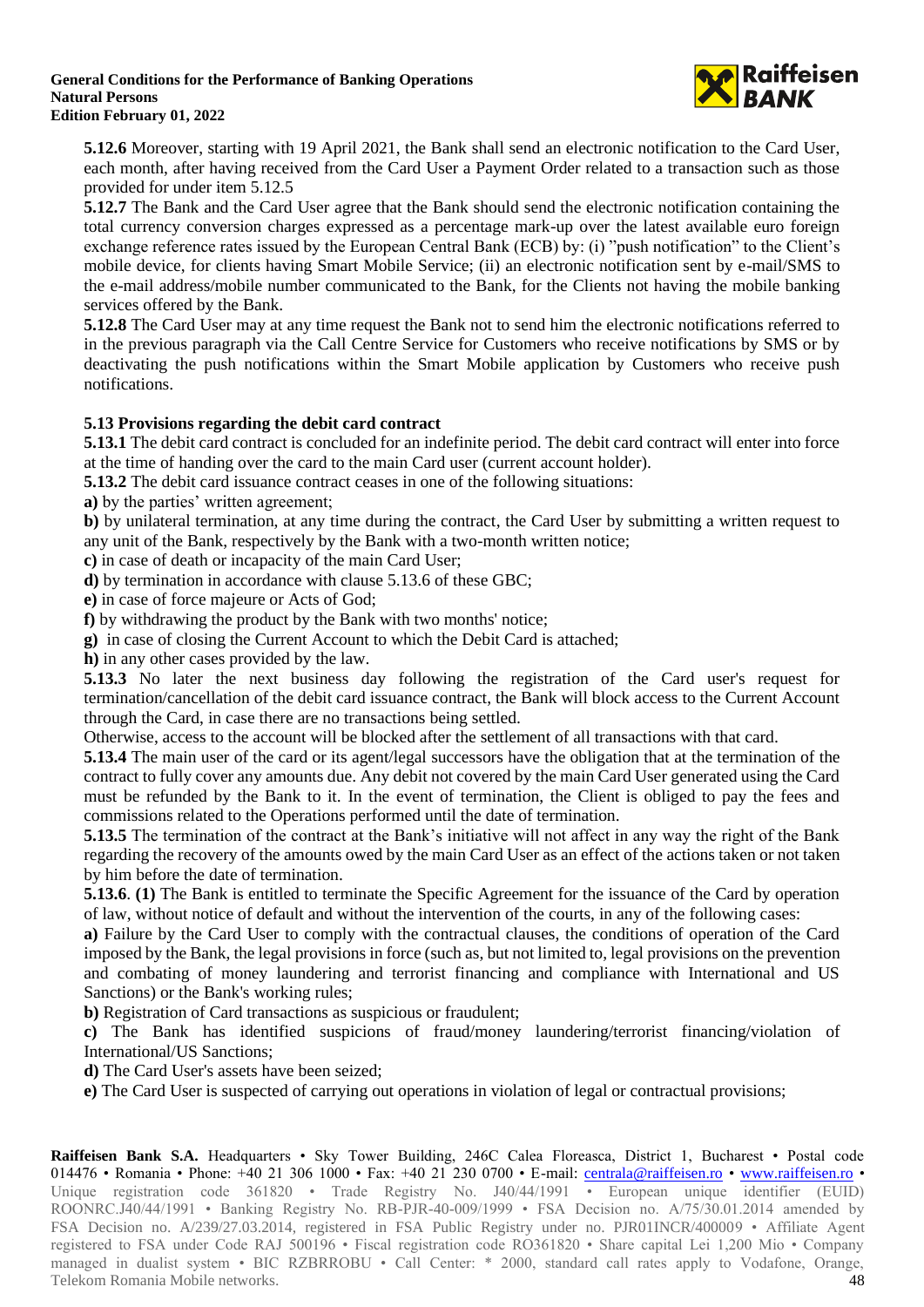**5.12.6** Moreover, starting with 19 April 2021, the Bank shall send an electronic notification to the Card User, each month, after having received from the Card User a Payment Order related to a transaction such as those provided for under item 5.12.5

**5.12.7** The Bank and the Card User agree that the Bank should send the electronic notification containing the total currency conversion charges expressed as a percentage mark-up over the latest available euro foreign exchange reference rates issued by the European Central Bank (ECB) by: (i) "push notification" to the Client's mobile device, for clients having Smart Mobile Service; (ii) an electronic notification sent by e-mail/SMS to the e-mail address/mobile number communicated to the Bank, for the Clients not having the mobile banking services offered by the Bank.

**5.12.8** The Card User may at any time request the Bank not to send him the electronic notifications referred to in the previous paragraph via the Call Centre Service for Customers who receive notifications by SMS or by deactivating the push notifications within the Smart Mobile application by Customers who receive push notifications.

### 5.13 Provisions regarding the debit card contract

**5.13.1** The debit card contract is concluded for an indefinite period. The debit card contract will enter into force at the time of handing over the card to the main Card user (current account holder).

**5.13.2** The debit card issuance contract ceases in one of the following situations:

**a)** by the parties' written agreement;

**b)** by unilateral termination, at any time during the contract, the Card User by submitting a written request to any unit of the Bank, respectively by the Bank with a two-month written notice;

**c)** in case of death or incapacity of the main Card User;

**d)** by termination in accordance with clause 5.13.6 of these GBC;

**e)** in case of force majeure or Acts of God;

**f)** by withdrawing the product by the Bank with two months' notice;

**g)** in case of closing the Current Account to which the Debit Card is attached;

**h)** in any other cases provided by the law.

**5.13.3** No later the next business day following the registration of the Card user's request for termination/cancellation of the debit card issuance contract, the Bank will block access to the Current Account through the Card, in case there are no transactions being settled.

Otherwise, access to the account will be blocked after the settlement of all transactions with that card.

**5.13.4** The main user of the card or its agent/legal successors have the obligation that at the termination of the contract to fully cover any amounts due. Any debit not covered by the main Card User generated using the Card must be refunded by the Bank to it. In the event of termination, the Client is obliged to pay the fees and commissions related to the Operations performed until the date of termination.

**5.13.5** The termination of the contract at the Bank's initiative will not affect in any way the right of the Bank regarding the recovery of the amounts owed by the main Card User as an effect of the actions taken or not taken by him before the date of termination.

**5.13.6**. **(1)** The Bank is entitled to terminate the Specific Agreement for the issuance of the Card by operation of law, without notice of default and without the intervention of the courts, in any of the following cases:

**a)** Failure by the Card User to comply with the contractual clauses, the conditions of operation of the Card imposed by the Bank, the legal provisions in force (such as, but not limited to, legal provisions on the prevention and combating of money laundering and terrorist financing and compliance with International and US Sanctions) or the Bank's working rules;

**b)** Registration of Card transactions as suspicious or fraudulent;

**c)** The Bank has identified suspicions of fraud/money laundering/terrorist financing/violation of International/US Sanctions;

**d)** The Card User's assets have been seized;

**e)** The Card User is suspected of carrying out operations in violation of legal or contractual provisions;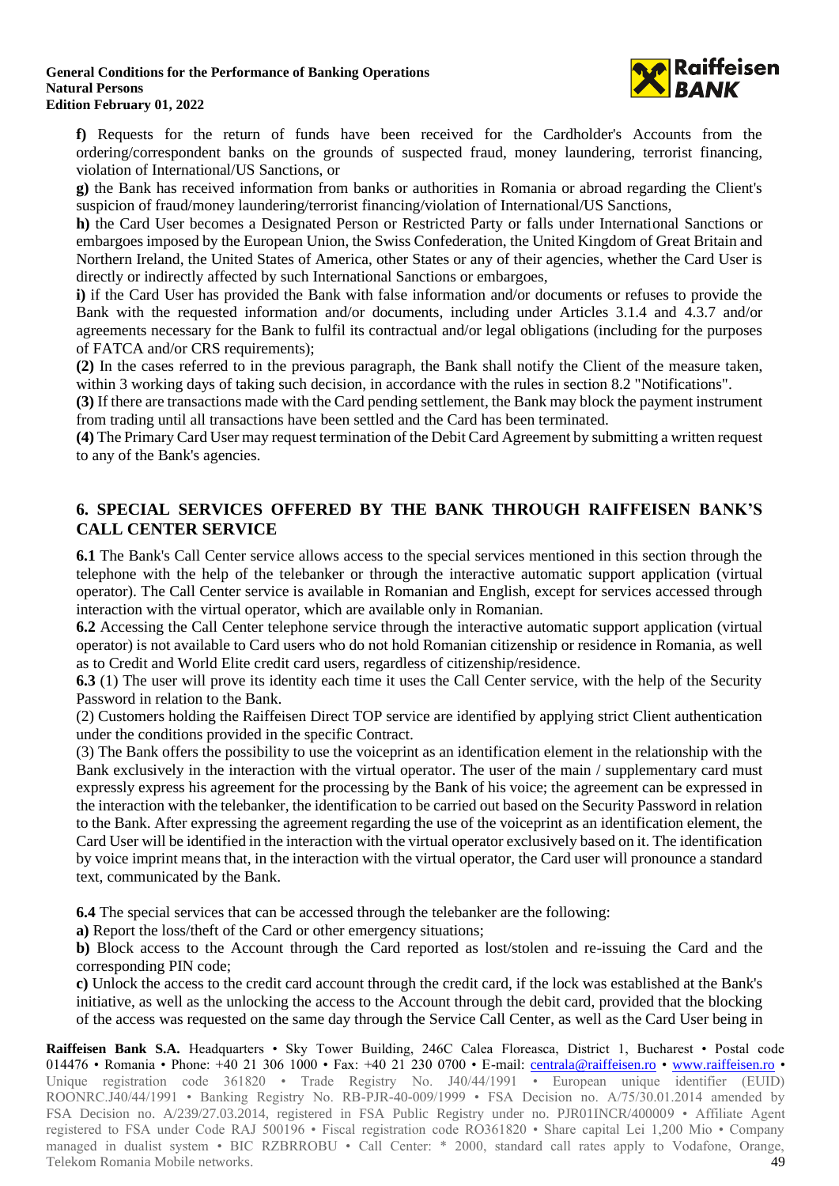**f)** Requests for the return of funds have been received for the Cardholder's Accounts from the ordering/correspondent banks on the grounds of suspected fraud, money laundering, terrorist financing, violation of International/US Sanctions, or

**g)** the Bank has received information from banks or authorities in Romania or abroad regarding the Client's suspicion of fraud/money laundering/terrorist financing/violation of International/US Sanctions,

**h)** the Card User becomes a Designated Person or Restricted Party or falls under International Sanctions or embargoes imposed by the European Union, the Swiss Confederation, the United Kingdom of Great Britain and Northern Ireland, the United States of America, other States or any of their agencies, whether the Card User is directly or indirectly affected by such International Sanctions or embargoes,

**i)** if the Card User has provided the Bank with false information and/or documents or refuses to provide the Bank with the requested information and/or documents, including under Articles 3.1.4 and 4.3.7 and/or agreements necessary for the Bank to fulfil its contractual and/or legal obligations (including for the purposes of FATCA and/or CRS requirements);

**(2)** In the cases referred to in the previous paragraph, the Bank shall notify the Client of the measure taken, within 3 working days of taking such decision, in accordance with the rules in section 8.2 "Notifications".

**(3)** If there are transactions made with the Card pending settlement, the Bank may block the payment instrument from trading until all transactions have been settled and the Card has been terminated.

**(4)** The Primary Card User may request termination of the Debit Card Agreement by submitting a written request to any of the Bank's agencies.

## 6. SPECIAL SERVICES OFFERED BY THE BANK THROUGH RAIFFEISEN BANK'S CALL CENTER SERVICE

**6.1** The Bank's Call Center service allows access to the special services mentioned in this section through the telephone with the help of the telebanker or through the interactive automatic support application (virtual operator). The Call Center service is available in Romanian and English, except for services accessed through interaction with the virtual operator, which are available only in Romanian.

**6.2** Accessing the Call Center telephone service through the interactive automatic support application (virtual operator) is not available to Card users who do not hold Romanian citizenship or residence in Romania, as well as to Credit and World Elite credit card users, regardless of citizenship/residence.

**6.3** (1) The user will prove its identity each time it uses the Call Center service, with the help of the Security Password in relation to the Bank.

(2) Customers holding the Raiffeisen Direct TOP service are identified by applying strict Client authentication under the conditions provided in the specific Contract.

(3) The Bank offers the possibility to use the voiceprint as an identification element in the relationship with the Bank exclusively in the interaction with the virtual operator. The user of the main / supplementary card must expressly express his agreement for the processing by the Bank of his voice; the agreement can be expressed in the interaction with the telebanker, the identification to be carried out based on the Security Password in relation to the Bank. After expressing the agreement regarding the use of the voiceprint as an identification element, the Card User will be identified in the interaction with the virtual operator exclusively based on it. The identification by voice imprint means that, in the interaction with the virtual operator, the Card user will pronounce a standard text, communicated by the Bank.

**6.4** The special services that can be accessed through the telebanker are the following:

**a)** Report the loss/theft of the Card or other emergency situations;

**b)** Block access to the Account through the Card reported as lost/stolen and re-issuing the Card and the corresponding PIN code;

**c)** Unlock the access to the credit card account through the credit card, if the lock was established at the Bank's initiative, as well as the unlocking the access to the Account through the debit card, provided that the blocking of the access was requested on the same day through the Service Call Center, as well as the Card User being in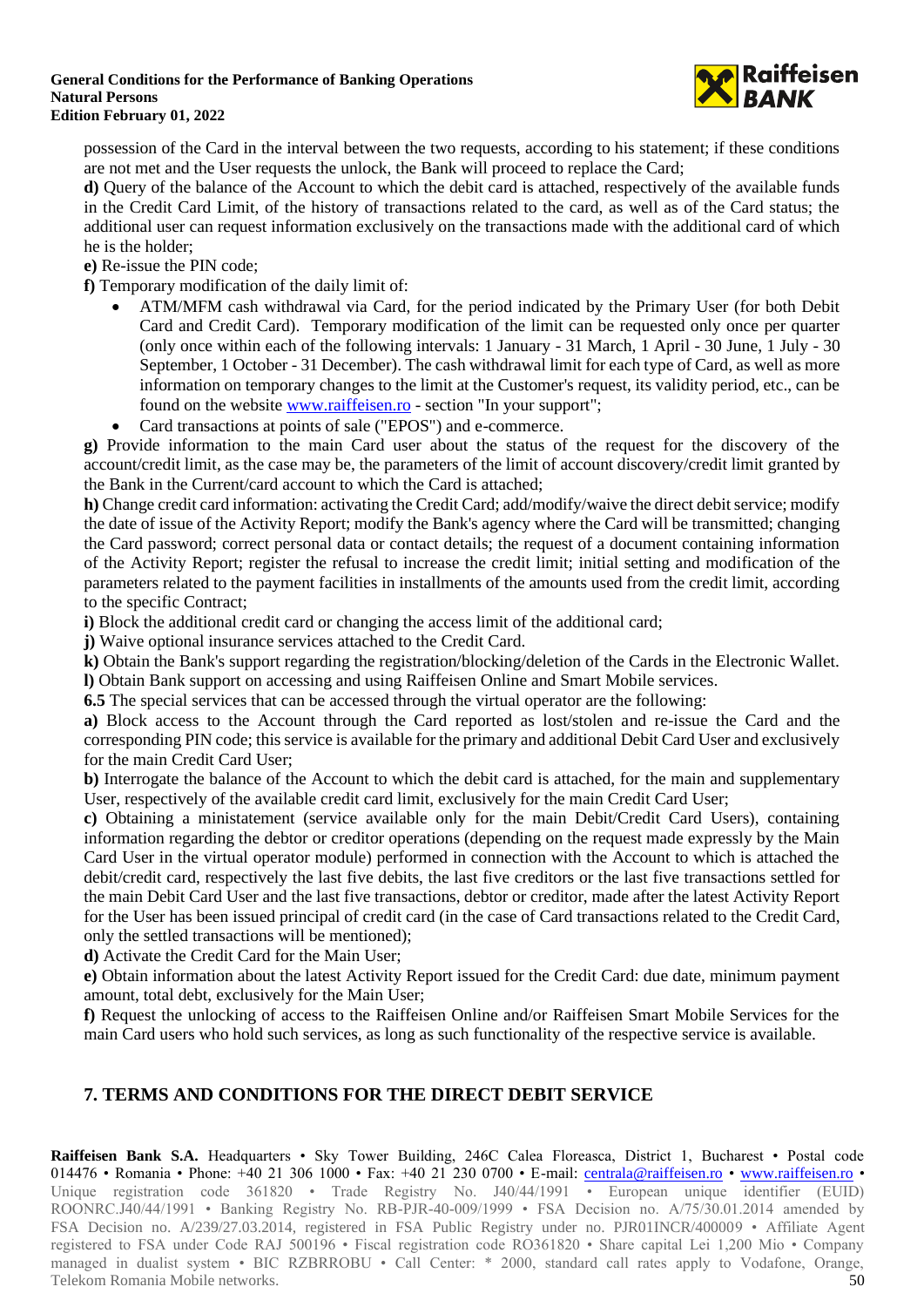possession of the Card in the interval between the two requests, according to his statement; if these conditions are not met and the User requests the unlock, the Bank will proceed to replace the Card;

**d)** Query of the balance of the Account to which the debit card is attached, respectively of the available funds in the Credit Card Limit, of the history of transactions related to the card, as well as of the Card status; the additional user can request information exclusively on the transactions made with the additional card of which he is the holder;

**e)** Re-issue the PIN code;

**f)** Temporary modification of the daily limit of:

- ATM/MFM cash withdrawal via Card, for the period indicated by the Primary User (for both Debit Card and Credit Card). Temporary modification of the limit can be requested only once per quarter (only once within each of the following intervals: 1 January - 31 March, 1 April - 30 June, 1 July - 30 September, 1 October - 31 December). The cash withdrawal limit for each type of Card, as well as more information on temporary changes to the limit at the Customer's request, its validity period, etc., can be found on the website [www.raiffeisen.ro](http://www.raiffeisen.ro) - section "In your support";
- Card transactions at points of sale ("EPOS") and e-commerce.

**g)** Provide information to the main Card user about the status of the request for the discovery of the account/credit limit, as the case may be, the parameters of the limit of account discovery/credit limit granted by the Bank in the Current/card account to which the Card is attached;

**h)** Change credit card information: activating the Credit Card; add/modify/waive the direct debit service; modify the date of issue of the Activity Report; modify the Bank's agency where the Card will be transmitted; changing the Card password; correct personal data or contact details; the request of a document containing information of the Activity Report; register the refusal to increase the credit limit; initial setting and modification of the parameters related to the payment facilities in installments of the amounts used from the credit limit, according to the specific Contract;

**i)** Block the additional credit card or changing the access limit of the additional card;

**j)** Waive optional insurance services attached to the Credit Card.

**k)** Obtain the Bank's support regarding the registration/blocking/deletion of the Cards in the Electronic Wallet.

**l)** Obtain Bank support on accessing and using Raiffeisen Online and Smart Mobile services.

**6.5** The special services that can be accessed through the virtual operator are the following:

**a)** Block access to the Account through the Card reported as lost/stolen and re-issue the Card and the corresponding PIN code; this service is available for the primary and additional Debit Card User and exclusively for the main Credit Card User;

**b)** Interrogate the balance of the Account to which the debit card is attached, for the main and supplementary User, respectively of the available credit card limit, exclusively for the main Credit Card User;

**c)** Obtaining a ministatement (service available only for the main Debit/Credit Card Users), containing information regarding the debtor or creditor operations (depending on the request made expressly by the Main Card User in the virtual operator module) performed in connection with the Account to which is attached the debit/credit card, respectively the last five debits, the last five creditors or the last five transactions settled for the main Debit Card User and the last five transactions, debtor or creditor, made after the latest Activity Report for the User has been issued principal of credit card (in the case of Card transactions related to the Credit Card, only the settled transactions will be mentioned);

**d)** Activate the Credit Card for the Main User;

**e)** Obtain information about the latest Activity Report issued for the Credit Card: due date, minimum payment amount, total debt, exclusively for the Main User;

**f)** Request the unlocking of access to the Raiffeisen Online and/or Raiffeisen Smart Mobile Services for the main Card users who hold such services, as long as such functionality of the respective service is available.

## 7. TERMS AND CONDITIONS FOR THE DIRECT DEBIT SERVICE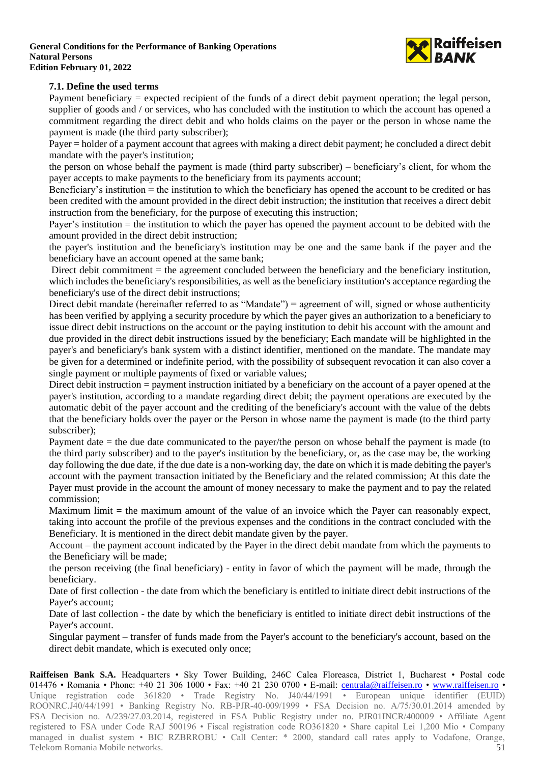### 7.1. Define the used terms

Payment beneficiary = expected recipient of the funds of a direct debit payment operation; the legal person, supplier of goods and / or services, who has concluded with the institution to which the account has opened a commitment regarding the direct debit and who holds claims on the payer or the person in whose name the payment is made (the third party subscriber);

Payer = holder of a payment account that agrees with making a direct debit payment; he concluded a direct debit mandate with the payer's institution;

the person on whose behalf the payment is made (third party subscriber) – beneficiary's client, for whom the payer accepts to make payments to the beneficiary from its payments account;

Beneficiary's institution = the institution to which the beneficiary has opened the account to be credited or has been credited with the amount provided in the direct debit instruction; the institution that receives a direct debit instruction from the beneficiary, for the purpose of executing this instruction;

Payer's institution = the institution to which the payer has opened the payment account to be debited with the amount provided in the direct debit instruction;

the payer's institution and the beneficiary's institution may be one and the same bank if the payer and the beneficiary have an account opened at the same bank;

Direct debit commitment = the agreement concluded between the beneficiary and the beneficiary institution, which includes the beneficiary's responsibilities, as well as the beneficiary institution's acceptance regarding the beneficiary's use of the direct debit instructions;

Direct debit mandate (hereinafter referred to as "Mandate") = agreement of will, signed or whose authenticity has been verified by applying a security procedure by which the payer gives an authorization to a beneficiary to issue direct debit instructions on the account or the paying institution to debit his account with the amount and due provided in the direct debit instructions issued by the beneficiary; Each mandate will be highlighted in the payer's and beneficiary's bank system with a distinct identifier, mentioned on the mandate. The mandate may be given for a determined or indefinite period, with the possibility of subsequent revocation it can also cover a single payment or multiple payments of fixed or variable values;

Direct debit instruction = payment instruction initiated by a beneficiary on the account of a payer opened at the payer's institution, according to a mandate regarding direct debit; the payment operations are executed by the automatic debit of the payer account and the crediting of the beneficiary's account with the value of the debts that the beneficiary holds over the payer or the Person in whose name the payment is made (to the third party subscriber);

Payment date = the due date communicated to the payer/the person on whose behalf the payment is made (to the third party subscriber) and to the payer's institution by the beneficiary, or, as the case may be, the working day following the due date, if the due date is a non-working day, the date on which it is made debiting the payer's account with the payment transaction initiated by the Beneficiary and the related commission; At this date the Payer must provide in the account the amount of money necessary to make the payment and to pay the related commission;

Maximum limit = the maximum amount of the value of an invoice which the Payer can reasonably expect, taking into account the profile of the previous expenses and the conditions in the contract concluded with the Beneficiary. It is mentioned in the direct debit mandate given by the payer.

Account – the payment account indicated by the Payer in the direct debit mandate from which the payments to the Beneficiary will be made;

the person receiving (the final beneficiary) - entity in favor of which the payment will be made, through the beneficiary.

Date of first collection - the date from which the beneficiary is entitled to initiate direct debit instructions of the Payer's account;

Date of last collection - the date by which the beneficiary is entitled to initiate direct debit instructions of the Payer's account.

Singular payment – transfer of funds made from the Payer's account to the beneficiary's account, based on the direct debit mandate, which is executed only once;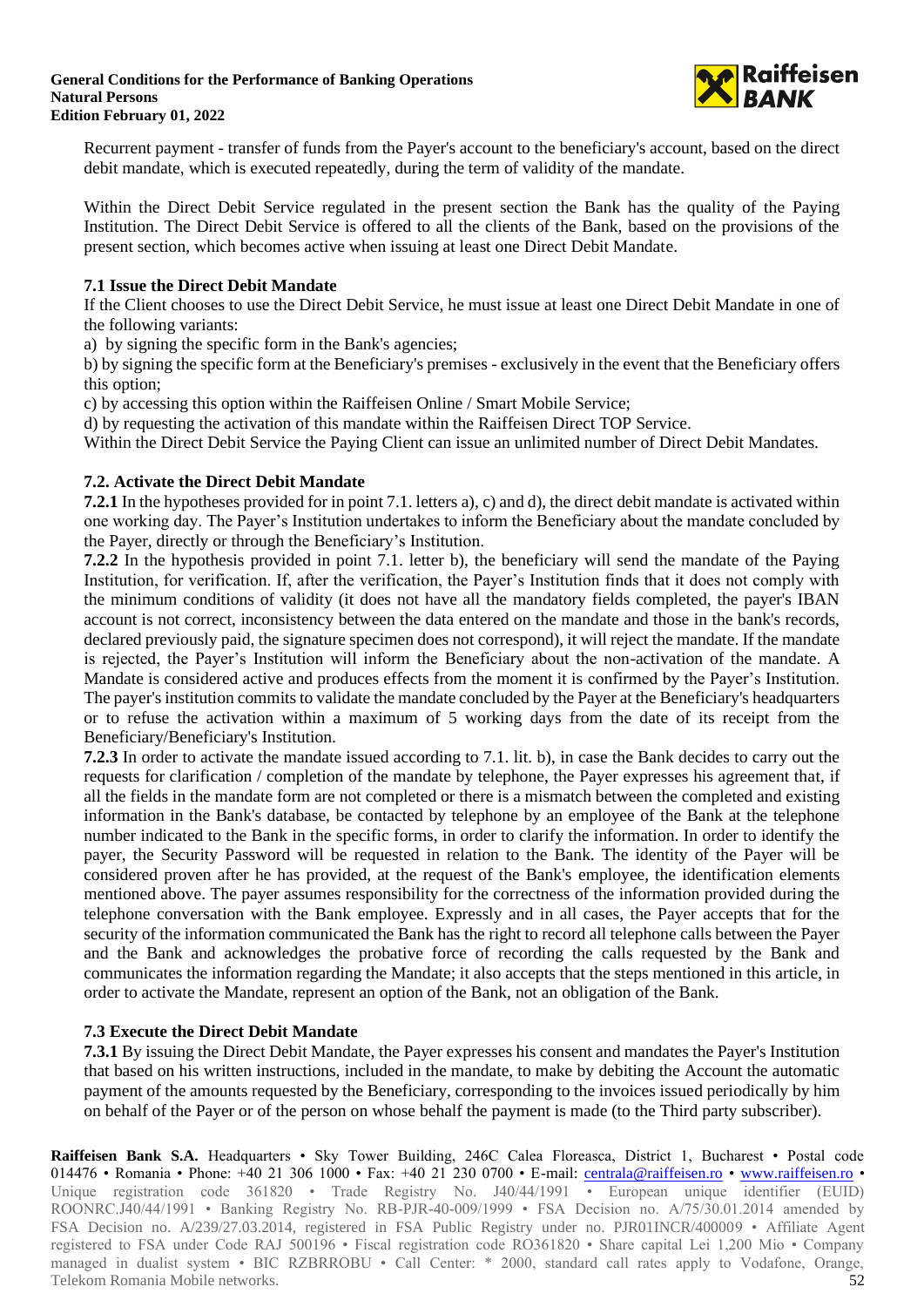Recurrent payment - transfer of funds from the Payer's account to the beneficiary's account, based on the direct debit mandate, which is executed repeatedly, during the term of validity of the mandate.

Within the Direct Debit Service regulated in the present section the Bank has the quality of the Paying Institution. The Direct Debit Service is offered to all the clients of the Bank, based on the provisions of the present section, which becomes active when issuing at least one Direct Debit Mandate.

### 7.1 Issue the Direct Debit Mandate

If the Client chooses to use the Direct Debit Service, he must issue at least one Direct Debit Mandate in one of the following variants:

a) by signing the specific form in the Bank's agencies;

b) by signing the specific form at the Beneficiary's premises - exclusively in the event that the Beneficiary offers this option;

c) by accessing this option within the Raiffeisen Online / Smart Mobile Service;

d) by requesting the activation of this mandate within the Raiffeisen Direct TOP Service.

Within the Direct Debit Service the Paying Client can issue an unlimited number of Direct Debit Mandates.

### 7.2. Activate the Direct Debit Mandate

**7.2.1** In the hypotheses provided for in point 7.1. letters a), c) and d), the direct debit mandate is activated within one working day. The Payer's Institution undertakes to inform the Beneficiary about the mandate concluded by the Payer, directly or through the Beneficiary's Institution.

**7.2.2** In the hypothesis provided in point 7.1. letter b), the beneficiary will send the mandate of the Paying Institution, for verification. If, after the verification, the Payer's Institution finds that it does not comply with the minimum conditions of validity (it does not have all the mandatory fields completed, the payer's IBAN account is not correct, inconsistency between the data entered on the mandate and those in the bank's records, declared previously paid, the signature specimen does not correspond), it will reject the mandate. If the mandate is rejected, the Payer's Institution will inform the Beneficiary about the non-activation of the mandate. A Mandate is considered active and produces effects from the moment it is confirmed by the Payer's Institution. The payer's institution commits to validate the mandate concluded by the Payer at the Beneficiary's headquarters or to refuse the activation within a maximum of 5 working days from the date of its receipt from the Beneficiary/Beneficiary's Institution.

**7.2.3** In order to activate the mandate issued according to 7.1. lit. b), in case the Bank decides to carry out the requests for clarification / completion of the mandate by telephone, the Payer expresses his agreement that, if all the fields in the mandate form are not completed or there is a mismatch between the completed and existing information in the Bank's database, be contacted by telephone by an employee of the Bank at the telephone number indicated to the Bank in the specific forms, in order to clarify the information. In order to identify the payer, the Security Password will be requested in relation to the Bank. The identity of the Payer will be considered proven after he has provided, at the request of the Bank's employee, the identification elements mentioned above. The payer assumes responsibility for the correctness of the information provided during the telephone conversation with the Bank employee. Expressly and in all cases, the Payer accepts that for the security of the information communicated the Bank has the right to record all telephone calls between the Payer and the Bank and acknowledges the probative force of recording the calls requested by the Bank and communicates the information regarding the Mandate; it also accepts that the steps mentioned in this article, in order to activate the Mandate, represent an option of the Bank, not an obligation of the Bank.

### 7.3 Execute the Direct Debit Mandate

**7.3.1** By issuing the Direct Debit Mandate, the Payer expresses his consent and mandates the Payer's Institution that based on his written instructions, included in the mandate, to make by debiting the Account the automatic payment of the amounts requested by the Beneficiary, corresponding to the invoices issued periodically by him on behalf of the Payer or of the person on whose behalf the payment is made (to the Third party subscriber).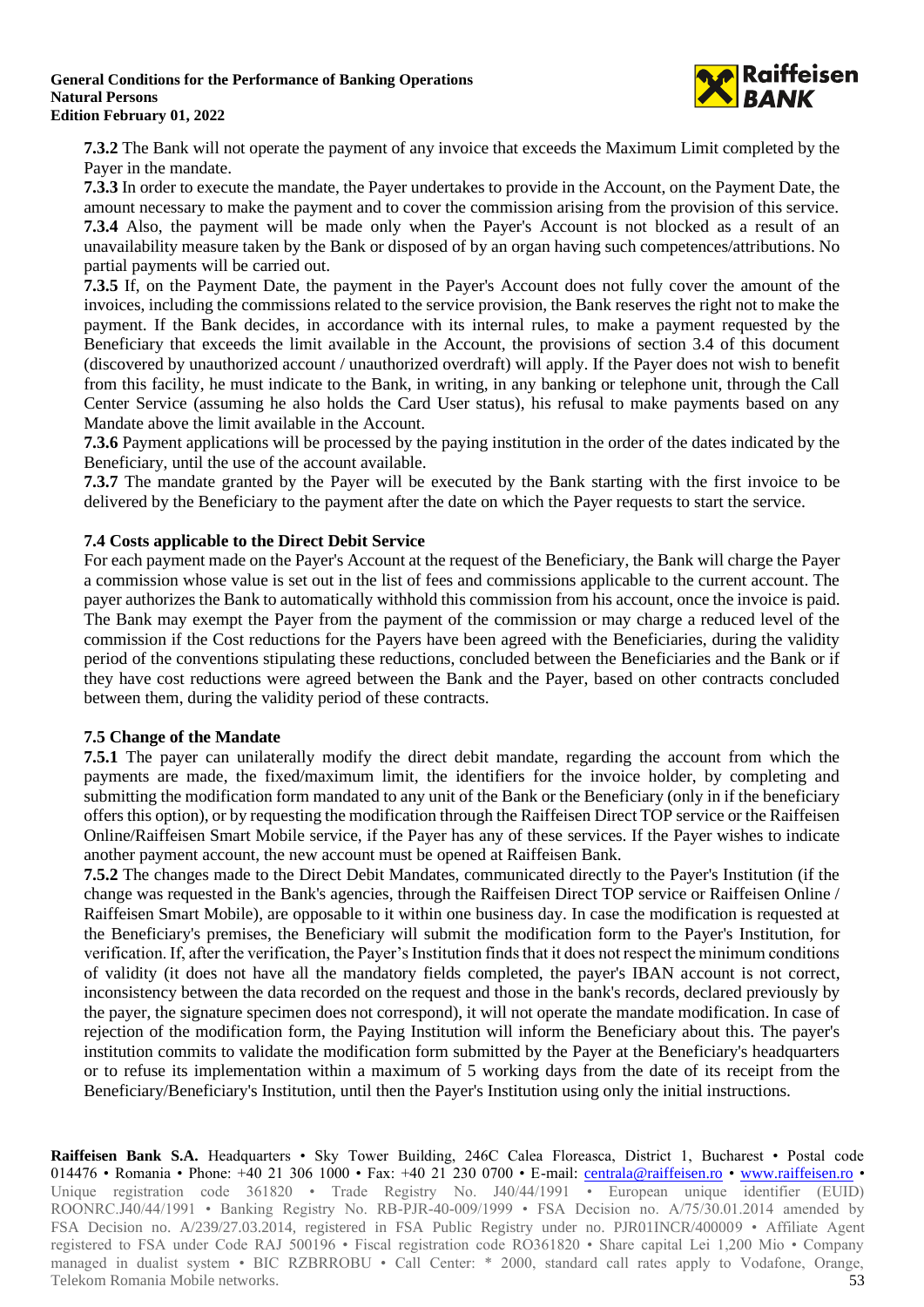**7.3.2** The Bank will not operate the payment of any invoice that exceeds the Maximum Limit completed by the Payer in the mandate.

**7.3.3** In order to execute the mandate, the Payer undertakes to provide in the Account, on the Payment Date, the amount necessary to make the payment and to cover the commission arising from the provision of this service.

**7.3.4** Also, the payment will be made only when the Payer's Account is not blocked as a result of an unavailability measure taken by the Bank or disposed of by an organ having such competences/attributions. No partial payments will be carried out.

**7.3.5** If, on the Payment Date, the payment in the Payer's Account does not fully cover the amount of the invoices, including the commissions related to the service provision, the Bank reserves the right not to make the payment. If the Bank decides, in accordance with its internal rules, to make a payment requested by the Beneficiary that exceeds the limit available in the Account, the provisions of section 3.4 of this document (discovered by unauthorized account / unauthorized overdraft) will apply. If the Payer does not wish to benefit from this facility, he must indicate to the Bank, in writing, in any banking or telephone unit, through the Call Center Service (assuming he also holds the Card User status), his refusal to make payments based on any Mandate above the limit available in the Account.

**7.3.6** Payment applications will be processed by the paying institution in the order of the dates indicated by the Beneficiary, until the use of the account available.

**7.3.7** The mandate granted by the Payer will be executed by the Bank starting with the first invoice to be delivered by the Beneficiary to the payment after the date on which the Payer requests to start the service.

### 7.4 Costs applicable to the Direct Debit Service

For each payment made on the Payer's Account at the request of the Beneficiary, the Bank will charge the Payer a commission whose value is set out in the list of fees and commissions applicable to the current account. The payer authorizes the Bank to automatically withhold this commission from his account, once the invoice is paid. The Bank may exempt the Payer from the payment of the commission or may charge a reduced level of the commission if the Cost reductions for the Payers have been agreed with the Beneficiaries, during the validity period of the conventions stipulating these reductions, concluded between the Beneficiaries and the Bank or if they have cost reductions were agreed between the Bank and the Payer, based on other contracts concluded between them, during the validity period of these contracts.

### 7.5 Change of the Mandate

**7.5.1** The payer can unilaterally modify the direct debit mandate, regarding the account from which the payments are made, the fixed/maximum limit, the identifiers for the invoice holder, by completing and submitting the modification form mandated to any unit of the Bank or the Beneficiary (only in if the beneficiary offers this option), or by requesting the modification through the Raiffeisen Direct TOP service or the Raiffeisen Online/Raiffeisen Smart Mobile service, if the Payer has any of these services. If the Payer wishes to indicate another payment account, the new account must be opened at Raiffeisen Bank.

**7.5.2** The changes made to the Direct Debit Mandates, communicated directly to the Payer's Institution (if the change was requested in the Bank's agencies, through the Raiffeisen Direct TOP service or Raiffeisen Online / Raiffeisen Smart Mobile), are opposable to it within one business day. In case the modification is requested at the Beneficiary's premises, the Beneficiary will submit the modification form to the Payer's Institution, for verification. If, after the verification, the Payer's Institution finds that it does not respect the minimum conditions of validity (it does not have all the mandatory fields completed, the payer's IBAN account is not correct, inconsistency between the data recorded on the request and those in the bank's records, declared previously by the payer, the signature specimen does not correspond), it will not operate the mandate modification. In case of rejection of the modification form, the Paying Institution will inform the Beneficiary about this. The payer's institution commits to validate the modification form submitted by the Payer at the Beneficiary's headquarters or to refuse its implementation within a maximum of 5 working days from the date of its receipt from the Beneficiary/Beneficiary's Institution, until then the Payer's Institution using only the initial instructions.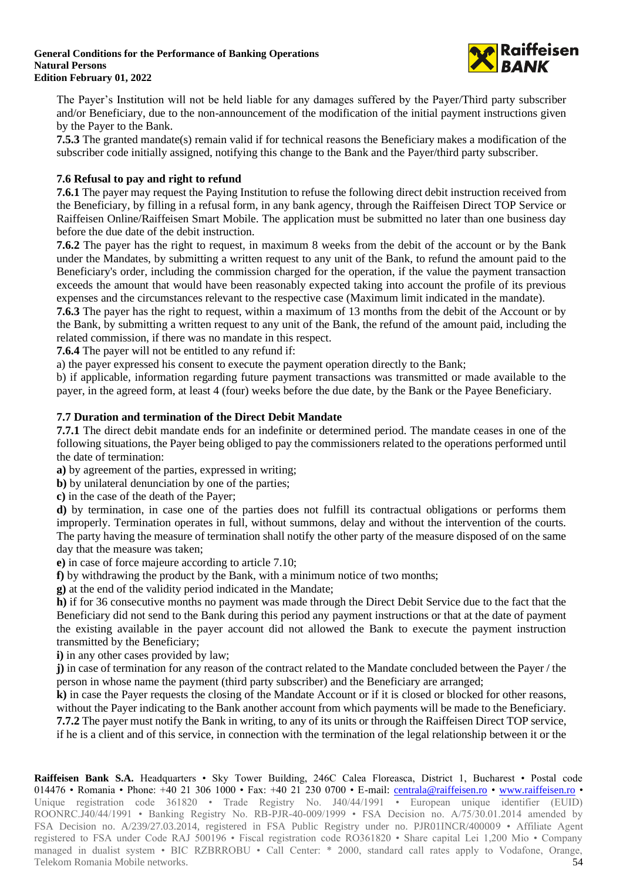The Payer's Institution will not be held liable for any damages suffered by the Payer/Third party subscriber and/or Beneficiary, due to the non-announcement of the modification of the initial payment instructions given by the Payer to the Bank.

**7.5.3** The granted mandate(s) remain valid if for technical reasons the Beneficiary makes a modification of the subscriber code initially assigned, notifying this change to the Bank and the Payer/third party subscriber.

### 7.6 Refusal to pay and right to refund

**7.6.1** The payer may request the Paying Institution to refuse the following direct debit instruction received from the Beneficiary, by filling in a refusal form, in any bank agency, through the Raiffeisen Direct TOP Service or Raiffeisen Online/Raiffeisen Smart Mobile. The application must be submitted no later than one business day before the due date of the debit instruction.

**7.6.2** The payer has the right to request, in maximum 8 weeks from the debit of the account or by the Bank under the Mandates, by submitting a written request to any unit of the Bank, to refund the amount paid to the Beneficiary's order, including the commission charged for the operation, if the value the payment transaction exceeds the amount that would have been reasonably expected taking into account the profile of its previous expenses and the circumstances relevant to the respective case (Maximum limit indicated in the mandate).

**7.6.3** The payer has the right to request, within a maximum of 13 months from the debit of the Account or by the Bank, by submitting a written request to any unit of the Bank, the refund of the amount paid, including the related commission, if there was no mandate in this respect.

**7.6.4** The payer will not be entitled to any refund if:

a) the payer expressed his consent to execute the payment operation directly to the Bank;

b) if applicable, information regarding future payment transactions was transmitted or made available to the payer, in the agreed form, at least 4 (four) weeks before the due date, by the Bank or the Payee Beneficiary.

### 7.7 Duration and termination of the Direct Debit Mandate

**7.7.1** The direct debit mandate ends for an indefinite or determined period. The mandate ceases in one of the following situations, the Payer being obliged to pay the commissioners related to the operations performed until the date of termination:

**a)** by agreement of the parties, expressed in writing;

**b)** by unilateral denunciation by one of the parties;

**c)** in the case of the death of the Payer;

**d)** by termination, in case one of the parties does not fulfill its contractual obligations or performs them improperly. Termination operates in full, without summons, delay and without the intervention of the courts. The party having the measure of termination shall notify the other party of the measure disposed of on the same day that the measure was taken;

**e)** in case of force majeure according to article 7.10;

**f)** by withdrawing the product by the Bank, with a minimum notice of two months;

**g)** at the end of the validity period indicated in the Mandate;

**h)** if for 36 consecutive months no payment was made through the Direct Debit Service due to the fact that the Beneficiary did not send to the Bank during this period any payment instructions or that at the date of payment the existing available in the payer account did not allowed the Bank to execute the payment instruction transmitted by the Beneficiary;

**i)** in any other cases provided by law;

**j)** in case of termination for any reason of the contract related to the Mandate concluded between the Payer / the person in whose name the payment (third party subscriber) and the Beneficiary are arranged;

**k)** in case the Payer requests the closing of the Mandate Account or if it is closed or blocked for other reasons, without the Payer indicating to the Bank another account from which payments will be made to the Beneficiary.

**7.7.2** The payer must notify the Bank in writing, to any of its units or through the Raiffeisen Direct TOP service, if he is a client and of this service, in connection with the termination of the legal relationship between it or the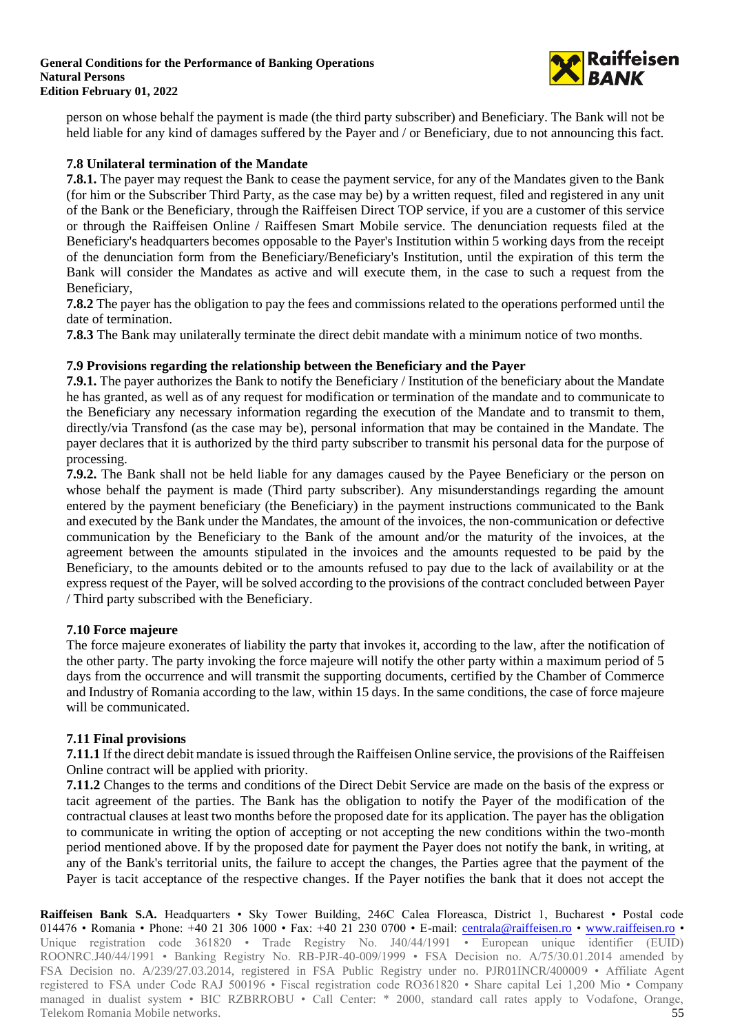person on whose behalf the payment is made (the third party subscriber) and Beneficiary. The Bank will not be held liable for any kind of damages suffered by the Payer and / or Beneficiary, due to not announcing this fact.

### 7.8 Unilateral termination of the Mandate

**7.8.1.** The payer may request the Bank to cease the payment service, for any of the Mandates given to the Bank (for him or the Subscriber Third Party, as the case may be) by a written request, filed and registered in any unit of the Bank or the Beneficiary, through the Raiffeisen Direct TOP service, if you are a customer of this service or through the Raiffeisen Online / Raiffesen Smart Mobile service. The denunciation requests filed at the Beneficiary's headquarters becomes opposable to the Payer's Institution within 5 working days from the receipt of the denunciation form from the Beneficiary/Beneficiary's Institution, until the expiration of this term the Bank will consider the Mandates as active and will execute them, in the case to such a request from the Beneficiary,

**7.8.2** The payer has the obligation to pay the fees and commissions related to the operations performed until the date of termination.

**7.8.3** The Bank may unilaterally terminate the direct debit mandate with a minimum notice of two months.

### 7.9 Provisions regarding the relationship between the Beneficiary and the Payer

**7.9.1.** The payer authorizes the Bank to notify the Beneficiary / Institution of the beneficiary about the Mandate he has granted, as well as of any request for modification or termination of the mandate and to communicate to the Beneficiary any necessary information regarding the execution of the Mandate and to transmit to them, directly/via Transfond (as the case may be), personal information that may be contained in the Mandate. The payer declares that it is authorized by the third party subscriber to transmit his personal data for the purpose of processing.

**7.9.2.** The Bank shall not be held liable for any damages caused by the Payee Beneficiary or the person on whose behalf the payment is made (Third party subscriber). Any misunderstandings regarding the amount entered by the payment beneficiary (the Beneficiary) in the payment instructions communicated to the Bank and executed by the Bank under the Mandates, the amount of the invoices, the non-communication or defective communication by the Beneficiary to the Bank of the amount and/or the maturity of the invoices, at the agreement between the amounts stipulated in the invoices and the amounts requested to be paid by the Beneficiary, to the amounts debited or to the amounts refused to pay due to the lack of availability or at the express request of the Payer, will be solved according to the provisions of the contract concluded between Payer / Third party subscribed with the Beneficiary.

### 7.10 Force majeure

The force majeure exonerates of liability the party that invokes it, according to the law, after the notification of the other party. The party invoking the force majeure will notify the other party within a maximum period of 5 days from the occurrence and will transmit the supporting documents, certified by the Chamber of Commerce and Industry of Romania according to the law, within 15 days. In the same conditions, the case of force majeure will be communicated.

### 7.11 Final provisions

**7.11.1** If the direct debit mandate is issued through the Raiffeisen Online service, the provisions of the Raiffeisen Online contract will be applied with priority.

**7.11.2** Changes to the terms and conditions of the Direct Debit Service are made on the basis of the express or tacit agreement of the parties. The Bank has the obligation to notify the Payer of the modification of the contractual clauses at least two months before the proposed date for its application. The payer has the obligation to communicate in writing the option of accepting or not accepting the new conditions within the two-month period mentioned above. If by the proposed date for payment the Payer does not notify the bank, in writing, at any of the Bank's territorial units, the failure to accept the changes, the Parties agree that the payment of the Payer is tacit acceptance of the respective changes. If the Payer notifies the bank that it does not accept the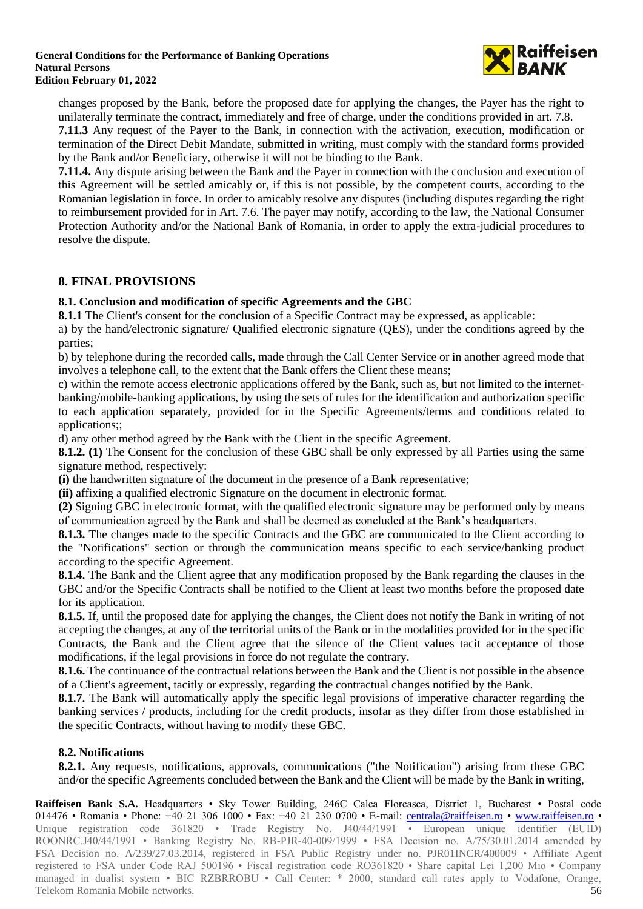changes proposed by the Bank, before the proposed date for applying the changes, the Payer has the right to unilaterally terminate the contract, immediately and free of charge, under the conditions provided in art. 7.8.

**7.11.3** Any request of the Payer to the Bank, in connection with the activation, execution, modification or termination of the Direct Debit Mandate, submitted in writing, must comply with the standard forms provided by the Bank and/or Beneficiary, otherwise it will not be binding to the Bank.

**7.11.4.** Any dispute arising between the Bank and the Payer in connection with the conclusion and execution of this Agreement will be settled amicably or, if this is not possible, by the competent courts, according to the Romanian legislation in force. In order to amicably resolve any disputes (including disputes regarding the right to reimbursement provided for in Art. 7.6. The payer may notify, according to the law, the National Consumer Protection Authority and/or the National Bank of Romania, in order to apply the extra-judicial procedures to resolve the dispute.

## 8. FINAL PROVISIONS

### 8.1. Conclusion and modification of specific Agreements and the GBC

**8.1.1** The Client's consent for the conclusion of a Specific Contract may be expressed, as applicable:

a) by the hand/electronic signature/ Qualified electronic signature (QES), under the conditions agreed by the parties;

b) by telephone during the recorded calls, made through the Call Center Service or in another agreed mode that involves a telephone call, to the extent that the Bank offers the Client these means;

c) within the remote access electronic applications offered by the Bank, such as, but not limited to the internet-banking/mobile-banking applications, by using the sets of rules for the identification and authorization specific to each application separately, provided for in the Specific Agreements/terms and conditions related to applications;;

d) any other method agreed by the Bank with the Client in the specific Agreement.

**8.1.2. (1)** The Consent for the conclusion of these GBC shall be only expressed by all Parties using the same signature method, respectively:

**(i)** the handwritten signature of the document in the presence of a Bank representative;

**(ii)** affixing a qualified electronic Signature on the document in electronic format.

**(2)** Signing GBC in electronic format, with the qualified electronic signature may be performed only by means of communication agreed by the Bank and shall be deemed as concluded at the Bank's headquarters.

**8.1.3.** The changes made to the specific Contracts and the GBC are communicated to the Client according to the "Notifications" section or through the communication means specific to each service/banking product according to the specific Agreement.

**8.1.4.** The Bank and the Client agree that any modification proposed by the Bank regarding the clauses in the GBC and/or the Specific Contracts shall be notified to the Client at least two months before the proposed date for its application.

**8.1.5.** If, until the proposed date for applying the changes, the Client does not notify the Bank in writing of not accepting the changes, at any of the territorial units of the Bank or in the modalities provided for in the specific Contracts, the Bank and the Client agree that the silence of the Client values tacit acceptance of those modifications, if the legal provisions in force do not regulate the contrary.

**8.1.6.** The continuance of the contractual relations between the Bank and the Client is not possible in the absence of a Client's agreement, tacitly or expressly, regarding the contractual changes notified by the Bank.

**8.1.7.** The Bank will automatically apply the specific legal provisions of imperative character regarding the banking services / products, including for the credit products, insofar as they differ from those established in the specific Contracts, without having to modify these GBC.

### 8.2. Notifications

**8.2.1.** Any requests, notifications, approvals, communications ("the Notification") arising from these GBC and/or the specific Agreements concluded between the Bank and the Client will be made by the Bank in writing,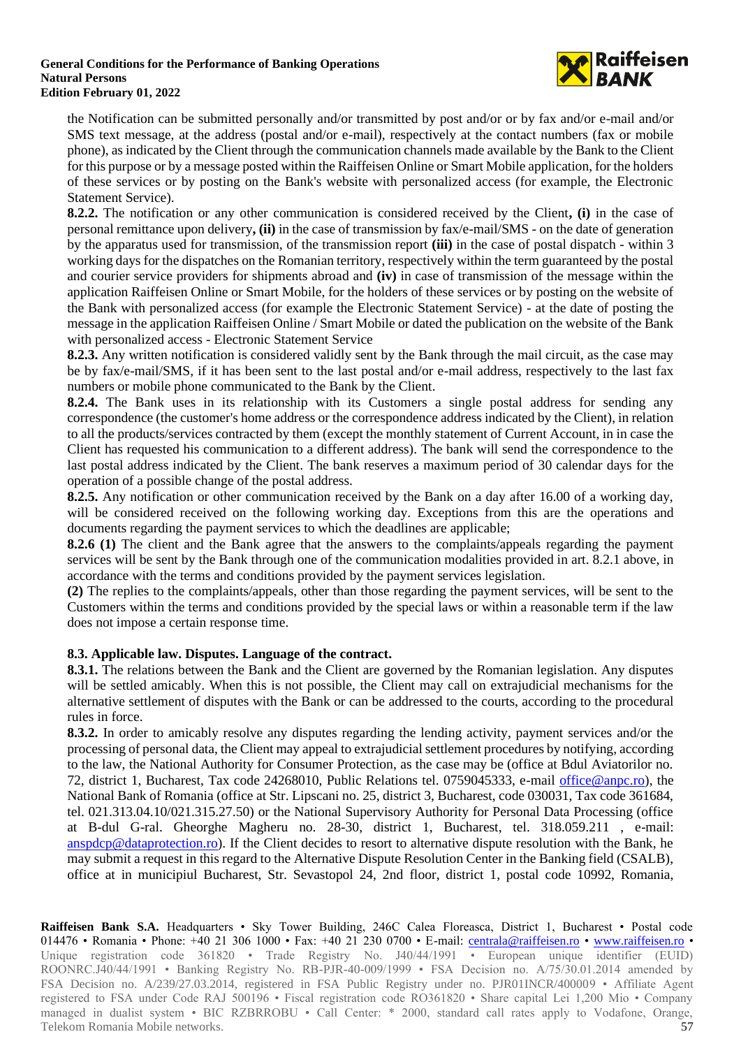the Notification can be submitted personally and/or transmitted by post and/or or by fax and/or e-mail and/or SMS text message, at the address (postal and/or e-mail), respectively at the contact numbers (fax or mobile phone), as indicated by the Client through the communication channels made available by the Bank to the Client for this purpose or by a message posted within the Raiffeisen Online or Smart Mobile application, for the holders of these services or by posting on the Bank's website with personalized access (for example, the Electronic Statement Service).

**8.2.2.** The notification or any other communication is considered received by the Client**, (i)** in the case of personal remittance upon delivery**, (ii)** in the case of transmission by fax/e-mail/SMS - on the date of generation by the apparatus used for transmission, of the transmission report **(iii)** in the case of postal dispatch - within 3 working days for the dispatches on the Romanian territory, respectively within the term guaranteed by the postal and courier service providers for shipments abroad and **(iv)** in case of transmission of the message within the application Raiffeisen Online or Smart Mobile, for the holders of these services or by posting on the website of the Bank with personalized access (for example the Electronic Statement Service) - at the date of posting the message in the application Raiffeisen Online / Smart Mobile or dated the publication on the website of the Bank with personalized access - Electronic Statement Service

**8.2.3.** Any written notification is considered validly sent by the Bank through the mail circuit, as the case may be by fax/e-mail/SMS, if it has been sent to the last postal and/or e-mail address, respectively to the last fax numbers or mobile phone communicated to the Bank by the Client.

**8.2.4.** The Bank uses in its relationship with its Customers a single postal address for sending any correspondence (the customer's home address or the correspondence address indicated by the Client), in relation to all the products/services contracted by them (except the monthly statement of Current Account, in in case the Client has requested his communication to a different address). The bank will send the correspondence to the last postal address indicated by the Client. The bank reserves a maximum period of 30 calendar days for the operation of a possible change of the postal address.

**8.2.5.** Any notification or other communication received by the Bank on a day after 16.00 of a working day, will be considered received on the following working day. Exceptions from this are the operations and documents regarding the payment services to which the deadlines are applicable;

**8.2.6 (1)** The client and the Bank agree that the answers to the complaints/appeals regarding the payment services will be sent by the Bank through one of the communication modalities provided in art. 8.2.1 above, in accordance with the terms and conditions provided by the payment services legislation.

**(2)** The replies to the complaints/appeals, other than those regarding the payment services, will be sent to the Customers within the terms and conditions provided by the special laws or within a reasonable term if the law does not impose a certain response time.

### 8.3. Applicable law. Disputes. Language of the contract.

**8.3.1.** The relations between the Bank and the Client are governed by the Romanian legislation. Any disputes will be settled amicably. When this is not possible, the Client may call on extrajudicial mechanisms for the alternative settlement of disputes with the Bank or can be addressed to the courts, according to the procedural rules in force.

**8.3.2.** In order to amicably resolve any disputes regarding the lending activity, payment services and/or the processing of personal data, the Client may appeal to extrajudicial settlement procedures by notifying, according to the law, the National Authority for Consumer Protection, as the case may be (office at Bdul Aviatorilor no. 72, district 1, Bucharest, Tax code 24268010, Public Relations tel. 0759045333, e-mail office@anpc.ro), the National Bank of Romania (office at Str. Lipscani no. 25, district 3, Bucharest, code 030031, Tax code 361684, tel. 021.313.04.10/021.315.27.50) or the National Supervisory Authority for Personal Data Processing (office at B-dul G-ral. Gheorghe Magheru no. 28-30, district 1, Bucharest, tel. 318.059.211 , e-mail: anspdcp@dataprotection.ro). If the Client decides to resort to alternative dispute resolution with the Bank, he may submit a request in this regard to the Alternative Dispute Resolution Center in the Banking field (CSALB), office at in municipiul Bucharest, Str. Sevastopol 24, 2nd floor, district 1, postal code 10992, Romania,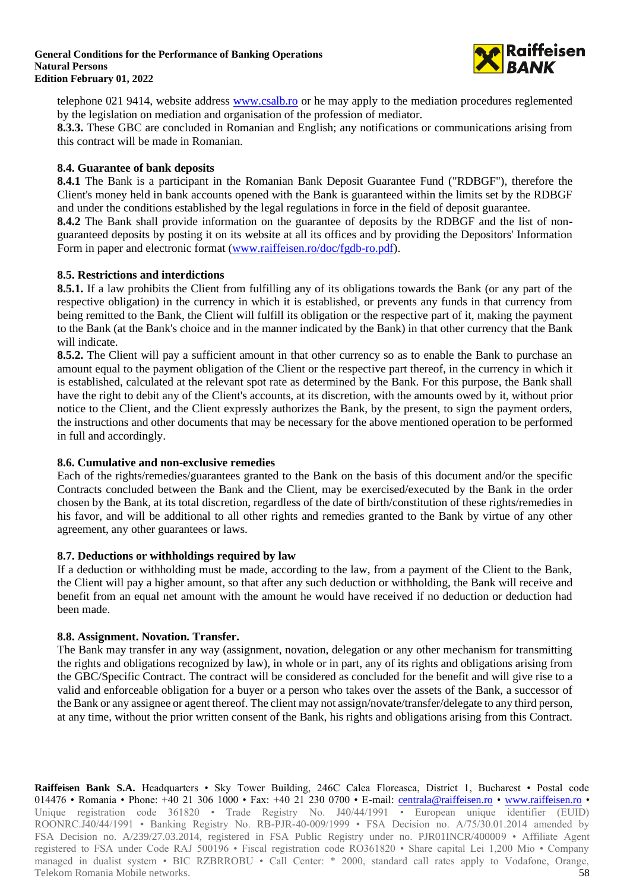telephone 021 9414, website address [www.csalb.ro](http://www.csalb.ro) or he may apply to the mediation procedures reglemented by the legislation on mediation and organisation of the profession of mediator.

**8.3.3.** These GBC are concluded in Romanian and English; any notifications or communications arising from this contract will be made in Romanian.

### 8.4. Guarantee of bank deposits

**8.4.1** The Bank is a participant in the Romanian Bank Deposit Guarantee Fund ("RDBGF"), therefore the Client's money held in bank accounts opened with the Bank is guaranteed within the limits set by the RDBGF and under the conditions established by the legal regulations in force in the field of deposit guarantee.

**8.4.2** The Bank shall provide information on the guarantee of deposits by the RDBGF and the list of non-guaranteed deposits by posting it on its website at all its offices and by providing the Depositors' Information Form in paper and electronic format ([www.raiffeisen.ro/doc/fgdb-ro.pdf](http://www.raiffeisen.ro/doc/fgdb-ro.pdf)).

### 8.5. Restrictions and interdictions

**8.5.1.** If a law prohibits the Client from fulfilling any of its obligations towards the Bank (or any part of the respective obligation) in the currency in which it is established, or prevents any funds in that currency from being remitted to the Bank, the Client will fulfill its obligation or the respective part of it, making the payment to the Bank (at the Bank's choice and in the manner indicated by the Bank) in that other currency that the Bank will indicate.

**8.5.2.** The Client will pay a sufficient amount in that other currency so as to enable the Bank to purchase an amount equal to the payment obligation of the Client or the respective part thereof, in the currency in which it is established, calculated at the relevant spot rate as determined by the Bank. For this purpose, the Bank shall have the right to debit any of the Client's accounts, at its discretion, with the amounts owed by it, without prior notice to the Client, and the Client expressly authorizes the Bank, by the present, to sign the payment orders, the instructions and other documents that may be necessary for the above mentioned operation to be performed in full and accordingly.

### 8.6. Cumulative and non-exclusive remedies

Each of the rights/remedies/guarantees granted to the Bank on the basis of this document and/or the specific Contracts concluded between the Bank and the Client, may be exercised/executed by the Bank in the order chosen by the Bank, at its total discretion, regardless of the date of birth/constitution of these rights/remedies in his favor, and will be additional to all other rights and remedies granted to the Bank by virtue of any other agreement, any other guarantees or laws.

### 8.7. Deductions or withholdings required by law

If a deduction or withholding must be made, according to the law, from a payment of the Client to the Bank, the Client will pay a higher amount, so that after any such deduction or withholding, the Bank will receive and benefit from an equal net amount with the amount he would have received if no deduction or deduction had been made.

### 8.8. Assignment. Novation. Transfer.

The Bank may transfer in any way (assignment, novation, delegation or any other mechanism for transmitting the rights and obligations recognized by law), in whole or in part, any of its rights and obligations arising from the GBC/Specific Contract. The contract will be considered as concluded for the benefit and will give rise to a valid and enforceable obligation for a buyer or a person who takes over the assets of the Bank, a successor of the Bank or any assignee or agent thereof. The client may not assign/novate/transfer/delegate to any third person, at any time, without the prior written consent of the Bank, his rights and obligations arising from this Contract.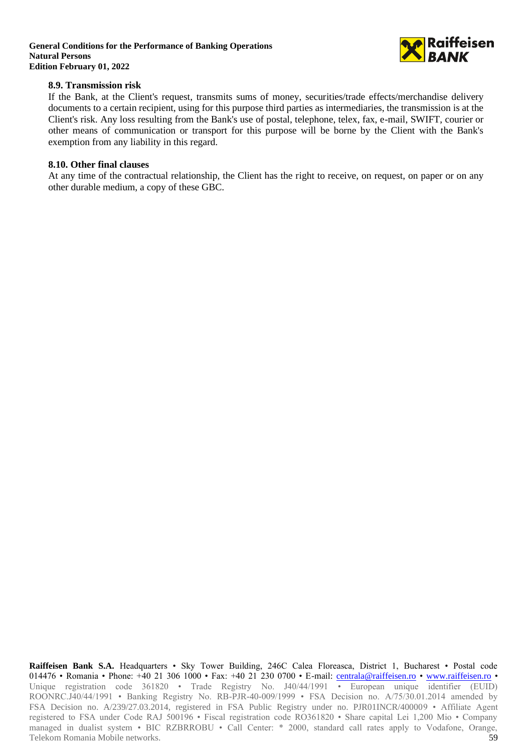### 8.9. Transmission risk

If the Bank, at the Client's request, transmits sums of money, securities/trade effects/merchandise delivery documents to a certain recipient, using for this purpose third parties as intermediaries, the transmission is at the Client's risk. Any loss resulting from the Bank's use of postal, telephone, telex, fax, e-mail, SWIFT, courier or other means of communication or transport for this purpose will be borne by the Client with the Bank's exemption from any liability in this regard.

### 8.10. Other final clauses

At any time of the contractual relationship, the Client has the right to receive, on request, on paper or on any other durable medium, a copy of these GBC.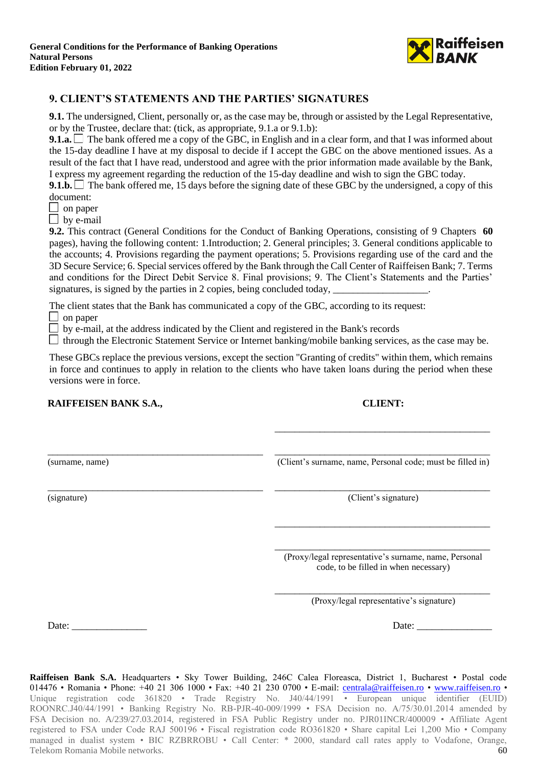## 9. CLIENT'S STATEMENTS AND THE PARTIES' SIGNATURES

**9.1.** The undersigned, Client, personally or, as the case may be, through or assisted by the Legal Representative, or by the Trustee, declare that: (tick, as appropriate, 9.1.a or 9.1.b):

**9.1.a.** ☐ The bank offered me a copy of the GBC, in English and in a clear form, and that I was informed about the 15-day deadline I have at my disposal to decide if I accept the GBC on the above mentioned issues. As a result of the fact that I have read, understood and agree with the prior information made available by the Bank, I express my agreement regarding the reduction of the 15-day deadline and wish to sign the GBC today.

**9.1.b.** ☐ The bank offered me, 15 days before the signing date of these GBC by the undersigned, a copy of this document:

☐ on paper
☐ by e-mail

**9.2.** This contract (General Conditions for the Conduct of Banking Operations, consisting of 9 Chapters **60** pages), having the following content: 1.Introduction; 2. General principles; 3. General conditions applicable to the accounts; 4. Provisions regarding the payment operations; 5. Provisions regarding use of the card and the 3D Secure Service; 6. Special services offered by the Bank through the Call Center of Raiffeisen Bank; 7. Terms and conditions for the Direct Debit Service 8. Final provisions; 9. The Client's Statements and the Parties' signatures, is signed by the parties in 2 copies, being concluded today, __________________.

The client states that the Bank has communicated a copy of the GBC, according to its request:

☐ on paper
☐ by e-mail, at the address indicated by the Client and registered in the Bank's records
☐ through the Electronic Statement Service or Internet banking/mobile banking services, as the case may be.

These GBCs replace the previous versions, except the section "Granting of credits" within them, which remains in force and continues to apply in relation to the clients who have taken loans during the period when these versions were in force.

**RAIFFEISEN BANK S.A.,**

_____________________________________________
(surname, name)

_____________________________________________
(signature)

Date: _______________

**CLIENT:**

_____________________________________________

_____________________________________________
(Client's surname, name, Personal code; must be filled in)

_____________________________________________
(Client's signature)

_____________________________________________

_____________________________________________
(Proxy/legal representative's surname, name, Personal code, to be filled in when necessary)

_____________________________________________
(Proxy/legal representative's signature)

Date: _______________

**Raiffeisen Bank S.A.** Headquarters • Sky Tower Building, 246C Calea Floreasca, District 1, Bucharest • Postal code 014476 • Romania • Phone: +40 21 306 1000 • Fax: +40 21 230 0700 • E-mail: centrala@raiffeisen.ro • www.raiffeisen.ro • Unique registration code 361820 • Trade Registry No. J40/44/1991 • European unique identifier (EUID) ROONRC.J40/44/1991 • Banking Registry No. RB-PJR-40-009/1999 • FSA Decision no. A/75/30.01.2014 amended by FSA Decision no. A/239/27.03.2014, registered in FSA Public Registry under no. PJR01INCR/400009 • Affiliate Agent registered to FSA under Code RAJ 500196 • Fiscal registration code RO361820 • Share capital Lei 1,200 Mio • Company managed in dualist system • BIC RZBRROBU • Call Center: * 2000, standard call rates apply to Vodafone, Orange, Telekom Romania Mobile networks.